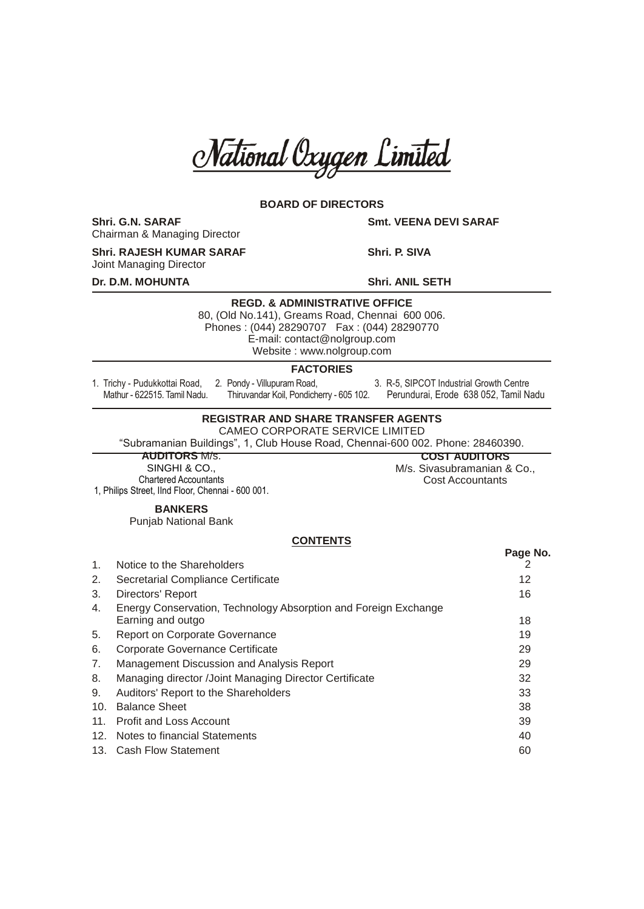# National Oxygen Limited

## BOARD OF DIRECTORS

**Shri. G.N. SARAF**
Chairman & Managing Director

**Smt. VEENA DEVI SARAF**

**Shri. RAJESH KUMAR SARAF**
Joint Managing Director

**Shri. P. SIVA**

**Dr. D.M. MOHUNTA**

**Shri. ANIL SETH**

---

**REGD. & ADMINISTRATIVE OFFICE**

80, (Old No.141), Greams Road, Chennai 600 006.
Phones : (044) 28290707 Fax : (044) 28290770
E-mail: contact@nolgroup.com
Website : www.nolgroup.com

---

**FACTORIES**

1. Trichy - Pudukkottai Road, Mathur - 622515. Tamil Nadu.
2. Pondy - Villupuram Road, Thiruvandar Koil, Pondicherry - 605 102.
3. R-5, SIPCOT Industrial Growth Centre Perundurai, Erode 638 052, Tamil Nadu

---

**REGISTRAR AND SHARE TRANSFER AGENTS**

CAMEO CORPORATE SERVICE LIMITED
"Subramanian Buildings", 1, Club House Road, Chennai-600 002. Phone: 28460390.

---

**AUDITORS** M/s.
SINGHI & CO.,
Chartered Accountants
1, Philips Street, IInd Floor, Chennai - 600 001.

**COST AUDITORS**
M/s. Sivasubramanian & Co.,
Cost Accountants

**BANKERS**
Punjab National Bank

## CONTENTS

| | | Page No. |
|---|---|---|
| 1. | Notice to the Shareholders | 2 |
| 2. | Secretarial Compliance Certificate | 12 |
| 3. | Directors' Report | 16 |
| 4. | Energy Conservation, Technology Absorption and Foreign Exchange Earning and outgo | 18 |
| 5. | Report on Corporate Governance | 19 |
| 6. | Corporate Governance Certificate | 29 |
| 7. | Management Discussion and Analysis Report | 29 |
| 8. | Managing director /Joint Managing Director Certificate | 32 |
| 9. | Auditors' Report to the Shareholders | 33 |
| 10. | Balance Sheet | 38 |
| 11. | Profit and Loss Account | 39 |
| 12. | Notes to financial Statements | 40 |
| 13. | Cash Flow Statement | 60 |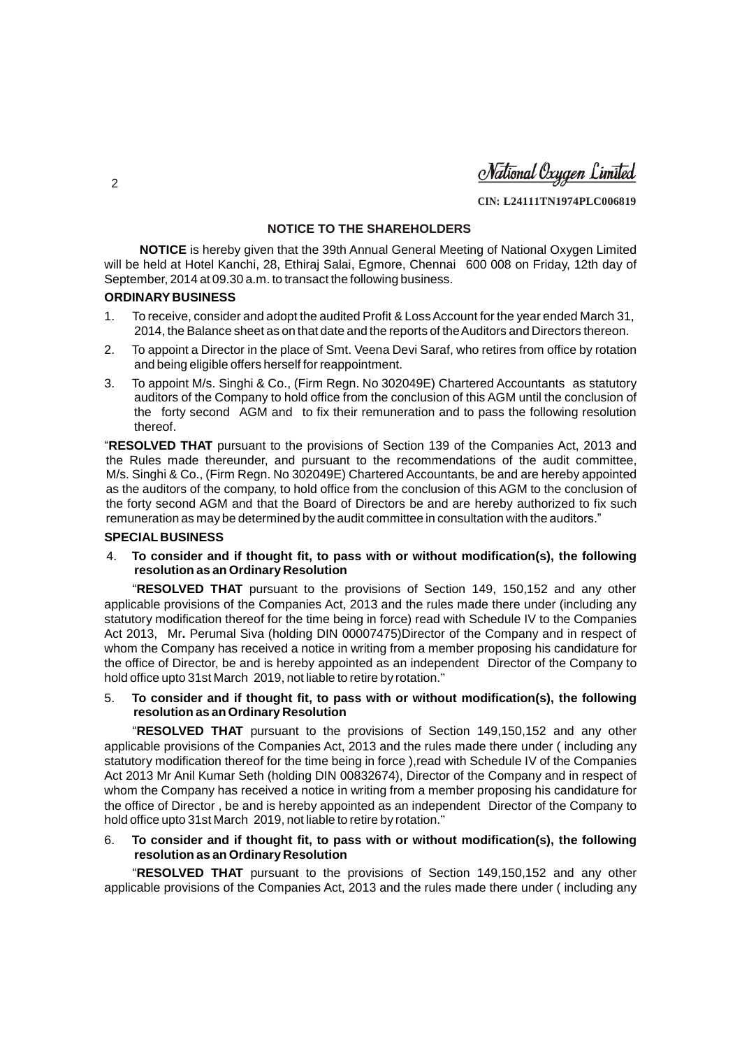National Oxygen Limited

CIN: L24111TN1974PLC006819

## NOTICE TO THE SHAREHOLDERS

**NOTICE** is hereby given that the 39th Annual General Meeting of National Oxygen Limited will be held at Hotel Kanchi, 28, Ethiraj Salai, Egmore, Chennai 600 008 on Friday, 12th day of September, 2014 at 09.30 a.m. to transact the following business.

### ORDINARY BUSINESS

1. To receive, consider and adopt the audited Profit & Loss Account for the year ended March 31, 2014, the Balance sheet as on that date and the reports of the Auditors and Directors thereon.
2. To appoint a Director in the place of Smt. Veena Devi Saraf, who retires from office by rotation and being eligible offers herself for reappointment.
3. To appoint M/s. Singhi & Co., (Firm Regn. No 302049E) Chartered Accountants as statutory auditors of the Company to hold office from the conclusion of this AGM until the conclusion of the forty second AGM and to fix their remuneration and to pass the following resolution thereof.

"**RESOLVED THAT** pursuant to the provisions of Section 139 of the Companies Act, 2013 and the Rules made thereunder, and pursuant to the recommendations of the audit committee, M/s. Singhi & Co., (Firm Regn. No 302049E) Chartered Accountants, be and are hereby appointed as the auditors of the company, to hold office from the conclusion of this AGM to the conclusion of the forty second AGM and that the Board of Directors be and are hereby authorized to fix such remuneration as may be determined by the audit committee in consultation with the auditors."

### SPECIAL BUSINESS

4. **To consider and if thought fit, to pass with or without modification(s), the following resolution as an Ordinary Resolution**

"**RESOLVED THAT** pursuant to the provisions of Section 149, 150,152 and any other applicable provisions of the Companies Act, 2013 and the rules made there under (including any statutory modification thereof for the time being in force) read with Schedule IV to the Companies Act 2013, Mr**.** Perumal Siva (holding DIN 00007475)Director of the Company and in respect of whom the Company has received a notice in writing from a member proposing his candidature for the office of Director, be and is hereby appointed as an independent Director of the Company to hold office upto 31st March 2019, not liable to retire by rotation."

5. **To consider and if thought fit, to pass with or without modification(s), the following resolution as an Ordinary Resolution**

"**RESOLVED THAT** pursuant to the provisions of Section 149,150,152 and any other applicable provisions of the Companies Act, 2013 and the rules made there under ( including any statutory modification thereof for the time being in force ),read with Schedule IV of the Companies Act 2013 Mr Anil Kumar Seth (holding DIN 00832674), Director of the Company and in respect of whom the Company has received a notice in writing from a member proposing his candidature for the office of Director , be and is hereby appointed as an independent Director of the Company to hold office upto 31st March 2019, not liable to retire by rotation."

6. **To consider and if thought fit, to pass with or without modification(s), the following resolution as an Ordinary Resolution**

"**RESOLVED THAT** pursuant to the provisions of Section 149,150,152 and any other applicable provisions of the Companies Act, 2013 and the rules made there under ( including any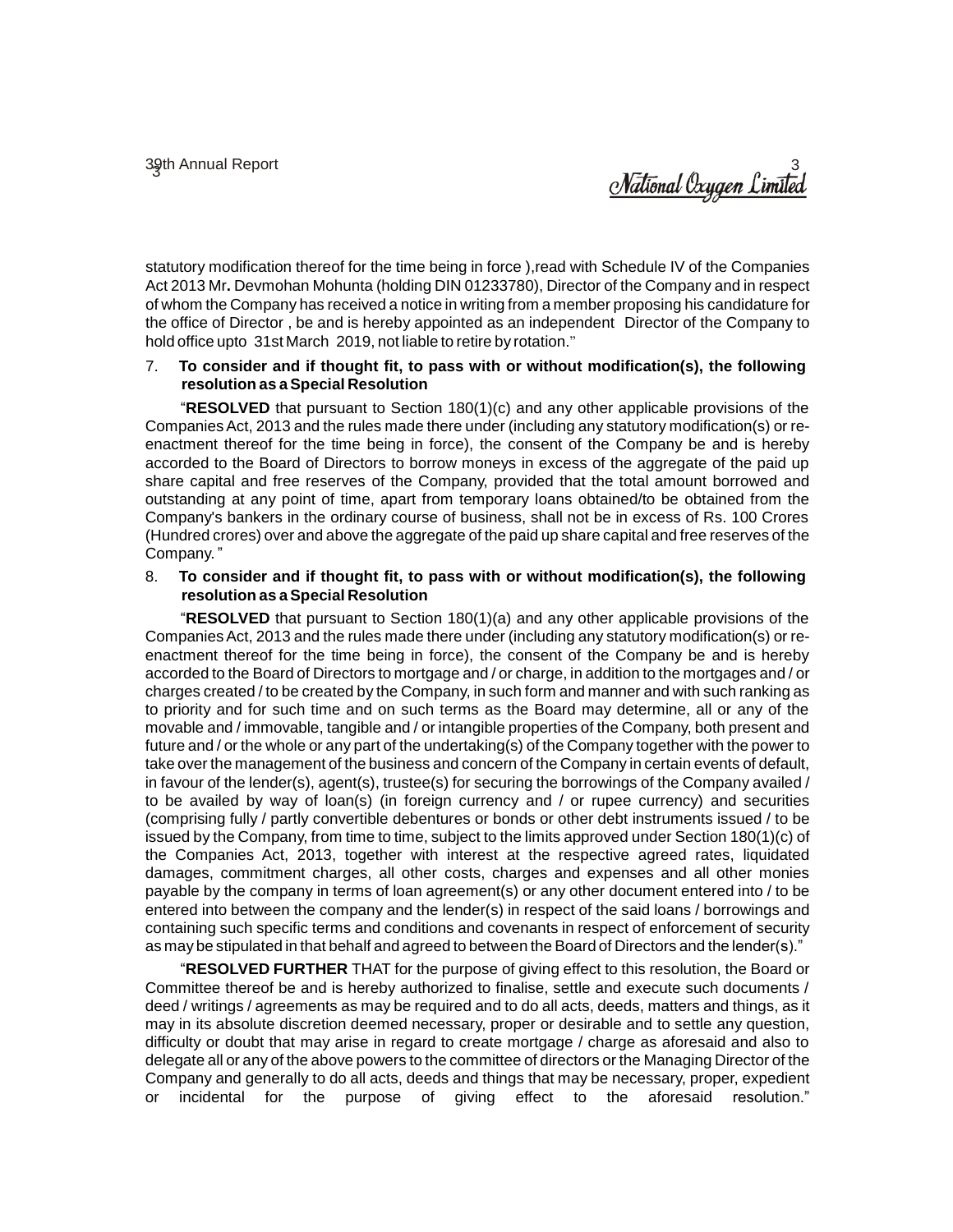statutory modification thereof for the time being in force ),read with Schedule IV of the Companies Act 2013 Mr**.** Devmohan Mohunta (holding DIN 01233780), Director of the Company and in respect of whom the Company has received a notice in writing from a member proposing his candidature for the office of Director , be and is hereby appointed as an independent Director of the Company to hold office upto 31st March 2019, not liable to retire by rotation."

7. **To consider and if thought fit, to pass with or without modification(s), the following resolution as a Special Resolution**

"**RESOLVED** that pursuant to Section 180(1)(c) and any other applicable provisions of the Companies Act, 2013 and the rules made there under (including any statutory modification(s) or re-enactment thereof for the time being in force), the consent of the Company be and is hereby accorded to the Board of Directors to borrow moneys in excess of the aggregate of the paid up share capital and free reserves of the Company, provided that the total amount borrowed and outstanding at any point of time, apart from temporary loans obtained/to be obtained from the Company's bankers in the ordinary course of business, shall not be in excess of Rs. 100 Crores (Hundred crores) over and above the aggregate of the paid up share capital and free reserves of the Company. "

8. **To consider and if thought fit, to pass with or without modification(s), the following resolution as a Special Resolution**

"**RESOLVED** that pursuant to Section 180(1)(a) and any other applicable provisions of the Companies Act, 2013 and the rules made there under (including any statutory modification(s) or re-enactment thereof for the time being in force), the consent of the Company be and is hereby accorded to the Board of Directors to mortgage and / or charge, in addition to the mortgages and / or charges created / to be created by the Company, in such form and manner and with such ranking as to priority and for such time and on such terms as the Board may determine, all or any of the movable and / immovable, tangible and / or intangible properties of the Company, both present and future and / or the whole or any part of the undertaking(s) of the Company together with the power to take over the management of the business and concern of the Company in certain events of default, in favour of the lender(s), agent(s), trustee(s) for securing the borrowings of the Company availed / to be availed by way of loan(s) (in foreign currency and / or rupee currency) and securities (comprising fully / partly convertible debentures or bonds or other debt instruments issued / to be issued by the Company, from time to time, subject to the limits approved under Section 180(1)(c) of the Companies Act, 2013, together with interest at the respective agreed rates, liquidated damages, commitment charges, all other costs, charges and expenses and all other monies payable by the company in terms of loan agreement(s) or any other document entered into / to be entered into between the company and the lender(s) in respect of the said loans / borrowings and containing such specific terms and conditions and covenants in respect of enforcement of security as may be stipulated in that behalf and agreed to between the Board of Directors and the lender(s)."

"**RESOLVED FURTHER** THAT for the purpose of giving effect to this resolution, the Board or Committee thereof be and is hereby authorized to finalise, settle and execute such documents / deed / writings / agreements as may be required and to do all acts, deeds, matters and things, as it may in its absolute discretion deemed necessary, proper or desirable and to settle any question, difficulty or doubt that may arise in regard to create mortgage / charge as aforesaid and also to delegate all or any of the above powers to the committee of directors or the Managing Director of the Company and generally to do all acts, deeds and things that may be necessary, proper, expedient or incidental for the purpose of giving effect to the aforesaid resolution."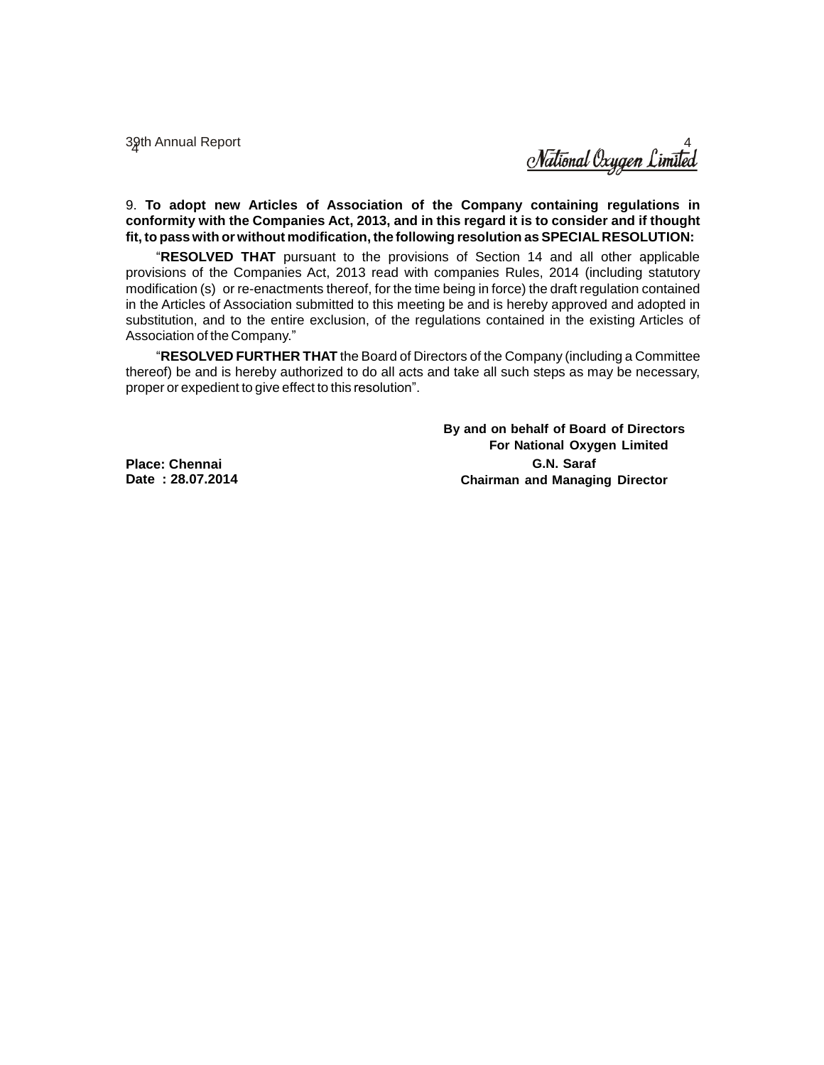9. **To adopt new Articles of Association of the Company containing regulations in conformity with the Companies Act, 2013, and in this regard it is to consider and if thought fit, to pass with or without modification, the following resolution as SPECIAL RESOLUTION:**

"**RESOLVED THAT** pursuant to the provisions of Section 14 and all other applicable provisions of the Companies Act, 2013 read with companies Rules, 2014 (including statutory modification (s) or re-enactments thereof, for the time being in force) the draft regulation contained in the Articles of Association submitted to this meeting be and is hereby approved and adopted in substitution, and to the entire exclusion, of the regulations contained in the existing Articles of Association of the Company."

"**RESOLVED FURTHER THAT** the Board of Directors of the Company (including a Committee thereof) be and is hereby authorized to do all acts and take all such steps as may be necessary, proper or expedient to give effect to this resolution".

**By and on behalf of Board of Directors**
**For National Oxygen Limited**

**Place: Chennai**
**Date : 28.07.2014**

**G.N. Saraf**
**Chairman and Managing Director**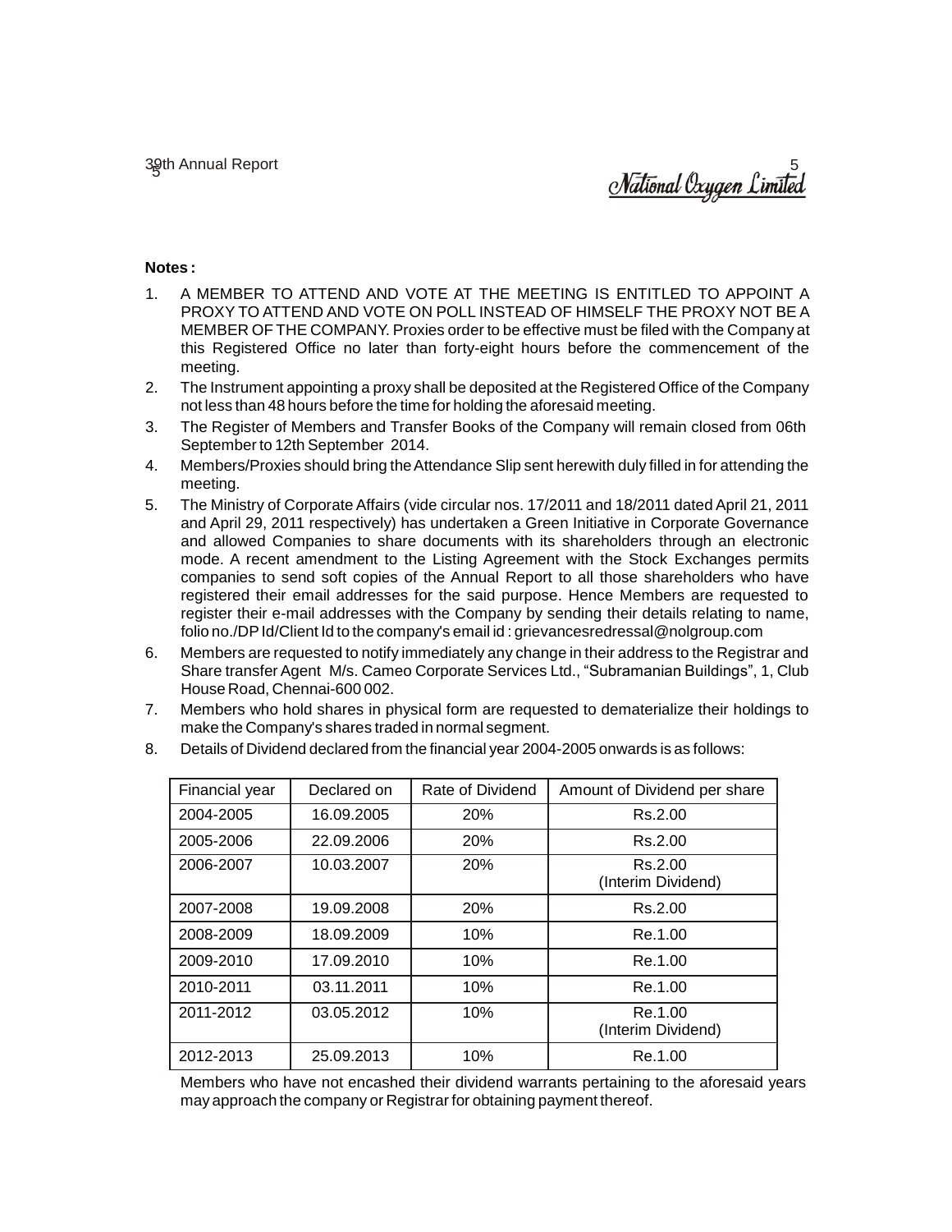**Notes :**

1. A MEMBER TO ATTEND AND VOTE AT THE MEETING IS ENTITLED TO APPOINT A PROXY TO ATTEND AND VOTE ON POLL INSTEAD OF HIMSELF THE PROXY NOT BE A MEMBER OF THE COMPANY. Proxies order to be effective must be filed with the Company at this Registered Office no later than forty-eight hours before the commencement of the meeting.
2. The Instrument appointing a proxy shall be deposited at the Registered Office of the Company not less than 48 hours before the time for holding the aforesaid meeting.
3. The Register of Members and Transfer Books of the Company will remain closed from 06th September to 12th September 2014.
4. Members/Proxies should bring the Attendance Slip sent herewith duly filled in for attending the meeting.
5. The Ministry of Corporate Affairs (vide circular nos. 17/2011 and 18/2011 dated April 21, 2011 and April 29, 2011 respectively) has undertaken a Green Initiative in Corporate Governance and allowed Companies to share documents with its shareholders through an electronic mode. A recent amendment to the Listing Agreement with the Stock Exchanges permits companies to send soft copies of the Annual Report to all those shareholders who have registered their email addresses for the said purpose. Hence Members are requested to register their e-mail addresses with the Company by sending their details relating to name, folio no./DP Id/Client Id to the company's email id : grievancesredressal@nolgroup.com
6. Members are requested to notify immediately any change in their address to the Registrar and Share transfer Agent M/s. Cameo Corporate Services Ltd., "Subramanian Buildings", 1, Club House Road, Chennai-600 002.
7. Members who hold shares in physical form are requested to dematerialize their holdings to make the Company's shares traded in normal segment.
8. Details of Dividend declared from the financial year 2004-2005 onwards is as follows:

| Financial year | Declared on | Rate of Dividend | Amount of Dividend per share |
|---|---|---|---|
| 2004-2005 | 16.09.2005 | 20% | Rs.2.00 |
| 2005-2006 | 22.09.2006 | 20% | Rs.2.00 |
| 2006-2007 | 10.03.2007 | 20% | Rs.2.00 (Interim Dividend) |
| 2007-2008 | 19.09.2008 | 20% | Rs.2.00 |
| 2008-2009 | 18.09.2009 | 10% | Re.1.00 |
| 2009-2010 | 17.09.2010 | 10% | Re.1.00 |
| 2010-2011 | 03.11.2011 | 10% | Re.1.00 |
| 2011-2012 | 03.05.2012 | 10% | Re.1.00 (Interim Dividend) |
| 2012-2013 | 25.09.2013 | 10% | Re.1.00 |

Members who have not encashed their dividend warrants pertaining to the aforesaid years may approach the company or Registrar for obtaining payment thereof.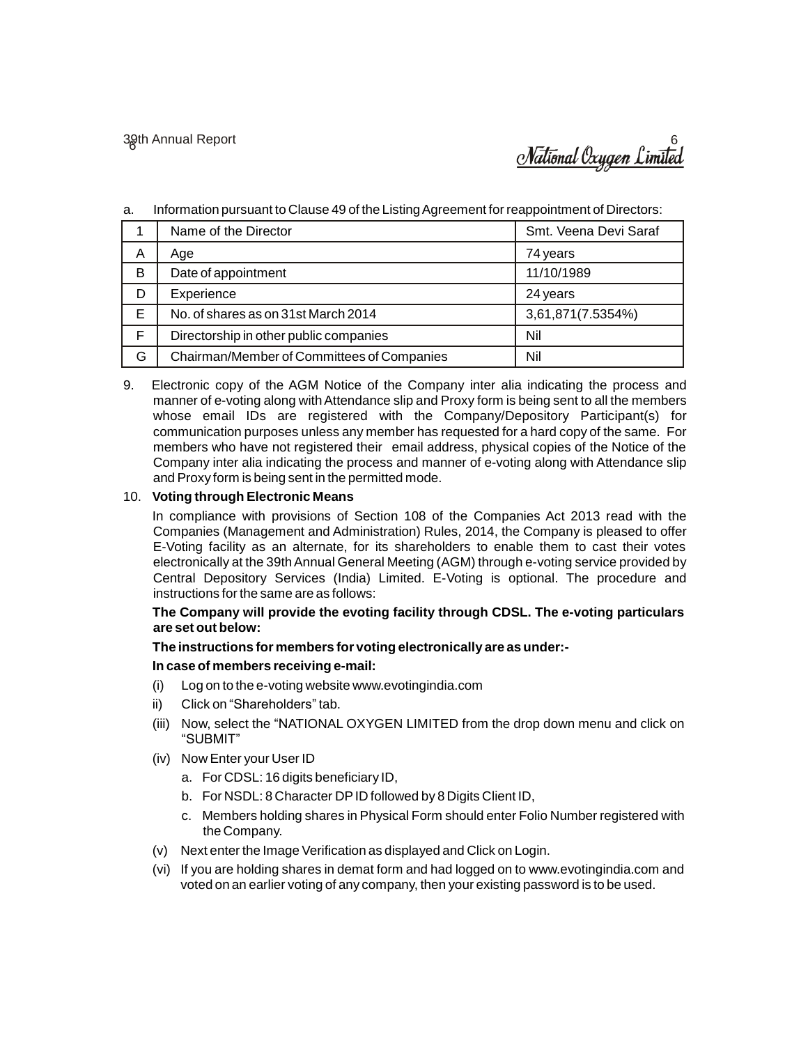a. Information pursuant to Clause 49 of the Listing Agreement for reappointment of Directors:

| 1 | Name of the Director | Smt. Veena Devi Saraf |
|---|---|---|
| A | Age | 74 years |
| B | Date of appointment | 11/10/1989 |
| D | Experience | 24 years |
| E | No. of shares as on 31st March 2014 | 3,61,871(7.5354%) |
| F | Directorship in other public companies | Nil |
| G | Chairman/Member of Committees of Companies | Nil |

9. Electronic copy of the AGM Notice of the Company inter alia indicating the process and manner of e-voting along with Attendance slip and Proxy form is being sent to all the members whose email IDs are registered with the Company/Depository Participant(s) for communication purposes unless any member has requested for a hard copy of the same. For members who have not registered their email address, physical copies of the Notice of the Company inter alia indicating the process and manner of e-voting along with Attendance slip and Proxy form is being sent in the permitted mode.

10. **Voting through Electronic Means**

In compliance with provisions of Section 108 of the Companies Act 2013 read with the Companies (Management and Administration) Rules, 2014, the Company is pleased to offer E-Voting facility as an alternate, for its shareholders to enable them to cast their votes electronically at the 39th Annual General Meeting (AGM) through e-voting service provided by Central Depository Services (India) Limited. E-Voting is optional. The procedure and instructions for the same are as follows:

**The Company will provide the evoting facility through CDSL. The e-voting particulars are set out below:**

**The instructions for members for voting electronically are as under:-**

**In case of members receiving e-mail:**

(i) Log on to the e-voting website www.evotingindia.com

ii) Click on "Shareholders" tab.

(iii) Now, select the "NATIONAL OXYGEN LIMITED from the drop down menu and click on "SUBMIT"

(iv) Now Enter your User ID

a. For CDSL: 16 digits beneficiary ID,

b. For NSDL: 8 Character DP ID followed by 8 Digits Client ID,

c. Members holding shares in Physical Form should enter Folio Number registered with the Company.

(v) Next enter the Image Verification as displayed and Click on Login.

(vi) If you are holding shares in demat form and had logged on to www.evotingindia.com and voted on an earlier voting of any company, then your existing password is to be used.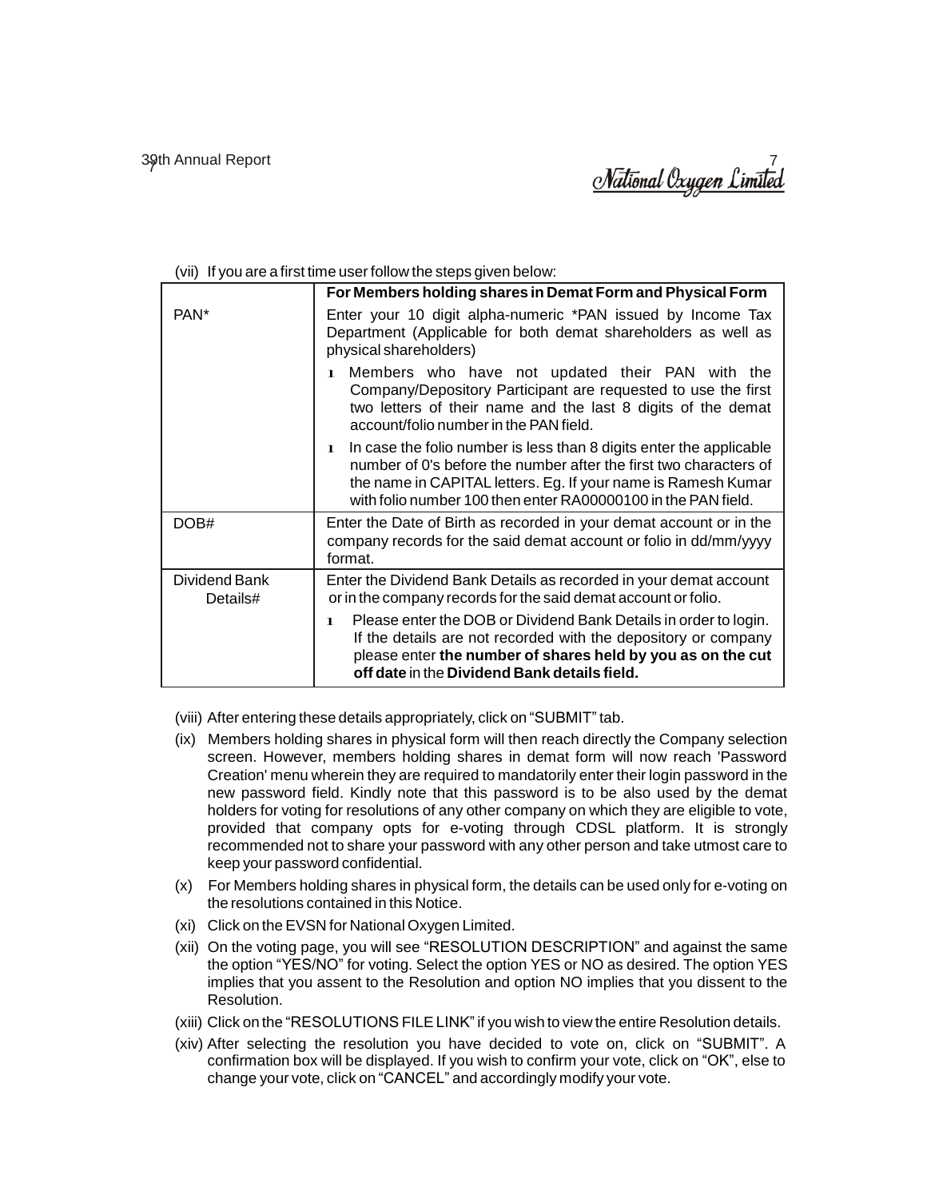(vii) If you are a first time user follow the steps given below:

| | For Members holding shares in Demat Form and Physical Form |
|---|---|
| PAN* | Enter your 10 digit alpha-numeric *PAN issued by Income Tax Department (Applicable for both demat shareholders as well as physical shareholders)<br>• Members who have not updated their PAN with the Company/Depository Participant are requested to use the first two letters of their name and the last 8 digits of the demat account/folio number in the PAN field.<br>• In case the folio number is less than 8 digits enter the applicable number of 0's before the number after the first two characters of the name in CAPITAL letters. Eg. If your name is Ramesh Kumar with folio number 100 then enter RA00000100 in the PAN field. |
| DOB# | Enter the Date of Birth as recorded in your demat account or in the company records for the said demat account or folio in dd/mm/yyyy format. |
| Dividend Bank Details# | Enter the Dividend Bank Details as recorded in your demat account or in the company records for the said demat account or folio.<br>• Please enter the DOB or Dividend Bank Details in order to login. If the details are not recorded with the depository or company please enter **the number of shares held by you as on the cut off date** in the **Dividend Bank details field.** |

(viii) After entering these details appropriately, click on "SUBMIT" tab.

(ix) Members holding shares in physical form will then reach directly the Company selection screen. However, members holding shares in demat form will now reach 'Password Creation' menu wherein they are required to mandatorily enter their login password in the new password field. Kindly note that this password is to be also used by the demat holders for voting for resolutions of any other company on which they are eligible to vote, provided that company opts for e-voting through CDSL platform. It is strongly recommended not to share your password with any other person and take utmost care to keep your password confidential.

(x) For Members holding shares in physical form, the details can be used only for e-voting on the resolutions contained in this Notice.

(xi) Click on the EVSN for National Oxygen Limited.

(xii) On the voting page, you will see "RESOLUTION DESCRIPTION" and against the same the option "YES/NO" for voting. Select the option YES or NO as desired. The option YES implies that you assent to the Resolution and option NO implies that you dissent to the Resolution.

(xiii) Click on the "RESOLUTIONS FILE LINK" if you wish to view the entire Resolution details.

(xiv) After selecting the resolution you have decided to vote on, click on "SUBMIT". A confirmation box will be displayed. If you wish to confirm your vote, click on "OK", else to change your vote, click on "CANCEL" and accordingly modify your vote.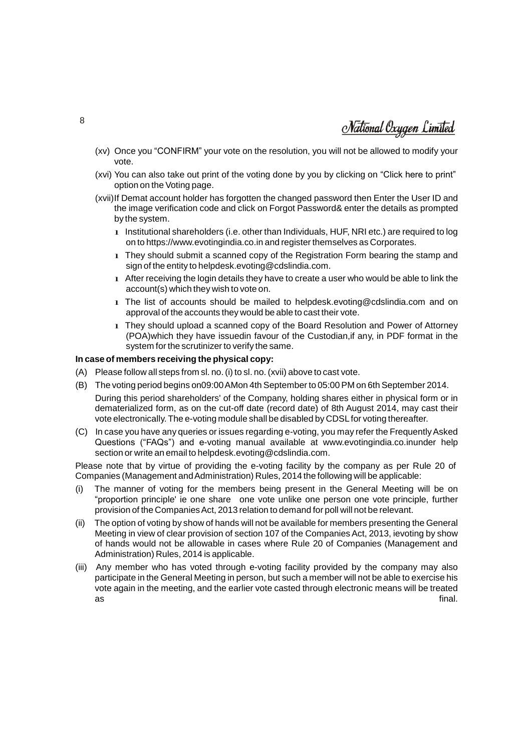(xv) Once you "CONFIRM" your vote on the resolution, you will not be allowed to modify your vote.

(xvi) You can also take out print of the voting done by you by clicking on "Click here to print" option on the Voting page.

(xvii) If Demat account holder has forgotten the changed password then Enter the User ID and the image verification code and click on Forgot Password& enter the details as prompted by the system.

- Institutional shareholders (i.e. other than Individuals, HUF, NRI etc.) are required to log on to https://www.evotingindia.co.in and register themselves as Corporates.
- They should submit a scanned copy of the Registration Form bearing the stamp and sign of the entity to helpdesk.evoting@cdslindia.com.
- After receiving the login details they have to create a user who would be able to link the account(s) which they wish to vote on.
- The list of accounts should be mailed to helpdesk.evoting@cdslindia.com and on approval of the accounts they would be able to cast their vote.
- They should upload a scanned copy of the Board Resolution and Power of Attorney (POA)which they have issuedin favour of the Custodian,if any, in PDF format in the system for the scrutinizer to verify the same.

**In case of members receiving the physical copy:**

(A) Please follow all steps from sl. no. (i) to sl. no. (xvii) above to cast vote.

(B) The voting period begins on09:00 AMon 4th September to 05:00 PM on 6th September 2014. During this period shareholders' of the Company, holding shares either in physical form or in dematerialized form, as on the cut-off date (record date) of 8th August 2014, may cast their vote electronically. The e-voting module shall be disabled by CDSL for voting thereafter.

(C) In case you have any queries or issues regarding e-voting, you may refer the Frequently Asked Questions ("FAQs") and e-voting manual available at www.evotingindia.co.inunder help section or write an email to helpdesk.evoting@cdslindia.com.

Please note that by virtue of providing the e-voting facility by the company as per Rule 20 of Companies (Management and Administration) Rules, 2014 the following will be applicable:

(i) The manner of voting for the members being present in the General Meeting will be on "proportion principle' ie one share one vote unlike one person one vote principle, further provision of the Companies Act, 2013 relation to demand for poll will not be relevant.

(ii) The option of voting by show of hands will not be available for members presenting the General Meeting in view of clear provision of section 107 of the Companies Act, 2013, ievoting by show of hands would not be allowable in cases where Rule 20 of Companies (Management and Administration) Rules, 2014 is applicable.

(iii) Any member who has voted through e-voting facility provided by the company may also participate in the General Meeting in person, but such a member will not be able to exercise his vote again in the meeting, and the earlier vote casted through electronic means will be treated as final.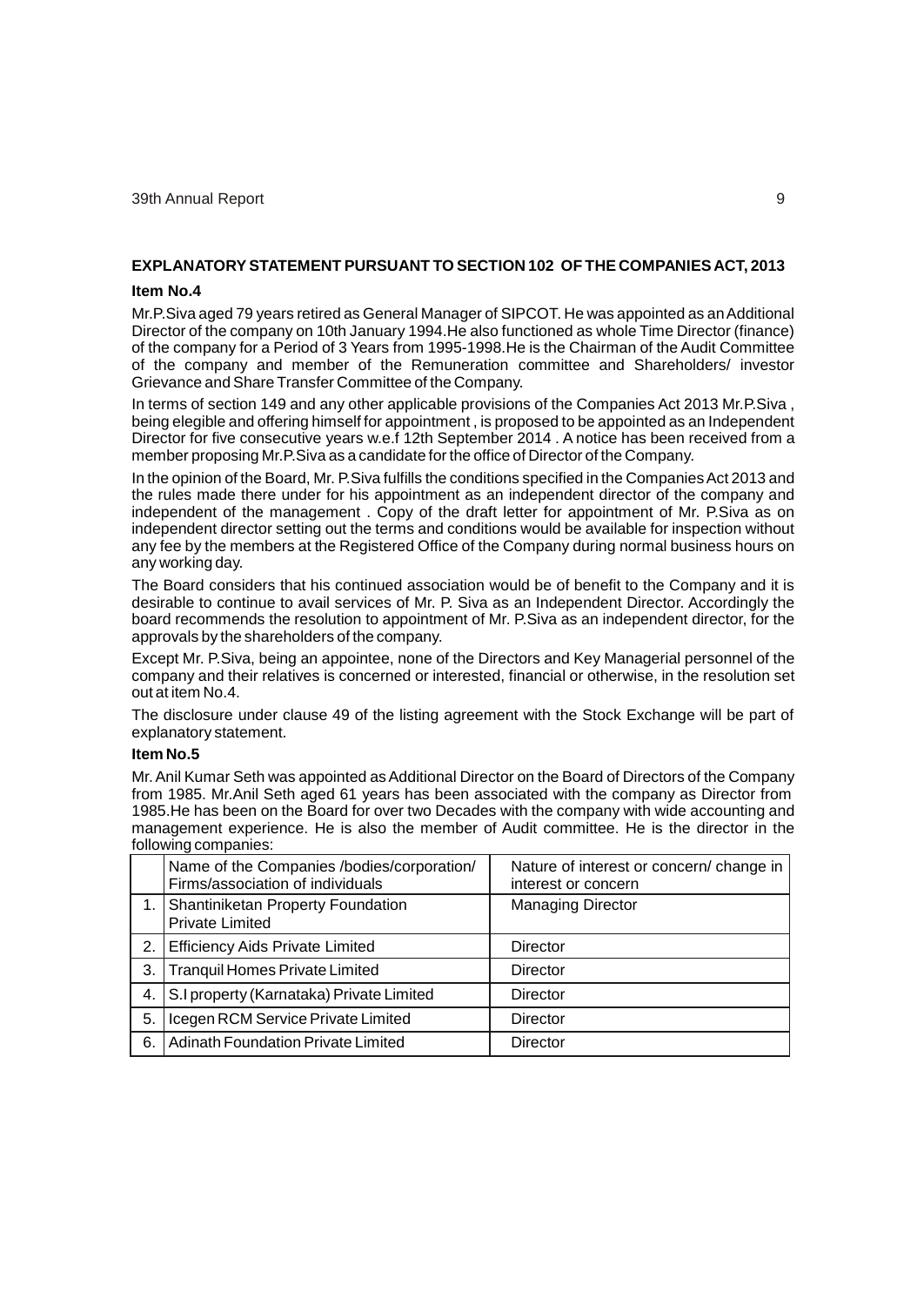## EXPLANATORY STATEMENT PURSUANT TO SECTION 102 OF THE COMPANIES ACT, 2013

### Item No.4

Mr.P.Siva aged 79 years retired as General Manager of SIPCOT. He was appointed as an Additional Director of the company on 10th January 1994.He also functioned as whole Time Director (finance) of the company for a Period of 3 Years from 1995-1998.He is the Chairman of the Audit Committee of the company and member of the Remuneration committee and Shareholders/ investor Grievance and Share Transfer Committee of the Company.

In terms of section 149 and any other applicable provisions of the Companies Act 2013 Mr.P.Siva , being elegible and offering himself for appointment , is proposed to be appointed as an Independent Director for five consecutive years w.e.f 12th September 2014 . A notice has been received from a member proposing Mr.P.Siva as a candidate for the office of Director of the Company.

In the opinion of the Board, Mr. P.Siva fulfills the conditions specified in the Companies Act 2013 and the rules made there under for his appointment as an independent director of the company and independent of the management . Copy of the draft letter for appointment of Mr. P.Siva as on independent director setting out the terms and conditions would be available for inspection without any fee by the members at the Registered Office of the Company during normal business hours on any working day.

The Board considers that his continued association would be of benefit to the Company and it is desirable to continue to avail services of Mr. P. Siva as an Independent Director. Accordingly the board recommends the resolution to appointment of Mr. P.Siva as an independent director, for the approvals by the shareholders of the company.

Except Mr. P.Siva, being an appointee, none of the Directors and Key Managerial personnel of the company and their relatives is concerned or interested, financial or otherwise, in the resolution set out at item No.4.

The disclosure under clause 49 of the listing agreement with the Stock Exchange will be part of explanatory statement.

### Item No.5

Mr. Anil Kumar Seth was appointed as Additional Director on the Board of Directors of the Company from 1985. Mr.Anil Seth aged 61 years has been associated with the company as Director from 1985.He has been on the Board for over two Decades with the company with wide accounting and management experience. He is also the member of Audit committee. He is the director in the following companies:

| | Name of the Companies /bodies/corporation/ Firms/association of individuals | Nature of interest or concern/ change in interest or concern |
|---|---|---|
| 1. | Shantiniketan Property Foundation Private Limited | Managing Director |
| 2. | Efficiency Aids Private Limited | Director |
| 3. | Tranquil Homes Private Limited | Director |
| 4. | S.I property (Karnataka) Private Limited | Director |
| 5. | Icegen RCM Service Private Limited | Director |
| 6. | Adinath Foundation Private Limited | Director |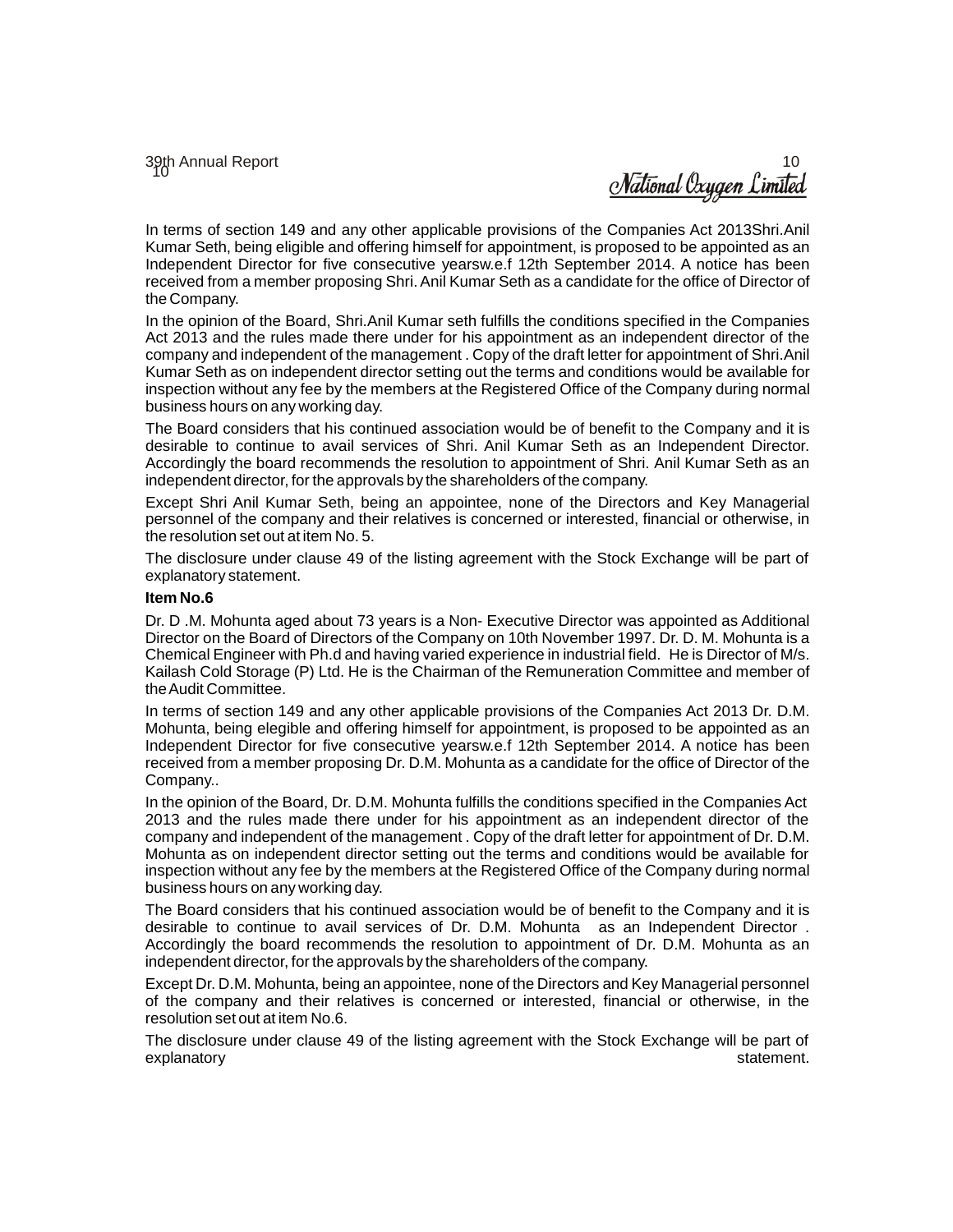In terms of section 149 and any other applicable provisions of the Companies Act 2013Shri.Anil Kumar Seth, being eligible and offering himself for appointment, is proposed to be appointed as an Independent Director for five consecutive yearsw.e.f 12th September 2014. A notice has been received from a member proposing Shri. Anil Kumar Seth as a candidate for the office of Director of the Company.

In the opinion of the Board, Shri.Anil Kumar seth fulfills the conditions specified in the Companies Act 2013 and the rules made there under for his appointment as an independent director of the company and independent of the management . Copy of the draft letter for appointment of Shri.Anil Kumar Seth as on independent director setting out the terms and conditions would be available for inspection without any fee by the members at the Registered Office of the Company during normal business hours on any working day.

The Board considers that his continued association would be of benefit to the Company and it is desirable to continue to avail services of Shri. Anil Kumar Seth as an Independent Director. Accordingly the board recommends the resolution to appointment of Shri. Anil Kumar Seth as an independent director, for the approvals by the shareholders of the company.

Except Shri Anil Kumar Seth, being an appointee, none of the Directors and Key Managerial personnel of the company and their relatives is concerned or interested, financial or otherwise, in the resolution set out at item No. 5.

The disclosure under clause 49 of the listing agreement with the Stock Exchange will be part of explanatory statement.

**Item No.6**

Dr. D .M. Mohunta aged about 73 years is a Non- Executive Director was appointed as Additional Director on the Board of Directors of the Company on 10th November 1997. Dr. D. M. Mohunta is a Chemical Engineer with Ph.d and having varied experience in industrial field. He is Director of M/s. Kailash Cold Storage (P) Ltd. He is the Chairman of the Remuneration Committee and member of the Audit Committee.

In terms of section 149 and any other applicable provisions of the Companies Act 2013 Dr. D.M. Mohunta, being elegible and offering himself for appointment, is proposed to be appointed as an Independent Director for five consecutive yearsw.e.f 12th September 2014. A notice has been received from a member proposing Dr. D.M. Mohunta as a candidate for the office of Director of the Company..

In the opinion of the Board, Dr. D.M. Mohunta fulfills the conditions specified in the Companies Act 2013 and the rules made there under for his appointment as an independent director of the company and independent of the management . Copy of the draft letter for appointment of Dr. D.M. Mohunta as on independent director setting out the terms and conditions would be available for inspection without any fee by the members at the Registered Office of the Company during normal business hours on any working day.

The Board considers that his continued association would be of benefit to the Company and it is desirable to continue to avail services of Dr. D.M. Mohunta as an Independent Director . Accordingly the board recommends the resolution to appointment of Dr. D.M. Mohunta as an independent director, for the approvals by the shareholders of the company.

Except Dr. D.M. Mohunta, being an appointee, none of the Directors and Key Managerial personnel of the company and their relatives is concerned or interested, financial or otherwise, in the resolution set out at item No.6.

The disclosure under clause 49 of the listing agreement with the Stock Exchange will be part of explanatory statement.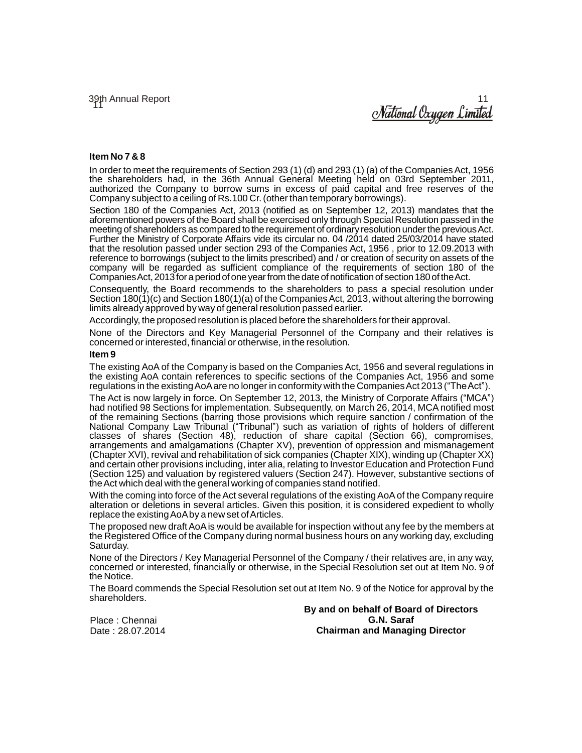**Item No 7 & 8**

In order to meet the requirements of Section 293 (1) (d) and 293 (1) (a) of the Companies Act, 1956 the shareholders had, in the 36th Annual General Meeting held on 03rd September 2011, authorized the Company to borrow sums in excess of paid capital and free reserves of the Company subject to a ceiling of Rs.100 Cr. (other than temporary borrowings).

Section 180 of the Companies Act, 2013 (notified as on September 12, 2013) mandates that the aforementioned powers of the Board shall be exercised only through Special Resolution passed in the meeting of shareholders as compared to the requirement of ordinary resolution under the previous Act. Further the Ministry of Corporate Affairs vide its circular no. 04 /2014 dated 25/03/2014 have stated that the resolution passed under section 293 of the Companies Act, 1956 , prior to 12.09.2013 with reference to borrowings (subject to the limits prescribed) and / or creation of security on assets of the company will be regarded as sufficient compliance of the requirements of section 180 of the Companies Act, 2013 for a period of one year from the date of notification of section 180 of the Act.

Consequently, the Board recommends to the shareholders to pass a special resolution under Section 180(1)(c) and Section 180(1)(a) of the Companies Act, 2013, without altering the borrowing limits already approved by way of general resolution passed earlier.

Accordingly, the proposed resolution is placed before the shareholders for their approval.

None of the Directors and Key Managerial Personnel of the Company and their relatives is concerned or interested, financial or otherwise, in the resolution.

**Item 9**

The existing AoA of the Company is based on the Companies Act, 1956 and several regulations in the existing AoA contain references to specific sections of the Companies Act, 1956 and some regulations in the existing AoA are no longer in conformity with the Companies Act 2013 ("The Act").

The Act is now largely in force. On September 12, 2013, the Ministry of Corporate Affairs ("MCA") had notified 98 Sections for implementation. Subsequently, on March 26, 2014, MCA notified most of the remaining Sections (barring those provisions which require sanction / confirmation of the National Company Law Tribunal ("Tribunal") such as variation of rights of holders of different classes of shares (Section 48), reduction of share capital (Section 66), compromises, arrangements and amalgamations (Chapter XV), prevention of oppression and mismanagement (Chapter XVI), revival and rehabilitation of sick companies (Chapter XIX), winding up (Chapter XX) and certain other provisions including, inter alia, relating to Investor Education and Protection Fund (Section 125) and valuation by registered valuers (Section 247). However, substantive sections of the Act which deal with the general working of companies stand notified.

With the coming into force of the Act several regulations of the existing AoA of the Company require alteration or deletions in several articles. Given this position, it is considered expedient to wholly replace the existing AoA by a new set of Articles.

The proposed new draft AoA is would be available for inspection without any fee by the members at the Registered Office of the Company during normal business hours on any working day, excluding Saturday.

None of the Directors / Key Managerial Personnel of the Company / their relatives are, in any way, concerned or interested, financially or otherwise, in the Special Resolution set out at Item No. 9 of the Notice.

The Board commends the Special Resolution set out at Item No. 9 of the Notice for approval by the shareholders.

**By and on behalf of Board of Directors**
**G.N. Saraf**
**Chairman and Managing Director**

Place : Chennai
Date : 28.07.2014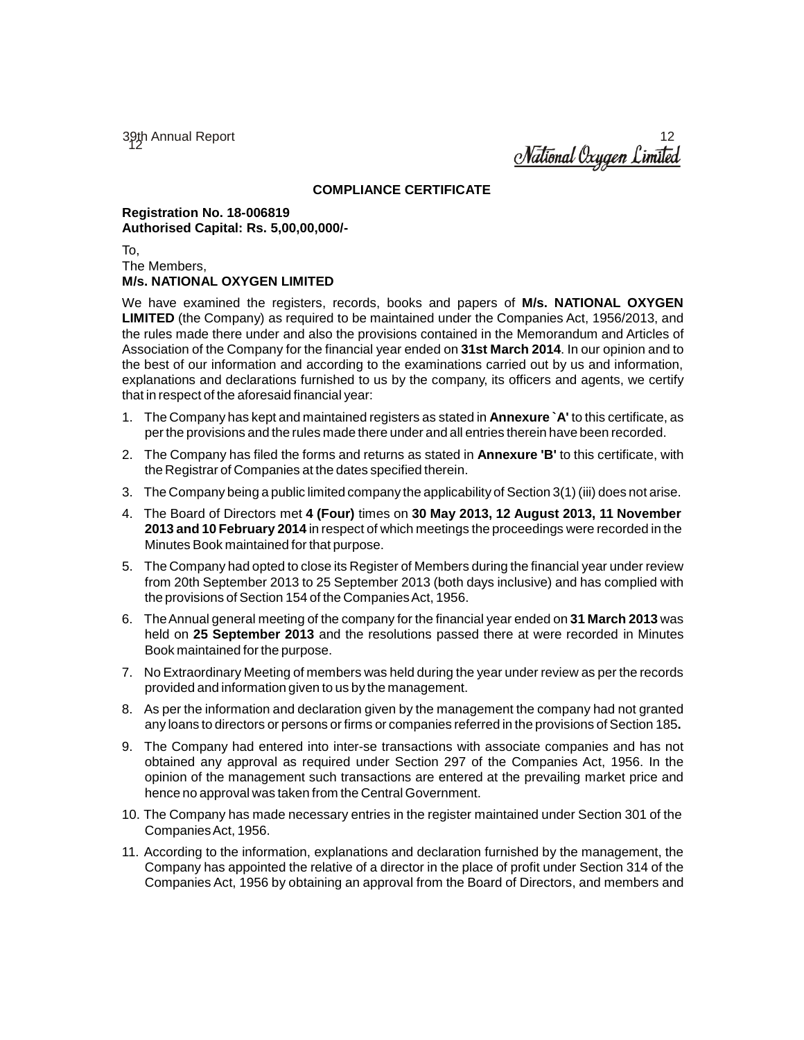## COMPLIANCE CERTIFICATE

**Registration No. 18-006819**
**Authorised Capital: Rs. 5,00,00,000/-**

To,
The Members,
**M/s. NATIONAL OXYGEN LIMITED**

We have examined the registers, records, books and papers of **M/s. NATIONAL OXYGEN LIMITED** (the Company) as required to be maintained under the Companies Act, 1956/2013, and the rules made there under and also the provisions contained in the Memorandum and Articles of Association of the Company for the financial year ended on **31st March 2014**. In our opinion and to the best of our information and according to the examinations carried out by us and information, explanations and declarations furnished to us by the company, its officers and agents, we certify that in respect of the aforesaid financial year:

1. The Company has kept and maintained registers as stated in **Annexure `A'** to this certificate, as per the provisions and the rules made there under and all entries therein have been recorded.
2. The Company has filed the forms and returns as stated in **Annexure 'B'** to this certificate, with the Registrar of Companies at the dates specified therein.
3. The Company being a public limited company the applicability of Section 3(1) (iii) does not arise.
4. The Board of Directors met **4 (Four)** times on **30 May 2013, 12 August 2013, 11 November 2013 and 10 February 2014** in respect of which meetings the proceedings were recorded in the Minutes Book maintained for that purpose.
5. The Company had opted to close its Register of Members during the financial year under review from 20th September 2013 to 25 September 2013 (both days inclusive) and has complied with the provisions of Section 154 of the Companies Act, 1956.
6. The Annual general meeting of the company for the financial year ended on **31 March 2013** was held on **25 September 2013** and the resolutions passed there at were recorded in Minutes Book maintained for the purpose.
7. No Extraordinary Meeting of members was held during the year under review as per the records provided and information given to us by the management.
8. As per the information and declaration given by the management the company had not granted any loans to directors or persons or firms or companies referred in the provisions of Section 185**.**
9. The Company had entered into inter-se transactions with associate companies and has not obtained any approval as required under Section 297 of the Companies Act, 1956. In the opinion of the management such transactions are entered at the prevailing market price and hence no approval was taken from the Central Government.
10. The Company has made necessary entries in the register maintained under Section 301 of the Companies Act, 1956.
11. According to the information, explanations and declaration furnished by the management, the Company has appointed the relative of a director in the place of profit under Section 314 of the Companies Act, 1956 by obtaining an approval from the Board of Directors, and members and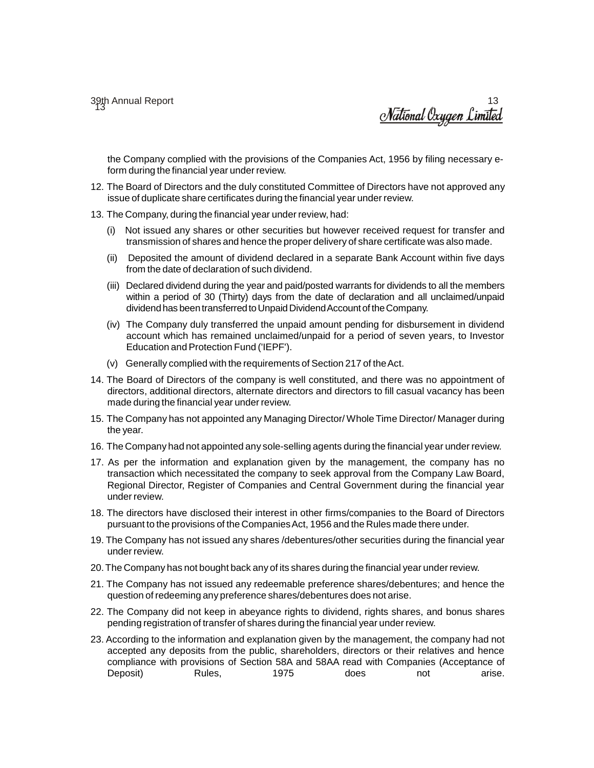the Company complied with the provisions of the Companies Act, 1956 by filing necessary e-form during the financial year under review.

12. The Board of Directors and the duly constituted Committee of Directors have not approved any issue of duplicate share certificates during the financial year under review.

13. The Company, during the financial year under review, had:

    (i) Not issued any shares or other securities but however received request for transfer and transmission of shares and hence the proper delivery of share certificate was also made.

    (ii) Deposited the amount of dividend declared in a separate Bank Account within five days from the date of declaration of such dividend.

    (iii) Declared dividend during the year and paid/posted warrants for dividends to all the members within a period of 30 (Thirty) days from the date of declaration and all unclaimed/unpaid dividend has been transferred to Unpaid Dividend Account of the Company.

    (iv) The Company duly transferred the unpaid amount pending for disbursement in dividend account which has remained unclaimed/unpaid for a period of seven years, to Investor Education and Protection Fund ('IEPF').

    (v) Generally complied with the requirements of Section 217 of the Act.

14. The Board of Directors of the company is well constituted, and there was no appointment of directors, additional directors, alternate directors and directors to fill casual vacancy has been made during the financial year under review.

15. The Company has not appointed any Managing Director/ Whole Time Director/ Manager during the year.

16. The Company had not appointed any sole-selling agents during the financial year under review.

17. As per the information and explanation given by the management, the company has no transaction which necessitated the company to seek approval from the Company Law Board, Regional Director, Register of Companies and Central Government during the financial year under review.

18. The directors have disclosed their interest in other firms/companies to the Board of Directors pursuant to the provisions of the Companies Act, 1956 and the Rules made there under.

19. The Company has not issued any shares /debentures/other securities during the financial year under review.

20. The Company has not bought back any of its shares during the financial year under review.

21. The Company has not issued any redeemable preference shares/debentures; and hence the question of redeeming any preference shares/debentures does not arise.

22. The Company did not keep in abeyance rights to dividend, rights shares, and bonus shares pending registration of transfer of shares during the financial year under review.

23. According to the information and explanation given by the management, the company had not accepted any deposits from the public, shareholders, directors or their relatives and hence compliance with provisions of Section 58A and 58AA read with Companies (Acceptance of Deposit) Rules, 1975 does not arise.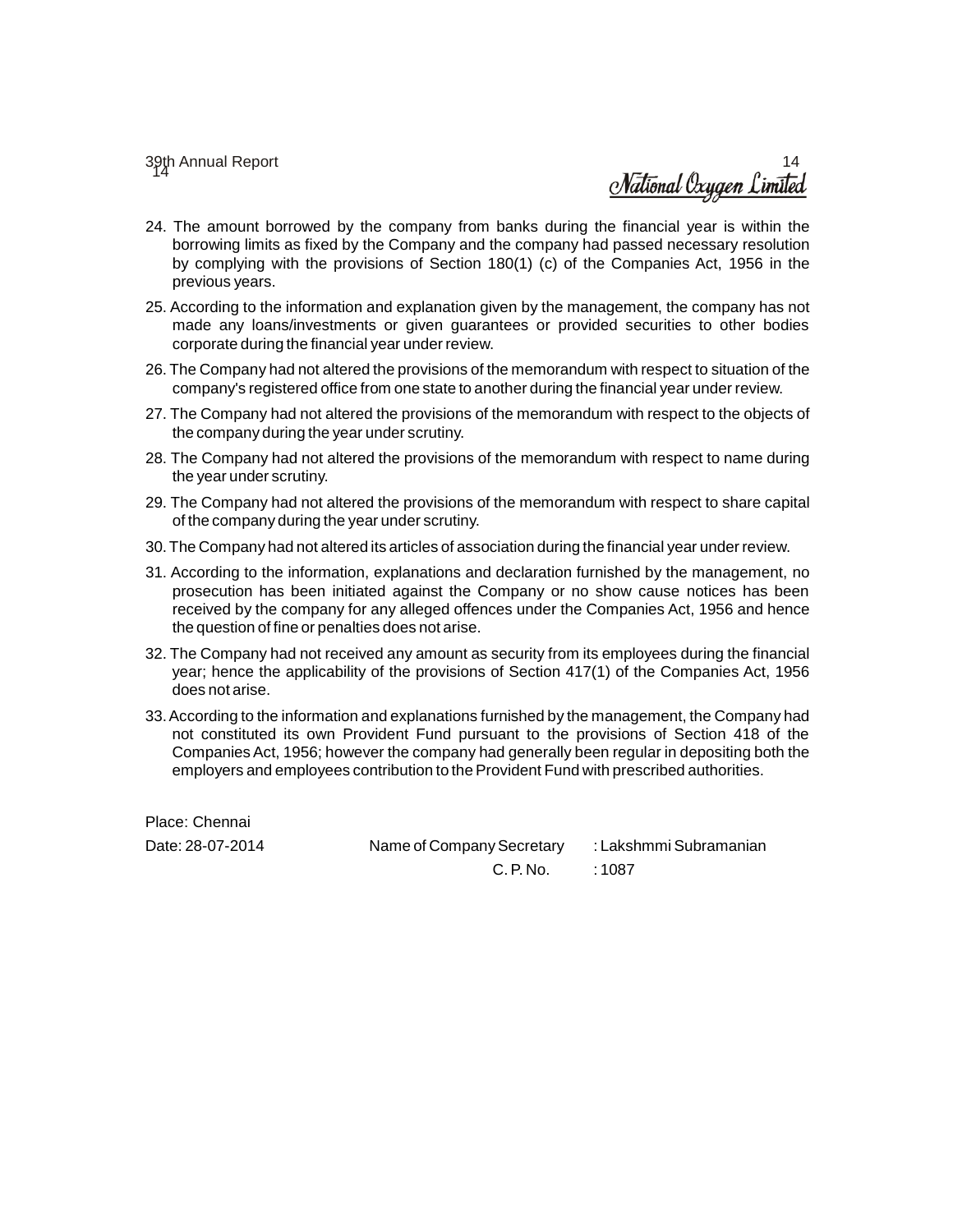24. The amount borrowed by the company from banks during the financial year is within the borrowing limits as fixed by the Company and the company had passed necessary resolution by complying with the provisions of Section 180(1) (c) of the Companies Act, 1956 in the previous years.

25. According to the information and explanation given by the management, the company has not made any loans/investments or given guarantees or provided securities to other bodies corporate during the financial year under review.

26. The Company had not altered the provisions of the memorandum with respect to situation of the company's registered office from one state to another during the financial year under review.

27. The Company had not altered the provisions of the memorandum with respect to the objects of the company during the year under scrutiny.

28. The Company had not altered the provisions of the memorandum with respect to name during the year under scrutiny.

29. The Company had not altered the provisions of the memorandum with respect to share capital of the company during the year under scrutiny.

30. The Company had not altered its articles of association during the financial year under review.

31. According to the information, explanations and declaration furnished by the management, no prosecution has been initiated against the Company or no show cause notices has been received by the company for any alleged offences under the Companies Act, 1956 and hence the question of fine or penalties does not arise.

32. The Company had not received any amount as security from its employees during the financial year; hence the applicability of the provisions of Section 417(1) of the Companies Act, 1956 does not arise.

33. According to the information and explanations furnished by the management, the Company had not constituted its own Provident Fund pursuant to the provisions of Section 418 of the Companies Act, 1956; however the company had generally been regular in depositing both the employers and employees contribution to the Provident Fund with prescribed authorities.

Place: Chennai

Date: 28-07-2014 Name of Company Secretary : Lakshmmi Subramanian

C. P. No. : 1087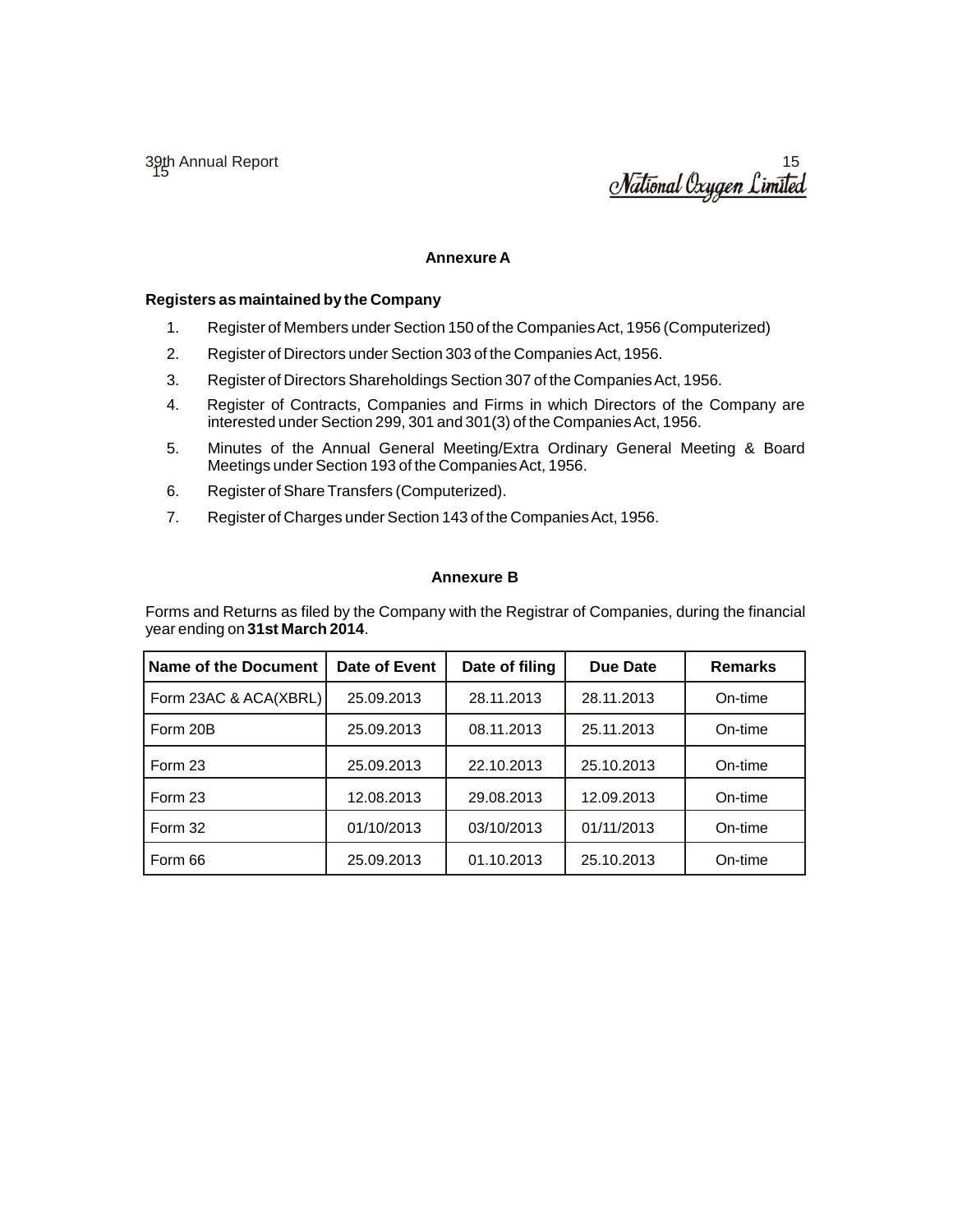## Annexure A

**Registers as maintained by the Company**

1. Register of Members under Section 150 of the Companies Act, 1956 (Computerized)
2. Register of Directors under Section 303 of the Companies Act, 1956.
3. Register of Directors Shareholdings Section 307 of the Companies Act, 1956.
4. Register of Contracts, Companies and Firms in which Directors of the Company are interested under Section 299, 301 and 301(3) of the Companies Act, 1956.
5. Minutes of the Annual General Meeting/Extra Ordinary General Meeting & Board Meetings under Section 193 of the Companies Act, 1956.
6. Register of Share Transfers (Computerized).
7. Register of Charges under Section 143 of the Companies Act, 1956.

## Annexure B

Forms and Returns as filed by the Company with the Registrar of Companies, during the financial year ending on **31st March 2014**.

| Name of the Document | Date of Event | Date of filing | Due Date | Remarks |
|---|---|---|---|---|
| Form 23AC & ACA(XBRL) | 25.09.2013 | 28.11.2013 | 28.11.2013 | On-time |
| Form 20B | 25.09.2013 | 08.11.2013 | 25.11.2013 | On-time |
| Form 23 | 25.09.2013 | 22.10.2013 | 25.10.2013 | On-time |
| Form 23 | 12.08.2013 | 29.08.2013 | 12.09.2013 | On-time |
| Form 32 | 01/10/2013 | 03/10/2013 | 01/11/2013 | On-time |
| Form 66 | 25.09.2013 | 01.10.2013 | 25.10.2013 | On-time |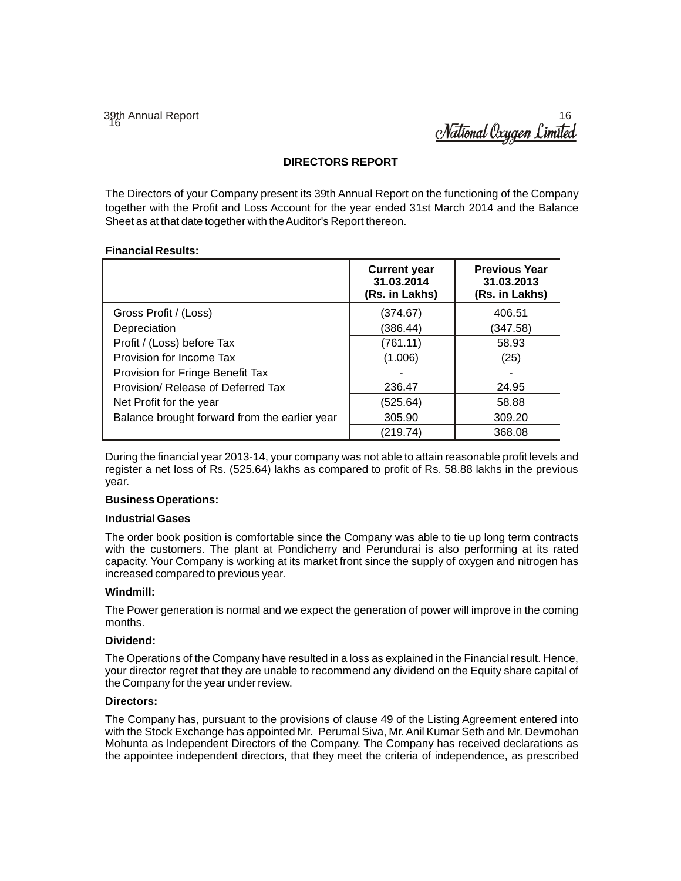## DIRECTORS REPORT

The Directors of your Company present its 39th Annual Report on the functioning of the Company together with the Profit and Loss Account for the year ended 31st March 2014 and the Balance Sheet as at that date together with the Auditor's Report thereon.

**Financial Results:**

| | **Current year 31.03.2014 (Rs. in Lakhs)** | **Previous Year 31.03.2013 (Rs. in Lakhs)** |
|---|---|---|
| Gross Profit / (Loss) | (374.67) | 406.51 |
| Depreciation | (386.44) | (347.58) |
| Profit / (Loss) before Tax | (761.11) | 58.93 |
| Provision for Income Tax | (1.006) | (25) |
| Provision for Fringe Benefit Tax | - | - |
| Provision/ Release of Deferred Tax | 236.47 | 24.95 |
| Net Profit for the year | (525.64) | 58.88 |
| Balance brought forward from the earlier year | 305.90 | 309.20 |
| | (219.74) | 368.08 |

During the financial year 2013-14, your company was not able to attain reasonable profit levels and register a net loss of Rs. (525.64) lakhs as compared to profit of Rs. 58.88 lakhs in the previous year.

**Business Operations:**

**Industrial Gases**

The order book position is comfortable since the Company was able to tie up long term contracts with the customers. The plant at Pondicherry and Perundurai is also performing at its rated capacity. Your Company is working at its market front since the supply of oxygen and nitrogen has increased compared to previous year.

**Windmill:**

The Power generation is normal and we expect the generation of power will improve in the coming months.

**Dividend:**

The Operations of the Company have resulted in a loss as explained in the Financial result. Hence, your director regret that they are unable to recommend any dividend on the Equity share capital of the Company for the year under review.

**Directors:**

The Company has, pursuant to the provisions of clause 49 of the Listing Agreement entered into with the Stock Exchange has appointed Mr. Perumal Siva, Mr. Anil Kumar Seth and Mr. Devmohan Mohunta as Independent Directors of the Company. The Company has received declarations as the appointee independent directors, that they meet the criteria of independence, as prescribed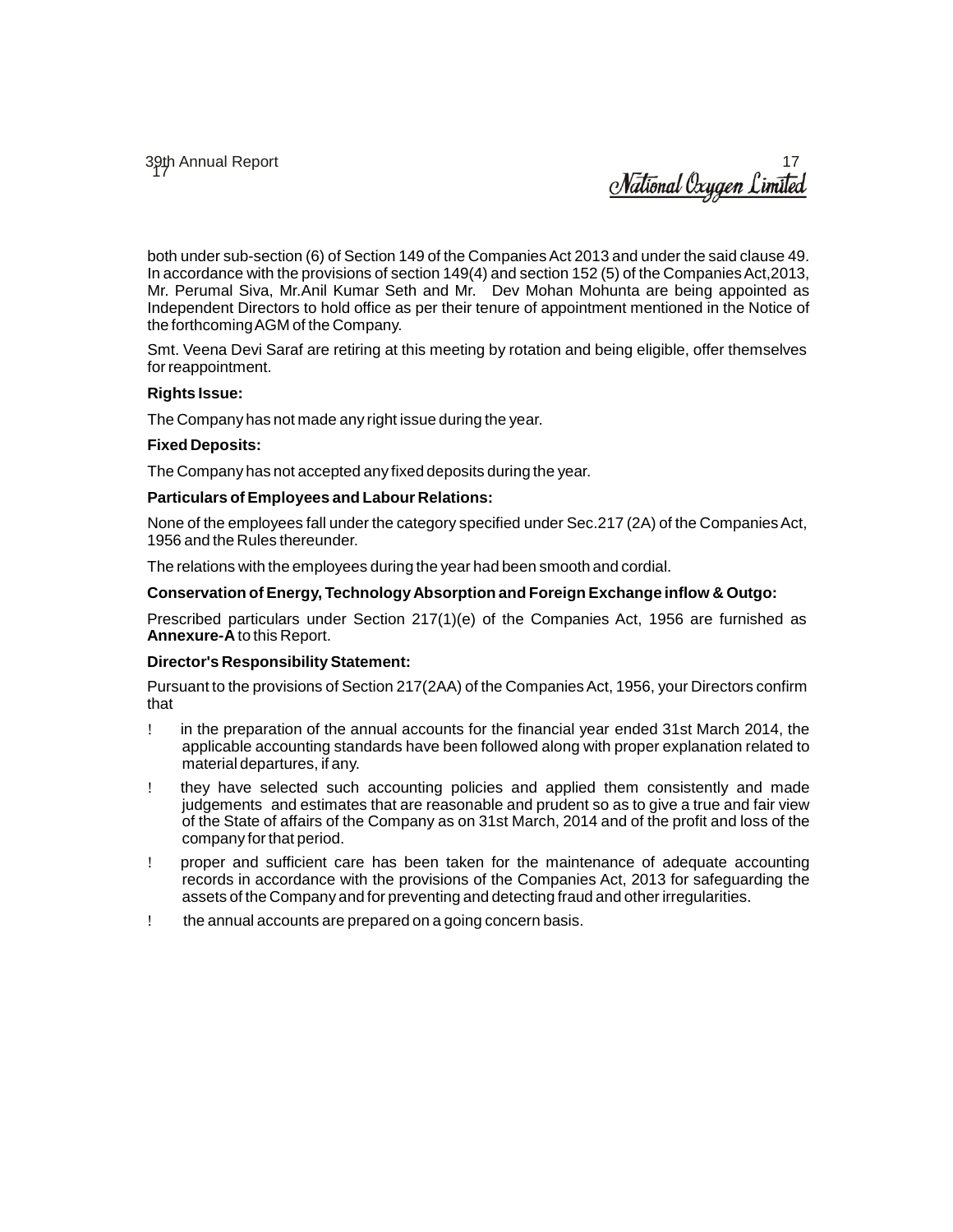both under sub-section (6) of Section 149 of the Companies Act 2013 and under the said clause 49. In accordance with the provisions of section 149(4) and section 152 (5) of the Companies Act,2013, Mr. Perumal Siva, Mr.Anil Kumar Seth and Mr. Dev Mohan Mohunta are being appointed as Independent Directors to hold office as per their tenure of appointment mentioned in the Notice of the forthcoming AGM of the Company.

Smt. Veena Devi Saraf are retiring at this meeting by rotation and being eligible, offer themselves for reappointment.

**Rights Issue:**

The Company has not made any right issue during the year.

**Fixed Deposits:**

The Company has not accepted any fixed deposits during the year.

**Particulars of Employees and Labour Relations:**

None of the employees fall under the category specified under Sec.217 (2A) of the Companies Act, 1956 and the Rules thereunder.

The relations with the employees during the year had been smooth and cordial.

**Conservation of Energy, Technology Absorption and Foreign Exchange inflow & Outgo:**

Prescribed particulars under Section 217(1)(e) of the Companies Act, 1956 are furnished as **Annexure-A** to this Report.

**Director's Responsibility Statement:**

Pursuant to the provisions of Section 217(2AA) of the Companies Act, 1956, your Directors confirm that

- in the preparation of the annual accounts for the financial year ended 31st March 2014, the applicable accounting standards have been followed along with proper explanation related to material departures, if any.
- they have selected such accounting policies and applied them consistently and made judgements and estimates that are reasonable and prudent so as to give a true and fair view of the State of affairs of the Company as on 31st March, 2014 and of the profit and loss of the company for that period.
- proper and sufficient care has been taken for the maintenance of adequate accounting records in accordance with the provisions of the Companies Act, 2013 for safeguarding the assets of the Company and for preventing and detecting fraud and other irregularities.
- the annual accounts are prepared on a going concern basis.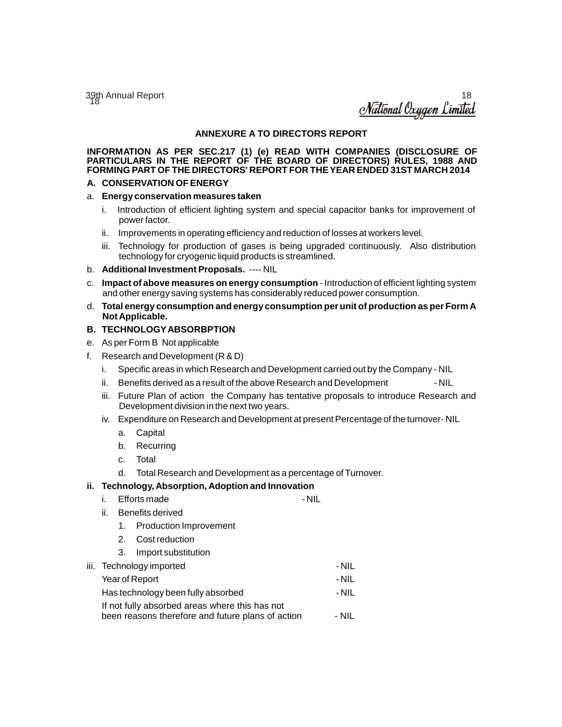## ANNEXURE A TO DIRECTORS REPORT

**INFORMATION AS PER SEC.217 (1) (e) READ WITH COMPANIES (DISCLOSURE OF PARTICULARS IN THE REPORT OF THE BOARD OF DIRECTORS) RULES, 1988 AND FORMING PART OF THE DIRECTORS' REPORT FOR THE YEAR ENDED 31ST MARCH 2014**

**A. CONSERVATION OF ENERGY**

a. **Energy conservation measures taken**

   i. Introduction of efficient lighting system and special capacitor banks for improvement of power factor.

   ii. Improvements in operating efficiency and reduction of losses at workers level.

   iii. Technology for production of gases is being upgraded continuously. Also distribution technology for cryogenic liquid products is streamlined.

b. **Additional Investment Proposals.** ---- NIL

c. **Impact of above measures on energy consumption** - Introduction of efficient lighting system and other energy saving systems has considerably reduced power consumption.

d. **Total energy consumption and energy consumption per unit of production as per Form A Not Applicable.**

**B. TECHNOLOGY ABSORBPTION**

e. As per Form B Not applicable

f. Research and Development (R & D)

   i. Specific areas in which Research and Development carried out by the Company - NIL

   ii. Benefits derived as a result of the above Research and Development - NIL

   iii. Future Plan of action the Company has tentative proposals to introduce Research and Development division in the next two years.

   iv. Expenditure on Research and Development at present Percentage of the turnover- NIL

      a. Capital

      b. Recurring

      c. Total

      d. Total Research and Development as a percentage of Turnover.

**ii. Technology, Absorption, Adoption and Innovation**

   i. Efforts made - NIL

   ii. Benefits derived

      1. Production Improvement

      2. Cost reduction

      3. Import substitution

iii. Technology imported - NIL

Year of Report - NIL

Has technology been fully absorbed - NIL

If not fully absorbed areas where this has not been reasons therefore and future plans of action - NIL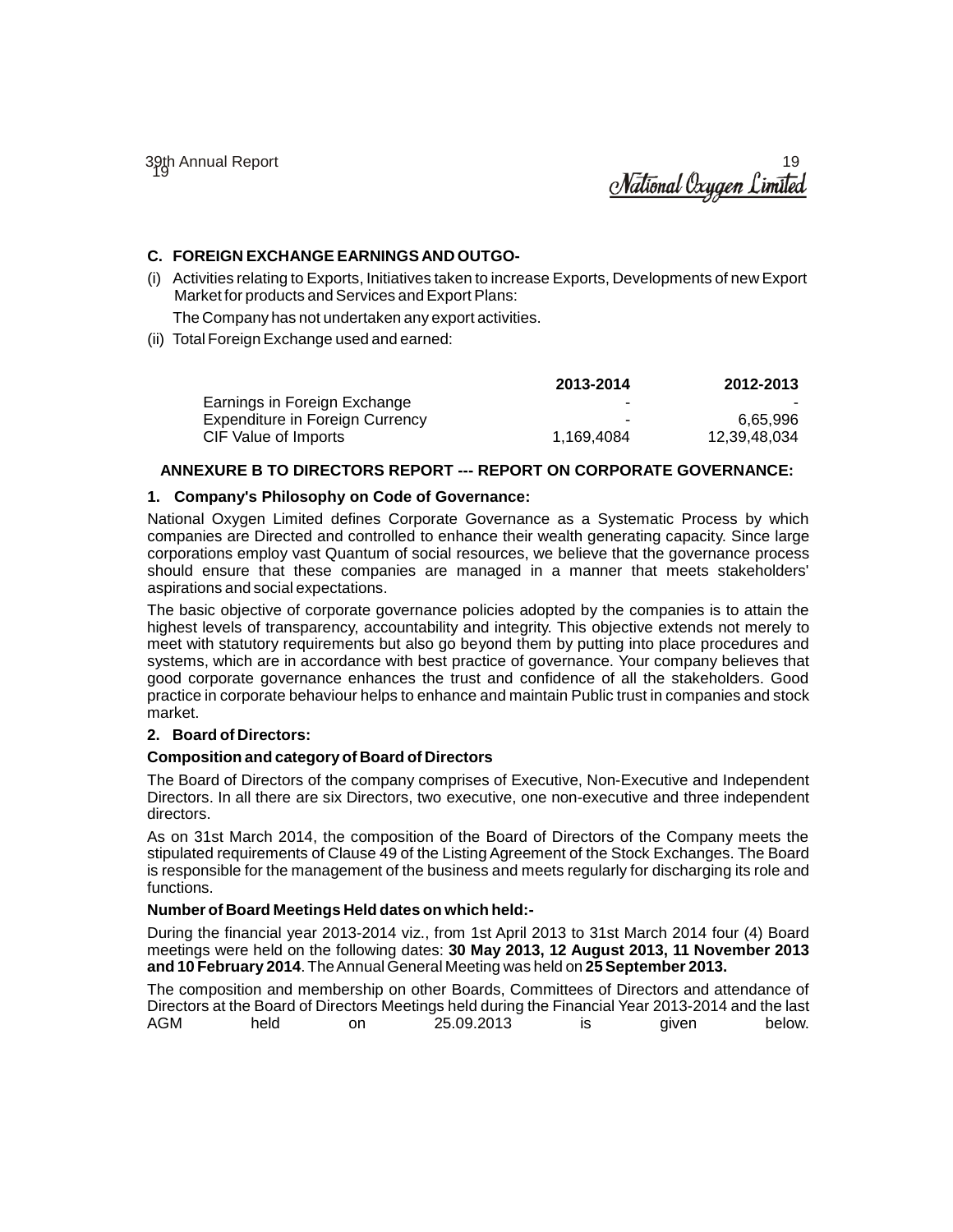### C. FOREIGN EXCHANGE EARNINGS AND OUTGO-

(i) Activities relating to Exports, Initiatives taken to increase Exports, Developments of new Export Market for products and Services and Export Plans:

The Company has not undertaken any export activities.

(ii) Total Foreign Exchange used and earned:

| | 2013-2014 | 2012-2013 |
|---|---|---|
| Earnings in Foreign Exchange | - | - |
| Expenditure in Foreign Currency | - | 6,65,996 |
| CIF Value of Imports | 1,169,4084 | 12,39,48,034 |

## ANNEXURE B TO DIRECTORS REPORT --- REPORT ON CORPORATE GOVERNANCE:

### 1. Company's Philosophy on Code of Governance:

National Oxygen Limited defines Corporate Governance as a Systematic Process by which companies are Directed and controlled to enhance their wealth generating capacity. Since large corporations employ vast Quantum of social resources, we believe that the governance process should ensure that these companies are managed in a manner that meets stakeholders' aspirations and social expectations.

The basic objective of corporate governance policies adopted by the companies is to attain the highest levels of transparency, accountability and integrity. This objective extends not merely to meet with statutory requirements but also go beyond them by putting into place procedures and systems, which are in accordance with best practice of governance. Your company believes that good corporate governance enhances the trust and confidence of all the stakeholders. Good practice in corporate behaviour helps to enhance and maintain Public trust in companies and stock market.

### 2. Board of Directors:

**Composition and category of Board of Directors**

The Board of Directors of the company comprises of Executive, Non-Executive and Independent Directors. In all there are six Directors, two executive, one non-executive and three independent directors.

As on 31st March 2014, the composition of the Board of Directors of the Company meets the stipulated requirements of Clause 49 of the Listing Agreement of the Stock Exchanges. The Board is responsible for the management of the business and meets regularly for discharging its role and functions.

**Number of Board Meetings Held dates on which held:-**

During the financial year 2013-2014 viz., from 1st April 2013 to 31st March 2014 four (4) Board meetings were held on the following dates: **30 May 2013, 12 August 2013, 11 November 2013 and 10 February 2014**. The Annual General Meeting was held on **25 September 2013.**

The composition and membership on other Boards, Committees of Directors and attendance of Directors at the Board of Directors Meetings held during the Financial Year 2013-2014 and the last AGM held on 25.09.2013 is given below.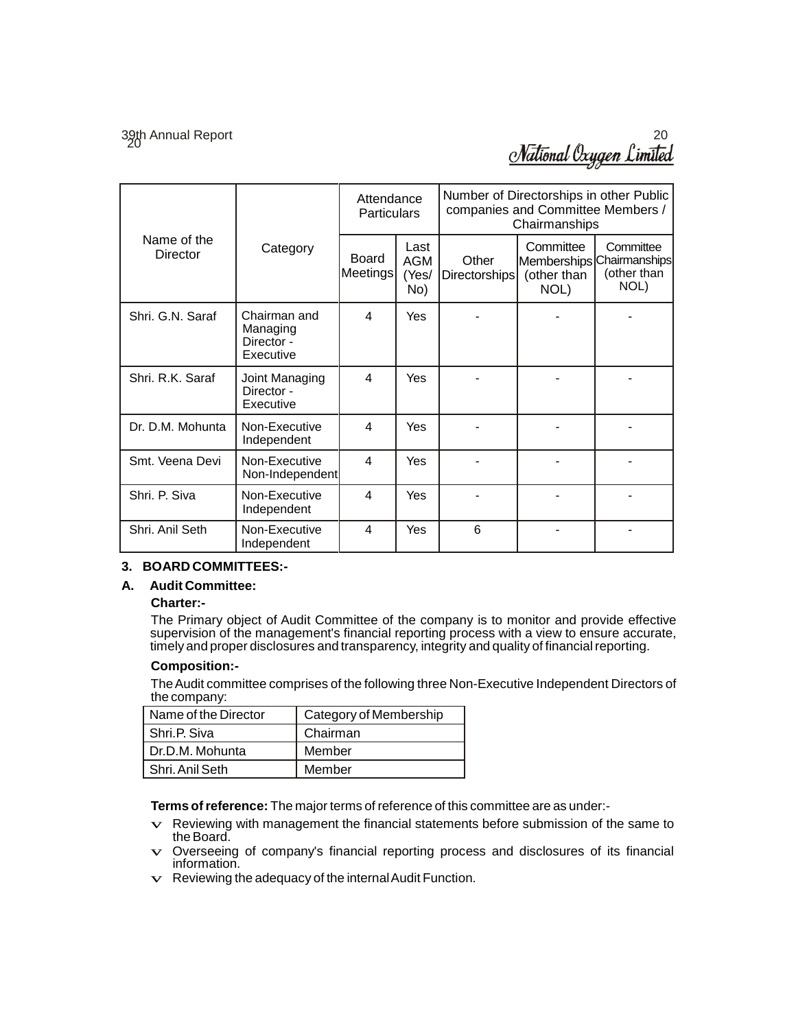| Name of the Director | Category | Attendance Particulars | | Number of Directorships in other Public companies and Committee Members / Chairmanships | | |
|---|---|---|---|---|---|---|
| | | Board Meetings | Last AGM (Yes/ No) | Other Directorships | Committee Memberships (other than NOL) | Committee Chairmanships (other than NOL) |
| Shri. G.N. Saraf | Chairman and Managing Director - Executive | 4 | Yes | - | - | - |
| Shri. R.K. Saraf | Joint Managing Director - Executive | 4 | Yes | - | - | - |
| Dr. D.M. Mohunta | Non-Executive Independent | 4 | Yes | - | - | - |
| Smt. Veena Devi | Non-Executive Non-Independent | 4 | Yes | - | - | - |
| Shri. P. Siva | Non-Executive Independent | 4 | Yes | - | - | - |
| Shri. Anil Seth | Non-Executive Independent | 4 | Yes | 6 | - | - |

## 3. BOARD COMMITTEES:-

### A. Audit Committee:

**Charter:-**

The Primary object of Audit Committee of the company is to monitor and provide effective supervision of the management's financial reporting process with a view to ensure accurate, timely and proper disclosures and transparency, integrity and quality of financial reporting.

**Composition:-**

The Audit committee comprises of the following three Non-Executive Independent Directors of the company:

| Name of the Director | Category of Membership |
|---|---|
| Shri.P. Siva | Chairman |
| Dr.D.M. Mohunta | Member |
| Shri. Anil Seth | Member |

**Terms of reference:** The major terms of reference of this committee are as under:-

- Reviewing with management the financial statements before submission of the same to the Board.
- Overseeing of company's financial reporting process and disclosures of its financial information.
- Reviewing the adequacy of the internal Audit Function.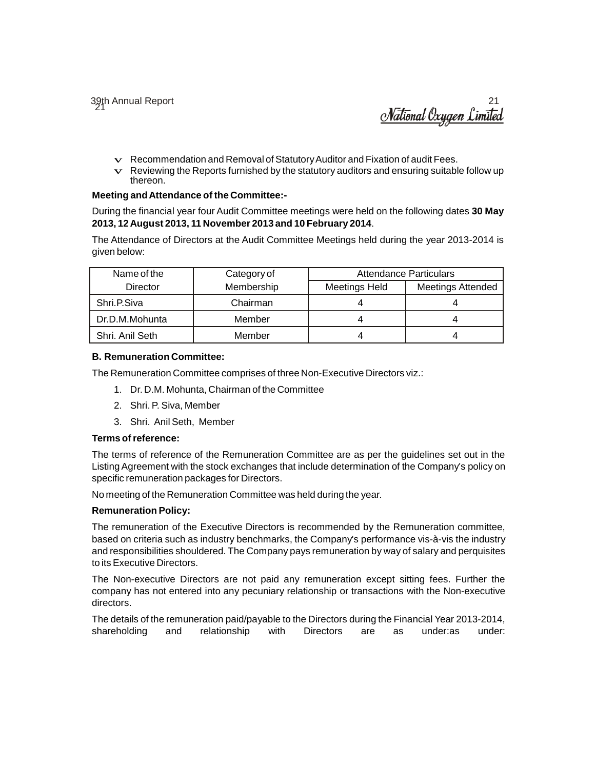- Recommendation and Removal of Statutory Auditor and Fixation of audit Fees.
- Reviewing the Reports furnished by the statutory auditors and ensuring suitable follow up thereon.

**Meeting and Attendance of the Committee:-**

During the financial year four Audit Committee meetings were held on the following dates **30 May 2013, 12 August 2013, 11 November 2013 and 10 February 2014**.

The Attendance of Directors at the Audit Committee Meetings held during the year 2013-2014 is given below:

| Name of the Director | Category of Membership | Attendance Particulars | |
|---|---|---|---|
| | | Meetings Held | Meetings Attended |
| Shri.P.Siva | Chairman | 4 | 4 |
| Dr.D.M.Mohunta | Member | 4 | 4 |
| Shri. Anil Seth | Member | 4 | 4 |

**B. Remuneration Committee:**

The Remuneration Committee comprises of three Non-Executive Directors viz.:

1. Dr. D.M. Mohunta, Chairman of the Committee
2. Shri. P. Siva, Member
3. Shri. Anil Seth, Member

**Terms of reference:**

The terms of reference of the Remuneration Committee are as per the guidelines set out in the Listing Agreement with the stock exchanges that include determination of the Company's policy on specific remuneration packages for Directors.

No meeting of the Remuneration Committee was held during the year.

**Remuneration Policy:**

The remuneration of the Executive Directors is recommended by the Remuneration committee, based on criteria such as industry benchmarks, the Company's performance vis-à-vis the industry and responsibilities shouldered. The Company pays remuneration by way of salary and perquisites to its Executive Directors.

The Non-executive Directors are not paid any remuneration except sitting fees. Further the company has not entered into any pecuniary relationship or transactions with the Non-executive directors.

The details of the remuneration paid/payable to the Directors during the Financial Year 2013-2014, shareholding and relationship with Directors are as under:as under: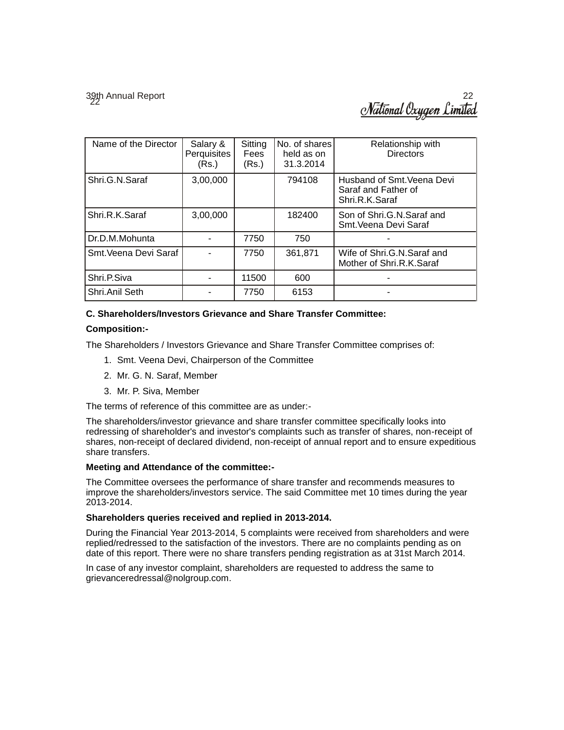| Name of the Director | Salary & Perquisites (Rs.) | Sitting Fees (Rs.) | No. of shares held as on 31.3.2014 | Relationship with Directors |
|---|---|---|---|---|
| Shri.G.N.Saraf | 3,00,000 | | 794108 | Husband of Smt.Veena Devi Saraf and Father of Shri.R.K.Saraf |
| Shri.R.K.Saraf | 3,00,000 | | 182400 | Son of Shri.G.N.Saraf and Smt.Veena Devi Saraf |
| Dr.D.M.Mohunta | - | 7750 | 750 | - |
| Smt.Veena Devi Saraf | - | 7750 | 361,871 | Wife of Shri.G.N.Saraf and Mother of Shri.R.K.Saraf |
| Shri.P.Siva | - | 11500 | 600 | - |
| Shri.Anil Seth | - | 7750 | 6153 | - |

**C. Shareholders/Investors Grievance and Share Transfer Committee:**

**Composition:-**

The Shareholders / Investors Grievance and Share Transfer Committee comprises of:

1. Smt. Veena Devi, Chairperson of the Committee
2. Mr. G. N. Saraf, Member
3. Mr. P. Siva, Member

The terms of reference of this committee are as under:-

The shareholders/investor grievance and share transfer committee specifically looks into redressing of shareholder's and investor's complaints such as transfer of shares, non-receipt of shares, non-receipt of declared dividend, non-receipt of annual report and to ensure expeditious share transfers.

**Meeting and Attendance of the committee:-**

The Committee oversees the performance of share transfer and recommends measures to improve the shareholders/investors service. The said Committee met 10 times during the year 2013-2014.

**Shareholders queries received and replied in 2013-2014.**

During the Financial Year 2013-2014, 5 complaints were received from shareholders and were replied/redressed to the satisfaction of the investors. There are no complaints pending as on date of this report. There were no share transfers pending registration as at 31st March 2014.

In case of any investor complaint, shareholders are requested to address the same to grievanceredressal@nolgroup.com.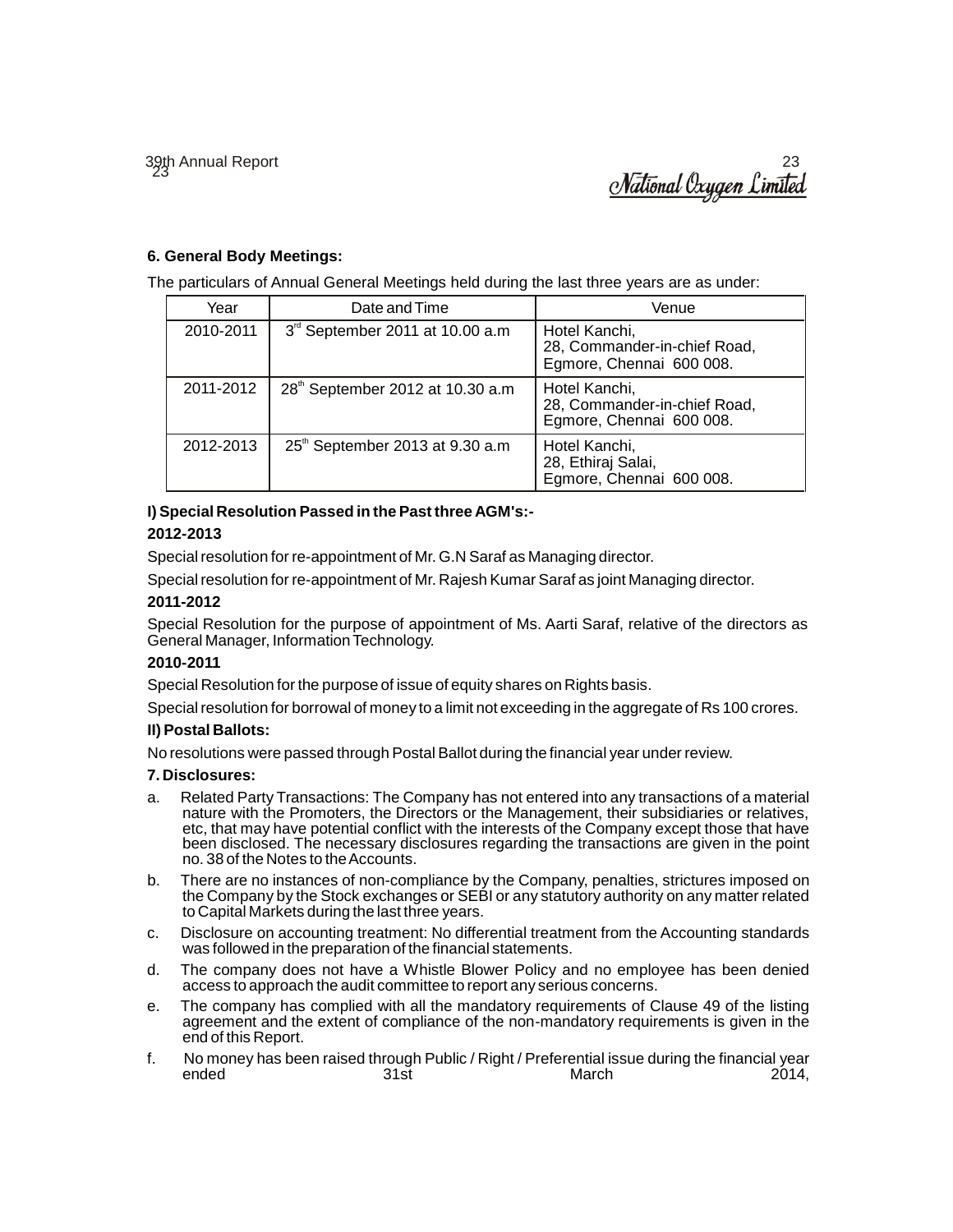**6. General Body Meetings:**

The particulars of Annual General Meetings held during the last three years are as under:

| Year | Date and Time | Venue |
| --- | --- | --- |
| 2010-2011 | 3[rd] September 2011 at 10.00 a.m | Hotel Kanchi, 28, Commander-in-chief Road, Egmore, Chennai 600 008. |
| 2011-2012 | 28[th] September 2012 at 10.30 a.m | Hotel Kanchi, 28, Commander-in-chief Road, Egmore, Chennai 600 008. |
| 2012-2013 | 25[th] September 2013 at 9.30 a.m | Hotel Kanchi, 28, Ethiraj Salai, Egmore, Chennai 600 008. |

**I) Special Resolution Passed in the Past three AGM's:-**

**2012-2013**

Special resolution for re-appointment of Mr. G.N Saraf as Managing director.

Special resolution for re-appointment of Mr. Rajesh Kumar Saraf as joint Managing director.

**2011-2012**

Special Resolution for the purpose of appointment of Ms. Aarti Saraf, relative of the directors as General Manager, Information Technology.

**2010-2011**

Special Resolution for the purpose of issue of equity shares on Rights basis.

Special resolution for borrowal of money to a limit not exceeding in the aggregate of Rs 100 crores.

**II) Postal Ballots:**

No resolutions were passed through Postal Ballot during the financial year under review.

**7. Disclosures:**

a. Related Party Transactions: The Company has not entered into any transactions of a material nature with the Promoters, the Directors or the Management, their subsidiaries or relatives, etc, that may have potential conflict with the interests of the Company except those that have been disclosed. The necessary disclosures regarding the transactions are given in the point no. 38 of the Notes to the Accounts.

b. There are no instances of non-compliance by the Company, penalties, strictures imposed on the Company by the Stock exchanges or SEBI or any statutory authority on any matter related to Capital Markets during the last three years.

c. Disclosure on accounting treatment: No differential treatment from the Accounting standards was followed in the preparation of the financial statements.

d. The company does not have a Whistle Blower Policy and no employee has been denied access to approach the audit committee to report any serious concerns.

e. The company has complied with all the mandatory requirements of Clause 49 of the listing agreement and the extent of compliance of the non-mandatory requirements is given in the end of this Report.

f. No money has been raised through Public / Right / Preferential issue during the financial year ended 31st March 2014,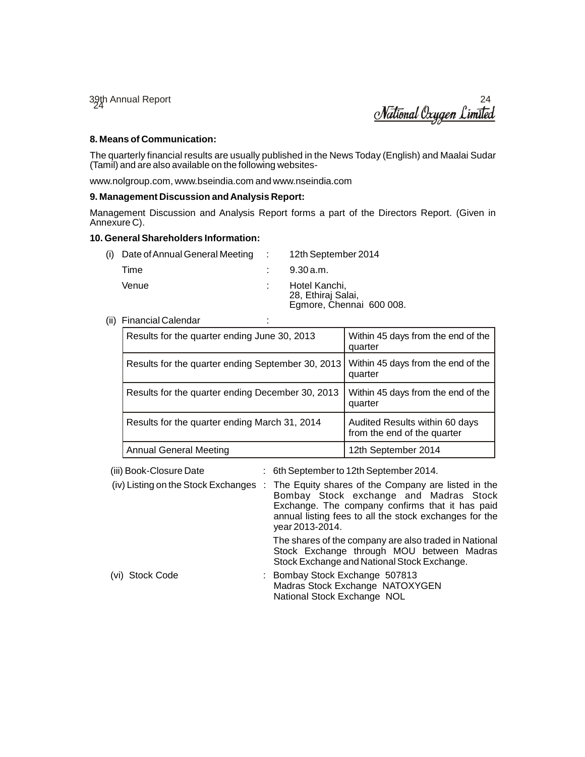### 8. Means of Communication:

The quarterly financial results are usually published in the News Today (English) and Maalai Sudar (Tamil) and are also available on the following websites-

www.nolgroup.com, www.bseindia.com and www.nseindia.com

### 9. Management Discussion and Analysis Report:

Management Discussion and Analysis Report forms a part of the Directors Report. (Given in Annexure C).

### 10. General Shareholders Information:

(i) Date of Annual General Meeting : 12th September 2014

Time : 9.30 a.m.

Venue : Hotel Kanchi,
28, Ethiraj Salai,
Egmore, Chennai 600 008.

(ii) Financial Calendar :

| | |
|---|---|
| Results for the quarter ending June 30, 2013 | Within 45 days from the end of the quarter |
| Results for the quarter ending September 30, 2013 | Within 45 days from the end of the quarter |
| Results for the quarter ending December 30, 2013 | Within 45 days from the end of the quarter |
| Results for the quarter ending March 31, 2014 | Audited Results within 60 days from the end of the quarter |
| Annual General Meeting | 12th September 2014 |

(iii) Book-Closure Date : 6th September to 12th September 2014.

(iv) Listing on the Stock Exchanges : The Equity shares of the Company are listed in the Bombay Stock exchange and Madras Stock Exchange. The company confirms that it has paid annual listing fees to all the stock exchanges for the year 2013-2014.

The shares of the company are also traded in National Stock Exchange through MOU between Madras Stock Exchange and National Stock Exchange.

(vi) Stock Code : Bombay Stock Exchange 507813
Madras Stock Exchange NATOXYGEN
National Stock Exchange NOL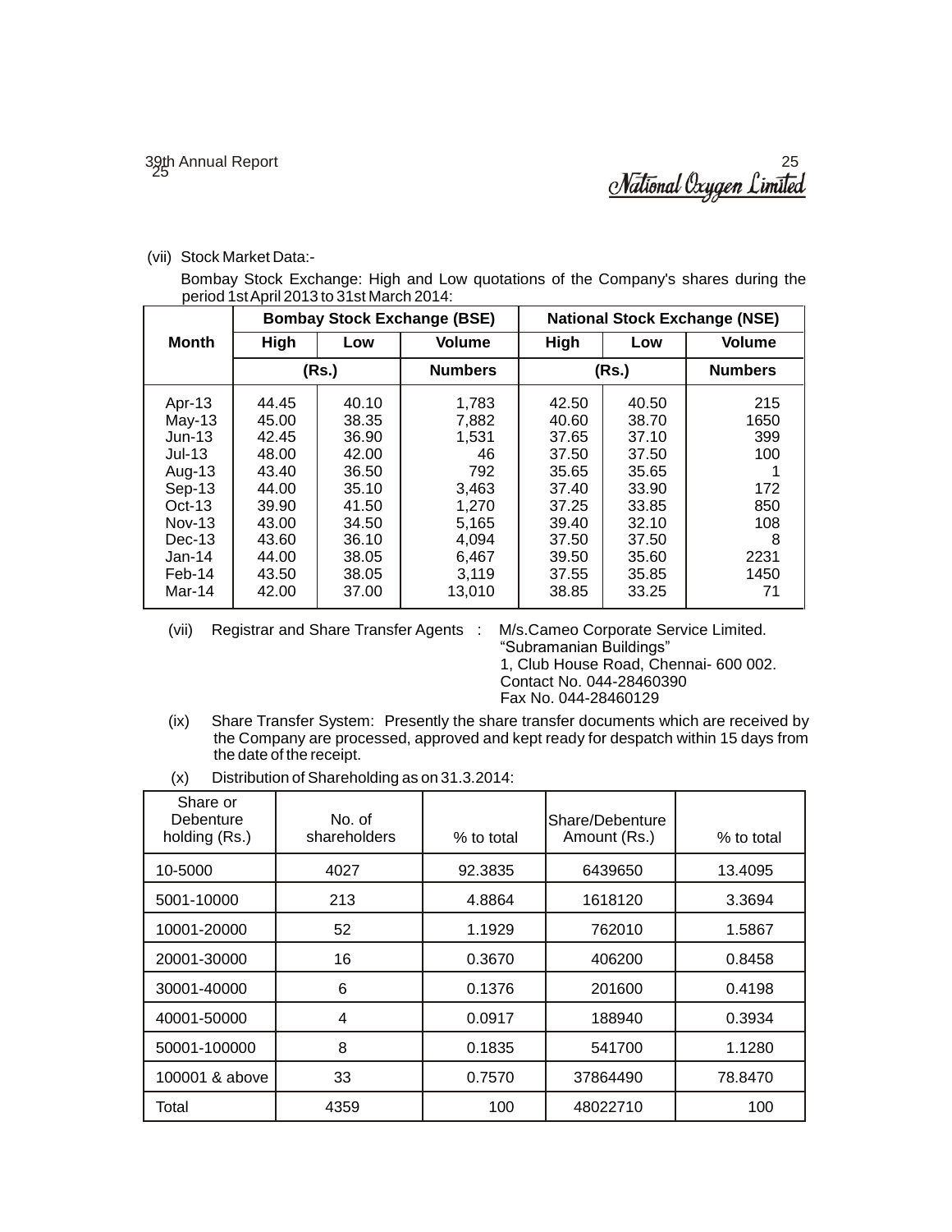(vii) Stock Market Data:-

Bombay Stock Exchange: High and Low quotations of the Company's shares during the period 1st April 2013 to 31st March 2014:

| Month | Bombay Stock Exchange (BSE) | | | National Stock Exchange (NSE) | | |
|---|---|---|---|---|---|---|
| | High | Low | Volume | High | Low | Volume |
| | (Rs.) | | Numbers | (Rs.) | | Numbers |
| Apr-13 | 44.45 | 40.10 | 1,783 | 42.50 | 40.50 | 215 |
| May-13 | 45.00 | 38.35 | 7,882 | 40.60 | 38.70 | 1650 |
| Jun-13 | 42.45 | 36.90 | 1,531 | 37.65 | 37.10 | 399 |
| Jul-13 | 48.00 | 42.00 | 46 | 37.50 | 37.50 | 100 |
| Aug-13 | 43.40 | 36.50 | 792 | 35.65 | 35.65 | 1 |
| Sep-13 | 44.00 | 35.10 | 3,463 | 37.40 | 33.90 | 172 |
| Oct-13 | 39.90 | 41.50 | 1,270 | 37.25 | 33.85 | 850 |
| Nov-13 | 43.00 | 34.50 | 5,165 | 39.40 | 32.10 | 108 |
| Dec-13 | 43.60 | 36.10 | 4,094 | 37.50 | 37.50 | 8 |
| Jan-14 | 44.00 | 38.05 | 6,467 | 39.50 | 35.60 | 2231 |
| Feb-14 | 43.50 | 38.05 | 3,119 | 37.55 | 35.85 | 1450 |
| Mar-14 | 42.00 | 37.00 | 13,010 | 38.85 | 33.25 | 71 |

(vii) Registrar and Share Transfer Agents : M/s.Cameo Corporate Service Limited.
"Subramanian Buildings"
1, Club House Road, Chennai- 600 002.
Contact No. 044-28460390
Fax No. 044-28460129

(ix) Share Transfer System: Presently the share transfer documents which are received by the Company are processed, approved and kept ready for despatch within 15 days from the date of the receipt.

(x) Distribution of Shareholding as on 31.3.2014:

| Share or Debenture holding (Rs.) | No. of shareholders | % to total | Share/Debenture Amount (Rs.) | % to total |
|---|---|---|---|---|
| 10-5000 | 4027 | 92.3835 | 6439650 | 13.4095 |
| 5001-10000 | 213 | 4.8864 | 1618120 | 3.3694 |
| 10001-20000 | 52 | 1.1929 | 762010 | 1.5867 |
| 20001-30000 | 16 | 0.3670 | 406200 | 0.8458 |
| 30001-40000 | 6 | 0.1376 | 201600 | 0.4198 |
| 40001-50000 | 4 | 0.0917 | 188940 | 0.3934 |
| 50001-100000 | 8 | 0.1835 | 541700 | 1.1280 |
| 100001 & above | 33 | 0.7570 | 37864490 | 78.8470 |
| Total | 4359 | 100 | 48022710 | 100 |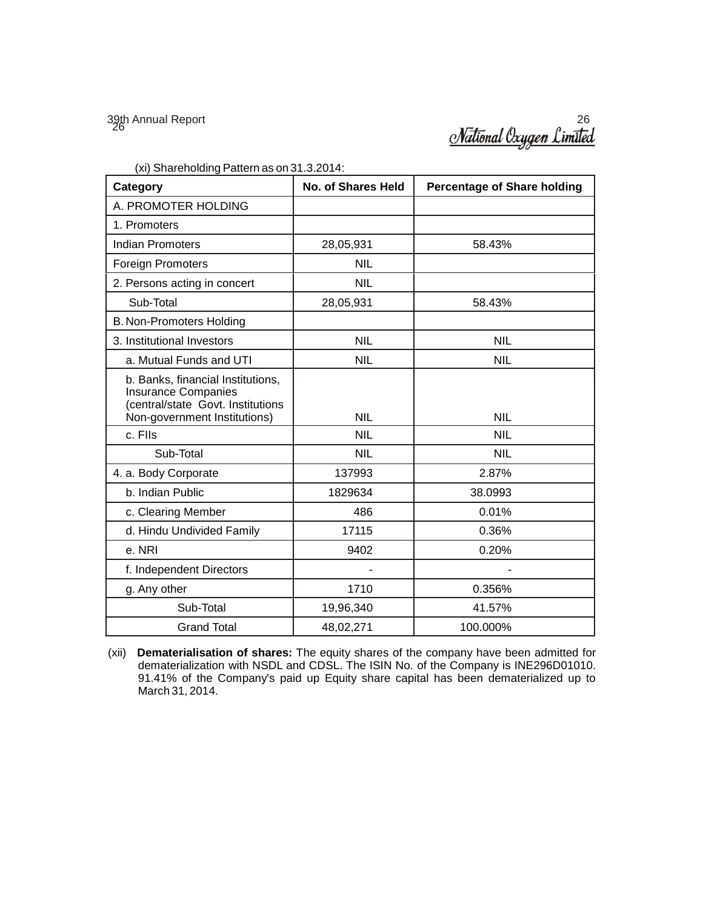(xi) Shareholding Pattern as on 31.3.2014:

| Category | No. of Shares Held | Percentage of Share holding |
| --- | --- | --- |
| A. PROMOTER HOLDING | | |
| 1. Promoters | | |
| Indian Promoters | 28,05,931 | 58.43% |
| Foreign Promoters | NIL | |
| 2. Persons acting in concert | NIL | |
| Sub-Total | 28,05,931 | 58.43% |
| B. Non-Promoters Holding | | |
| 3. Institutional Investors | NIL | NIL |
| a. Mutual Funds and UTI | NIL | NIL |
| b. Banks, financial Institutions, Insurance Companies (central/state Govt. Institutions Non-government Institutions) | NIL | NIL |
| c. FIIs | NIL | NIL |
| Sub-Total | NIL | NIL |
| 4. a. Body Corporate | 137993 | 2.87% |
| b. Indian Public | 1829634 | 38.0993 |
| c. Clearing Member | 486 | 0.01% |
| d. Hindu Undivided Family | 17115 | 0.36% |
| e. NRI | 9402 | 0.20% |
| f. Independent Directors | - | - |
| g. Any other | 1710 | 0.356% |
| Sub-Total | 19,96,340 | 41.57% |
| Grand Total | 48,02,271 | 100.000% |

(xii) **Dematerialisation of shares:** The equity shares of the company have been admitted for dematerialization with NSDL and CDSL. The ISIN No. of the Company is INE296D01010. 91.41% of the Company's paid up Equity share capital has been dematerialized up to March 31, 2014.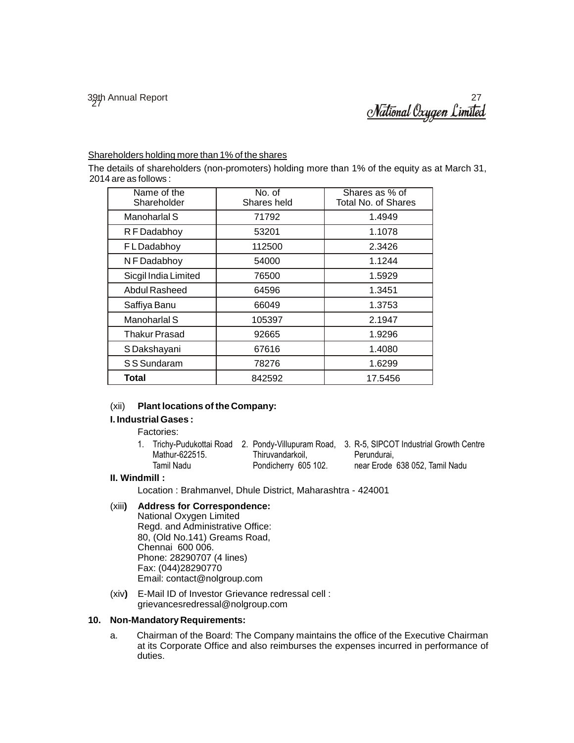Shareholders holding more than 1% of the shares

The details of shareholders (non-promoters) holding more than 1% of the equity as at March 31, 2014 are as follows :

| Name of the Shareholder | No. of Shares held | Shares as % of Total No. of Shares |
|---|---|---|
| Manoharlal S | 71792 | 1.4949 |
| R F Dadabhoy | 53201 | 1.1078 |
| F L Dadabhoy | 112500 | 2.3426 |
| N F Dadabhoy | 54000 | 1.1244 |
| Sicgil India Limited | 76500 | 1.5929 |
| Abdul Rasheed | 64596 | 1.3451 |
| Saffiya Banu | 66049 | 1.3753 |
| Manoharlal S | 105397 | 2.1947 |
| Thakur Prasad | 92665 | 1.9296 |
| S Dakshayani | 67616 | 1.4080 |
| S S Sundaram | 78276 | 1.6299 |
| **Total** | 842592 | 17.5456 |

(xii) **Plant locations of the Company:**

**I. Industrial Gases :**

Factories:

1. Trichy-Pudukottai Road Mathur-622515. Tamil Nadu
2. Pondy-Villupuram Road, Thiruvandarkoil, Pondicherry 605 102.
3. R-5, SIPCOT Industrial Growth Centre Perundurai, near Erode 638 052, Tamil Nadu

**II. Windmill :**

Location : Brahmanvel, Dhule District, Maharashtra - 424001

(xiii) **Address for Correspondence:**
National Oxygen Limited
Regd. and Administrative Office:
80, (Old No.141) Greams Road,
Chennai 600 006.
Phone: 28290707 (4 lines)
Fax: (044)28290770
Email: contact@nolgroup.com

(xiv) E-Mail ID of Investor Grievance redressal cell :
grievancesredressal@nolgroup.com

**10. Non-Mandatory Requirements:**

a. Chairman of the Board: The Company maintains the office of the Executive Chairman at its Corporate Office and also reimburses the expenses incurred in performance of duties.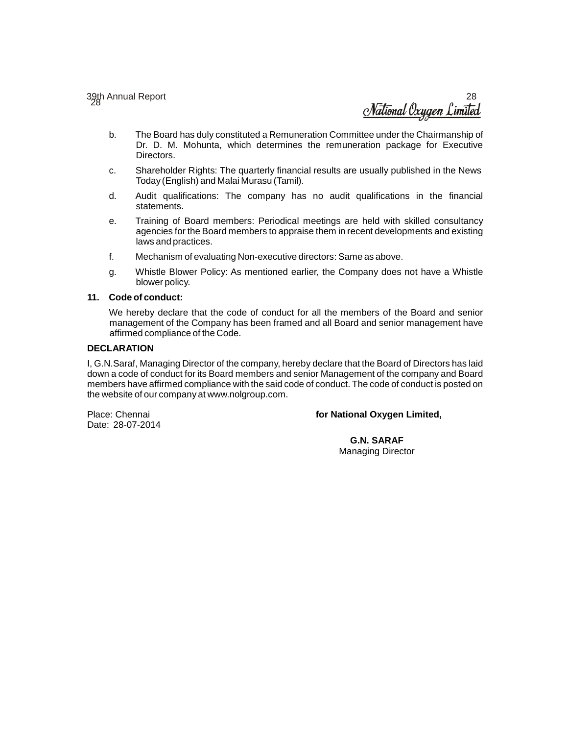b. The Board has duly constituted a Remuneration Committee under the Chairmanship of Dr. D. M. Mohunta, which determines the remuneration package for Executive Directors.

c. Shareholder Rights: The quarterly financial results are usually published in the News Today (English) and Malai Murasu (Tamil).

d. Audit qualifications: The company has no audit qualifications in the financial statements.

e. Training of Board members: Periodical meetings are held with skilled consultancy agencies for the Board members to appraise them in recent developments and existing laws and practices.

f. Mechanism of evaluating Non-executive directors: Same as above.

g. Whistle Blower Policy: As mentioned earlier, the Company does not have a Whistle blower policy.

**11. Code of conduct:**

We hereby declare that the code of conduct for all the members of the Board and senior management of the Company has been framed and all Board and senior management have affirmed compliance of the Code.

**DECLARATION**

I, G.N.Saraf, Managing Director of the company, hereby declare that the Board of Directors has laid down a code of conduct for its Board members and senior Management of the company and Board members have affirmed compliance with the said code of conduct. The code of conduct is posted on the website of our company at www.nolgroup.com.

Place: Chennai
Date: 28-07-2014

**for National Oxygen Limited,**

**G.N. SARAF**
Managing Director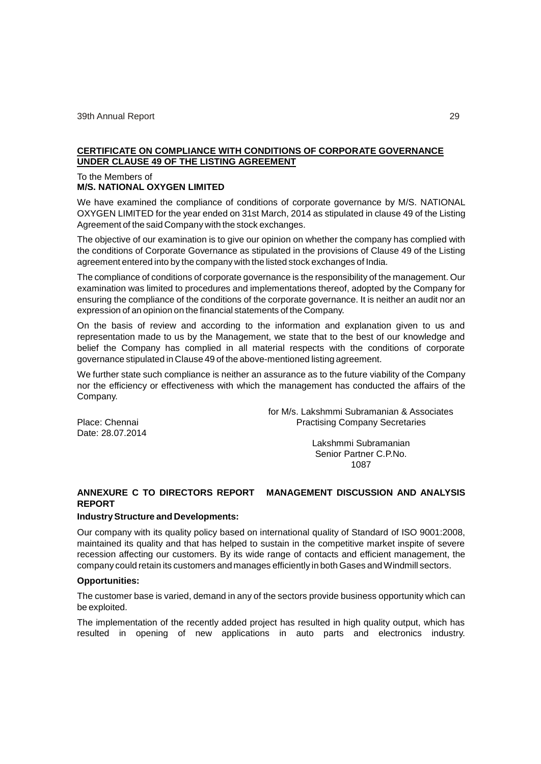## CERTIFICATE ON COMPLIANCE WITH CONDITIONS OF CORPORATE GOVERNANCE UNDER CLAUSE 49 OF THE LISTING AGREEMENT

To the Members of
**M/S. NATIONAL OXYGEN LIMITED**

We have examined the compliance of conditions of corporate governance by M/S. NATIONAL OXYGEN LIMITED for the year ended on 31st March, 2014 as stipulated in clause 49 of the Listing Agreement of the said Company with the stock exchanges.

The objective of our examination is to give our opinion on whether the company has complied with the conditions of Corporate Governance as stipulated in the provisions of Clause 49 of the Listing agreement entered into by the company with the listed stock exchanges of India.

The compliance of conditions of corporate governance is the responsibility of the management. Our examination was limited to procedures and implementations thereof, adopted by the Company for ensuring the compliance of the conditions of the corporate governance. It is neither an audit nor an expression of an opinion on the financial statements of the Company.

On the basis of review and according to the information and explanation given to us and representation made to us by the Management, we state that to the best of our knowledge and belief the Company has complied in all material respects with the conditions of corporate governance stipulated in Clause 49 of the above-mentioned listing agreement.

We further state such compliance is neither an assurance as to the future viability of the Company nor the efficiency or effectiveness with which the management has conducted the affairs of the Company.

for M/s. Lakshmmi Subramanian & Associates
Practising Company Secretaries

Place: Chennai
Date: 28.07.2014

Lakshmmi Subramanian
Senior Partner C.P.No.
1087

## ANNEXURE C TO DIRECTORS REPORT MANAGEMENT DISCUSSION AND ANALYSIS REPORT

**Industry Structure and Developments:**

Our company with its quality policy based on international quality of Standard of ISO 9001:2008, maintained its quality and that has helped to sustain in the competitive market inspite of severe recession affecting our customers. By its wide range of contacts and efficient management, the company could retain its customers and manages efficiently in both Gases and Windmill sectors.

**Opportunities:**

The customer base is varied, demand in any of the sectors provide business opportunity which can be exploited.

The implementation of the recently added project has resulted in high quality output, which has resulted in opening of new applications in auto parts and electronics industry.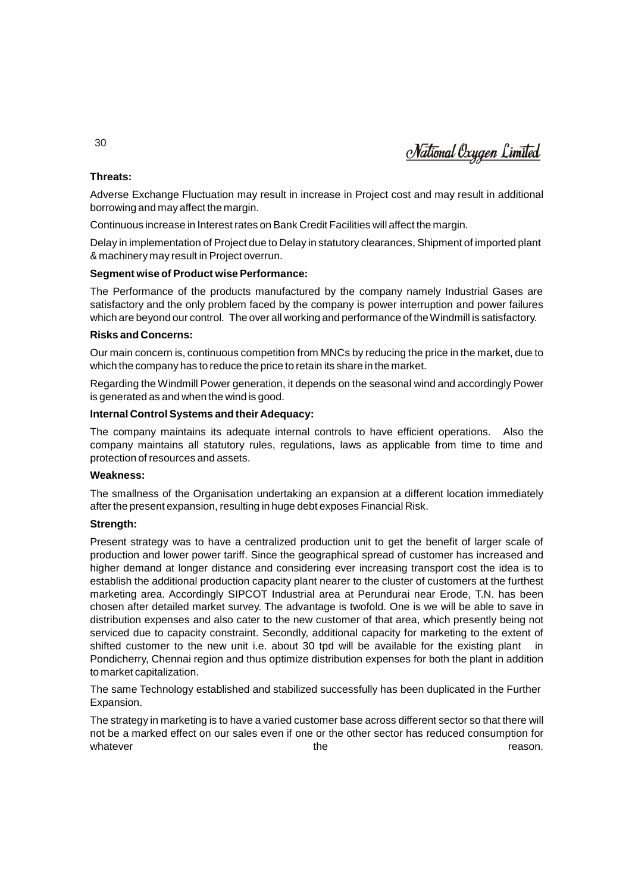**Threats:**

Adverse Exchange Fluctuation may result in increase in Project cost and may result in additional borrowing and may affect the margin.

Continuous increase in Interest rates on Bank Credit Facilities will affect the margin.

Delay in implementation of Project due to Delay in statutory clearances, Shipment of imported plant & machinery may result in Project overrun.

**Segment wise of Product wise Performance:**

The Performance of the products manufactured by the company namely Industrial Gases are satisfactory and the only problem faced by the company is power interruption and power failures which are beyond our control. The over all working and performance of the Windmill is satisfactory.

**Risks and Concerns:**

Our main concern is, continuous competition from MNCs by reducing the price in the market, due to which the company has to reduce the price to retain its share in the market.

Regarding the Windmill Power generation, it depends on the seasonal wind and accordingly Power is generated as and when the wind is good.

**Internal Control Systems and their Adequacy:**

The company maintains its adequate internal controls to have efficient operations. Also the company maintains all statutory rules, regulations, laws as applicable from time to time and protection of resources and assets.

**Weakness:**

The smallness of the Organisation undertaking an expansion at a different location immediately after the present expansion, resulting in huge debt exposes Financial Risk.

**Strength:**

Present strategy was to have a centralized production unit to get the benefit of larger scale of production and lower power tariff. Since the geographical spread of customer has increased and higher demand at longer distance and considering ever increasing transport cost the idea is to establish the additional production capacity plant nearer to the cluster of customers at the furthest marketing area. Accordingly SIPCOT Industrial area at Perundurai near Erode, T.N. has been chosen after detailed market survey. The advantage is twofold. One is we will be able to save in distribution expenses and also cater to the new customer of that area, which presently being not serviced due to capacity constraint. Secondly, additional capacity for marketing to the extent of shifted customer to the new unit i.e. about 30 tpd will be available for the existing plant in Pondicherry, Chennai region and thus optimize distribution expenses for both the plant in addition to market capitalization.

The same Technology established and stabilized successfully has been duplicated in the Further Expansion.

The strategy in marketing is to have a varied customer base across different sector so that there will not be a marked effect on our sales even if one or the other sector has reduced consumption for whatever the reason.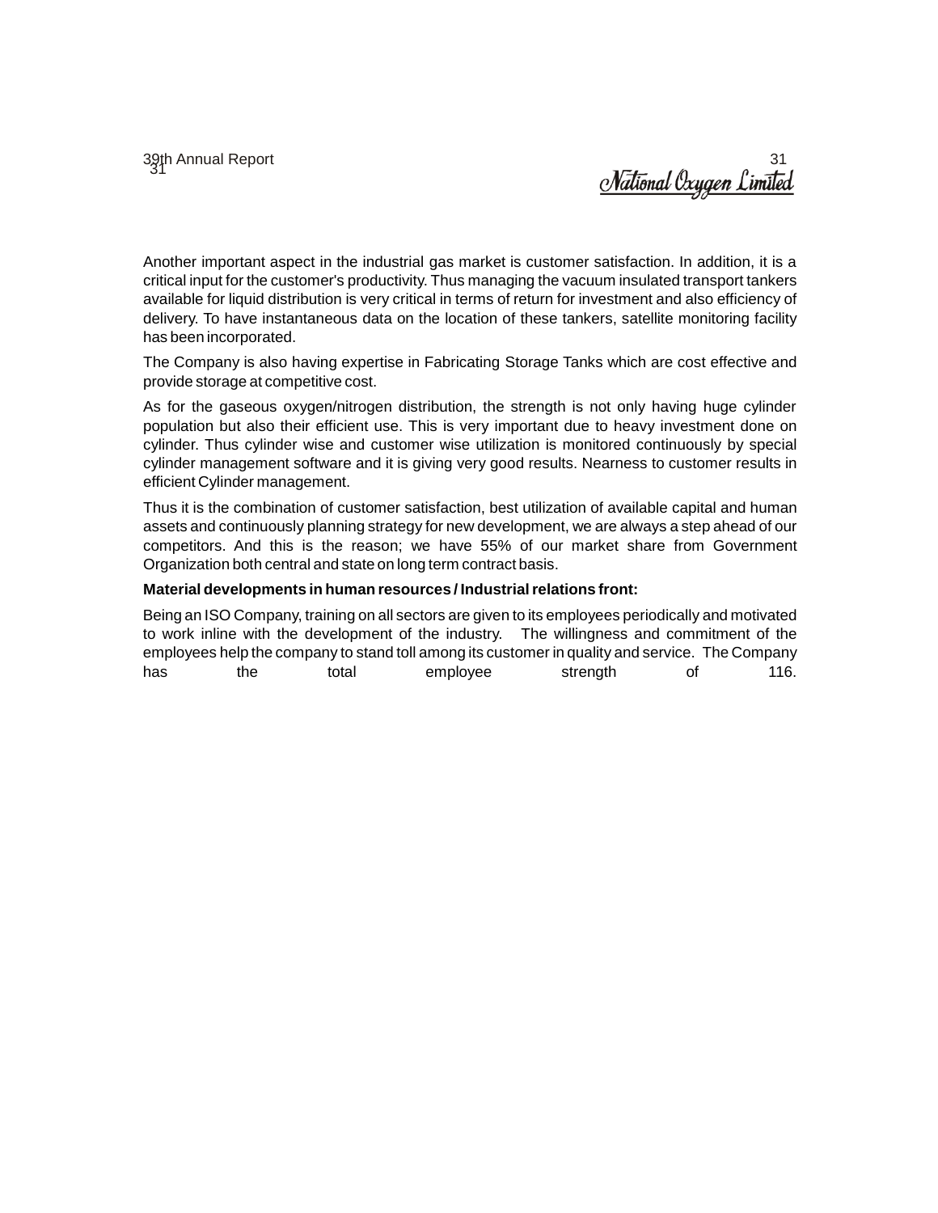Another important aspect in the industrial gas market is customer satisfaction. In addition, it is a critical input for the customer's productivity. Thus managing the vacuum insulated transport tankers available for liquid distribution is very critical in terms of return for investment and also efficiency of delivery. To have instantaneous data on the location of these tankers, satellite monitoring facility has been incorporated.

The Company is also having expertise in Fabricating Storage Tanks which are cost effective and provide storage at competitive cost.

As for the gaseous oxygen/nitrogen distribution, the strength is not only having huge cylinder population but also their efficient use. This is very important due to heavy investment done on cylinder. Thus cylinder wise and customer wise utilization is monitored continuously by special cylinder management software and it is giving very good results. Nearness to customer results in efficient Cylinder management.

Thus it is the combination of customer satisfaction, best utilization of available capital and human assets and continuously planning strategy for new development, we are always a step ahead of our competitors. And this is the reason; we have 55% of our market share from Government Organization both central and state on long term contract basis.

**Material developments in human resources / Industrial relations front:**

Being an ISO Company, training on all sectors are given to its employees periodically and motivated to work inline with the development of the industry. The willingness and commitment of the employees help the company to stand toll among its customer in quality and service. The Company has the total employee strength of 116.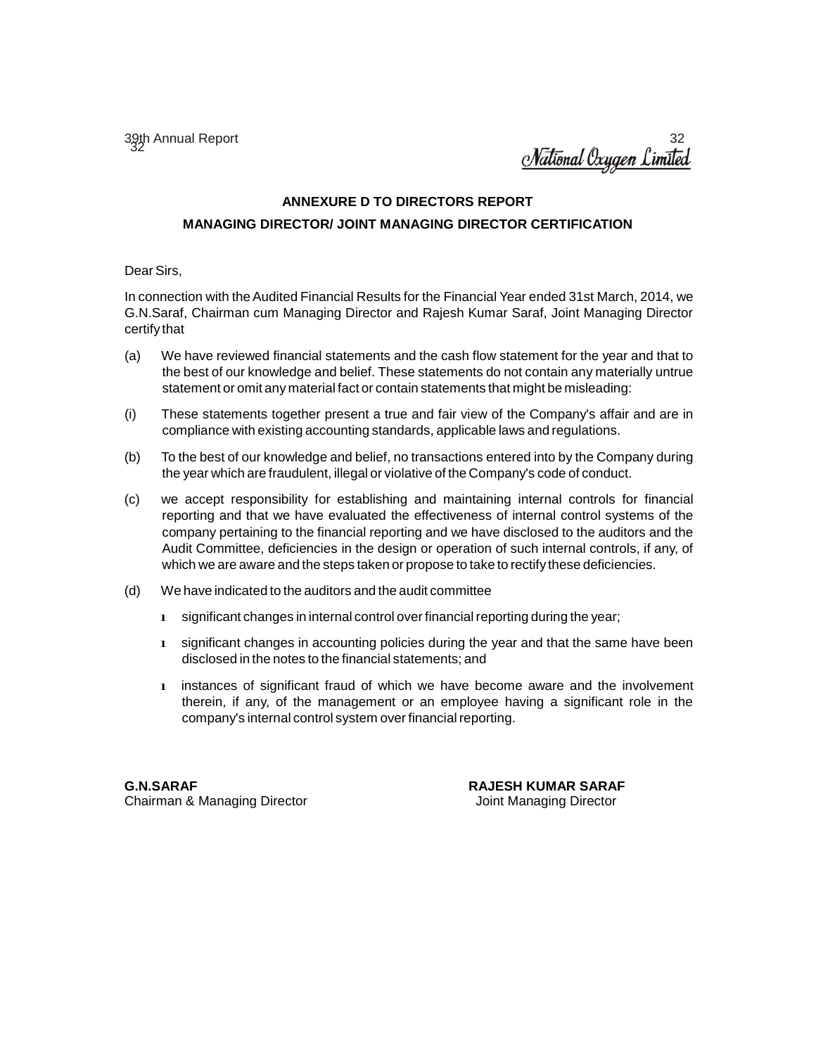## ANNEXURE D TO DIRECTORS REPORT

## MANAGING DIRECTOR/ JOINT MANAGING DIRECTOR CERTIFICATION

Dear Sirs,

In connection with the Audited Financial Results for the Financial Year ended 31st March, 2014, we G.N.Saraf, Chairman cum Managing Director and Rajesh Kumar Saraf, Joint Managing Director certify that

(a) We have reviewed financial statements and the cash flow statement for the year and that to the best of our knowledge and belief. These statements do not contain any materially untrue statement or omit any material fact or contain statements that might be misleading:

(i) These statements together present a true and fair view of the Company's affair and are in compliance with existing accounting standards, applicable laws and regulations.

(b) To the best of our knowledge and belief, no transactions entered into by the Company during the year which are fraudulent, illegal or violative of the Company's code of conduct.

(c) we accept responsibility for establishing and maintaining internal controls for financial reporting and that we have evaluated the effectiveness of internal control systems of the company pertaining to the financial reporting and we have disclosed to the auditors and the Audit Committee, deficiencies in the design or operation of such internal controls, if any, of which we are aware and the steps taken or propose to take to rectify these deficiencies.

(d) We have indicated to the auditors and the audit committee

- significant changes in internal control over financial reporting during the year;
- significant changes in accounting policies during the year and that the same have been disclosed in the notes to the financial statements; and
- instances of significant fraud of which we have become aware and the involvement therein, if any, of the management or an employee having a significant role in the company's internal control system over financial reporting.

**G.N.SARAF**
Chairman & Managing Director

**RAJESH KUMAR SARAF**
Joint Managing Director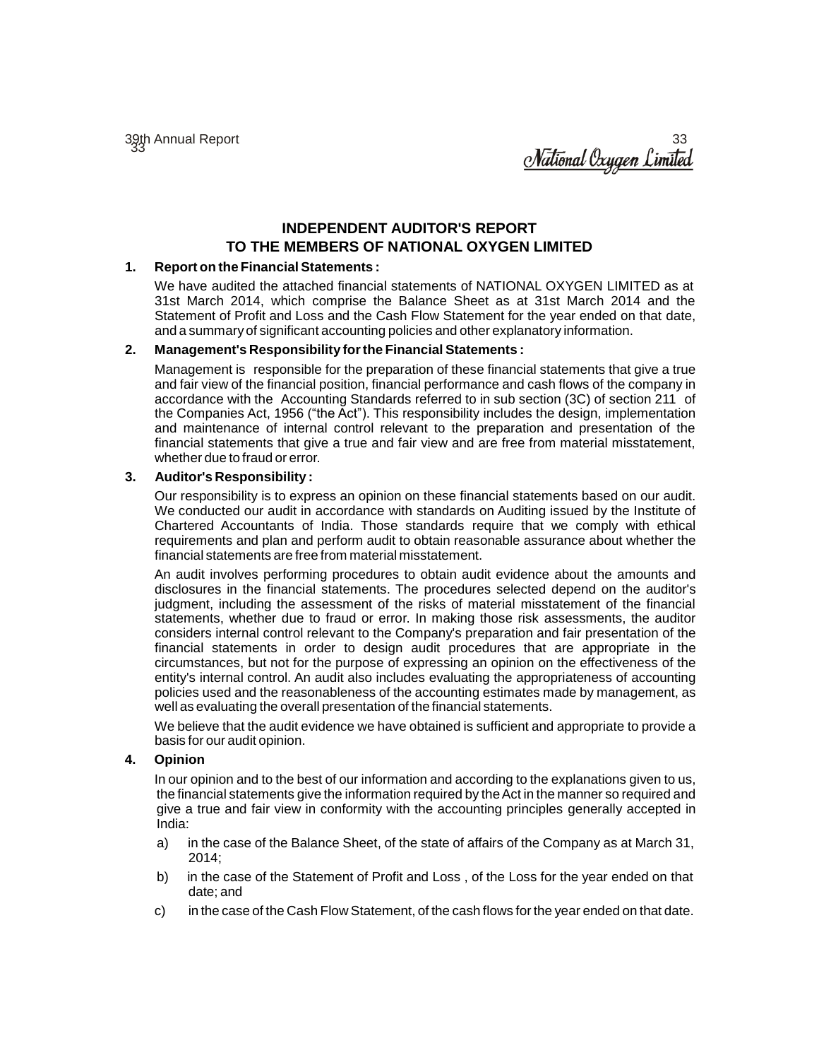# INDEPENDENT AUDITOR'S REPORT
# TO THE MEMBERS OF NATIONAL OXYGEN LIMITED

**1. Report on the Financial Statements :**

We have audited the attached financial statements of NATIONAL OXYGEN LIMITED as at 31st March 2014, which comprise the Balance Sheet as at 31st March 2014 and the Statement of Profit and Loss and the Cash Flow Statement for the year ended on that date, and a summary of significant accounting policies and other explanatory information.

**2. Management's Responsibility for the Financial Statements :**

Management is responsible for the preparation of these financial statements that give a true and fair view of the financial position, financial performance and cash flows of the company in accordance with the Accounting Standards referred to in sub section (3C) of section 211 of the Companies Act, 1956 ("the Act"). This responsibility includes the design, implementation and maintenance of internal control relevant to the preparation and presentation of the financial statements that give a true and fair view and are free from material misstatement, whether due to fraud or error.

**3. Auditor's Responsibility :**

Our responsibility is to express an opinion on these financial statements based on our audit. We conducted our audit in accordance with standards on Auditing issued by the Institute of Chartered Accountants of India. Those standards require that we comply with ethical requirements and plan and perform audit to obtain reasonable assurance about whether the financial statements are free from material misstatement.

An audit involves performing procedures to obtain audit evidence about the amounts and disclosures in the financial statements. The procedures selected depend on the auditor's judgment, including the assessment of the risks of material misstatement of the financial statements, whether due to fraud or error. In making those risk assessments, the auditor considers internal control relevant to the Company's preparation and fair presentation of the financial statements in order to design audit procedures that are appropriate in the circumstances, but not for the purpose of expressing an opinion on the effectiveness of the entity's internal control. An audit also includes evaluating the appropriateness of accounting policies used and the reasonableness of the accounting estimates made by management, as well as evaluating the overall presentation of the financial statements.

We believe that the audit evidence we have obtained is sufficient and appropriate to provide a basis for our audit opinion.

**4. Opinion**

In our opinion and to the best of our information and according to the explanations given to us, the financial statements give the information required by the Act in the manner so required and give a true and fair view in conformity with the accounting principles generally accepted in India:

a) in the case of the Balance Sheet, of the state of affairs of the Company as at March 31, 2014;

b) in the case of the Statement of Profit and Loss , of the Loss for the year ended on that date; and

c) in the case of the Cash Flow Statement, of the cash flows for the year ended on that date.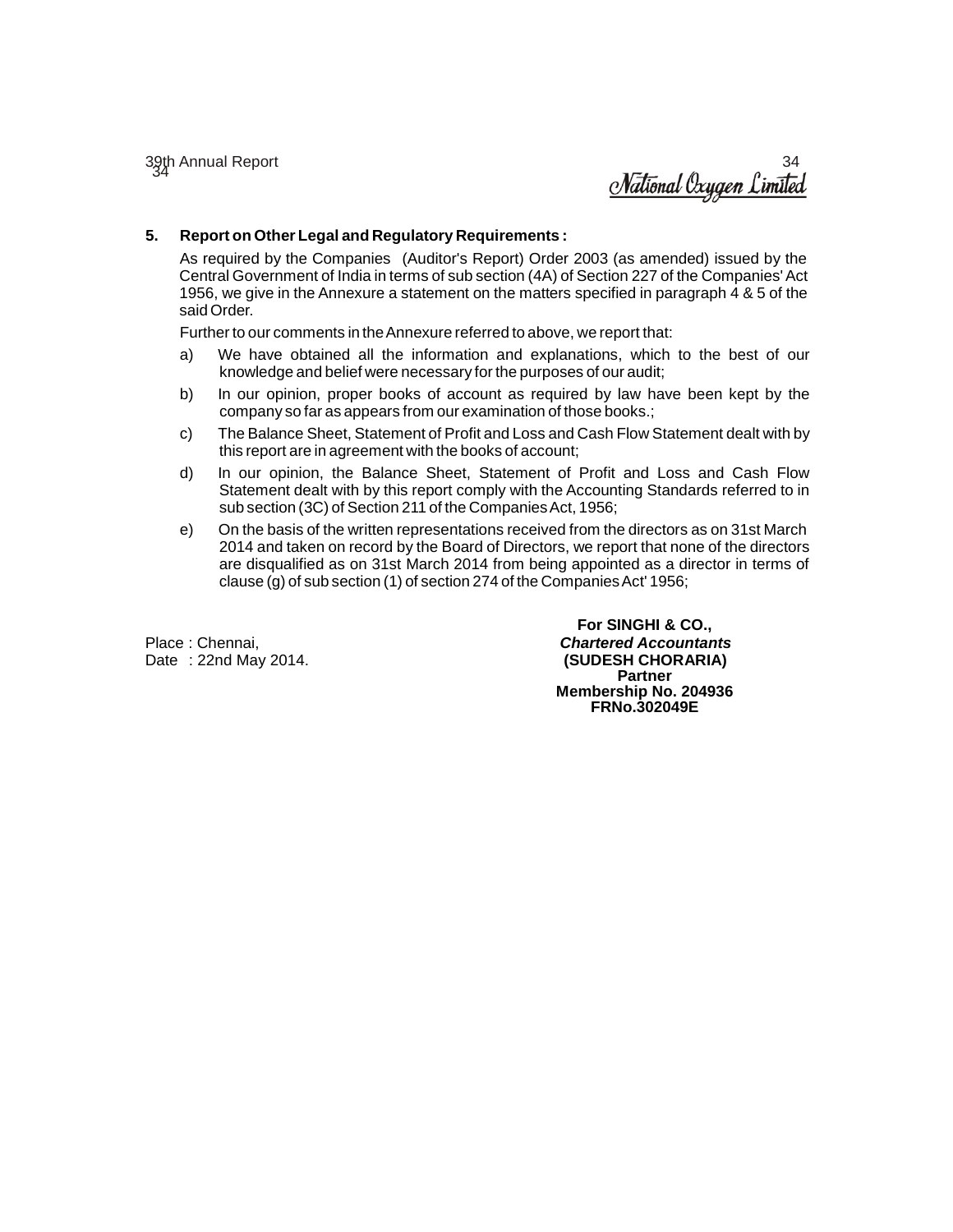## 5. Report on Other Legal and Regulatory Requirements :

As required by the Companies (Auditor's Report) Order 2003 (as amended) issued by the Central Government of India in terms of sub section (4A) of Section 227 of the Companies' Act 1956, we give in the Annexure a statement on the matters specified in paragraph 4 & 5 of the said Order.

Further to our comments in the Annexure referred to above, we report that:

a) We have obtained all the information and explanations, which to the best of our knowledge and belief were necessary for the purposes of our audit;

b) In our opinion, proper books of account as required by law have been kept by the company so far as appears from our examination of those books.;

c) The Balance Sheet, Statement of Profit and Loss and Cash Flow Statement dealt with by this report are in agreement with the books of account;

d) In our opinion, the Balance Sheet, Statement of Profit and Loss and Cash Flow Statement dealt with by this report comply with the Accounting Standards referred to in sub section (3C) of Section 211 of the Companies Act, 1956;

e) On the basis of the written representations received from the directors as on 31st March 2014 and taken on record by the Board of Directors, we report that none of the directors are disqualified as on 31st March 2014 from being appointed as a director in terms of clause (g) of sub section (1) of section 274 of the Companies Act' 1956;

Place : Chennai,
Date : 22nd May 2014.

**For SINGHI & CO.,**
***Chartered Accountants***
**(SUDESH CHORARIA)**
**Partner**
**Membership No. 204936**
**FRNo.302049E**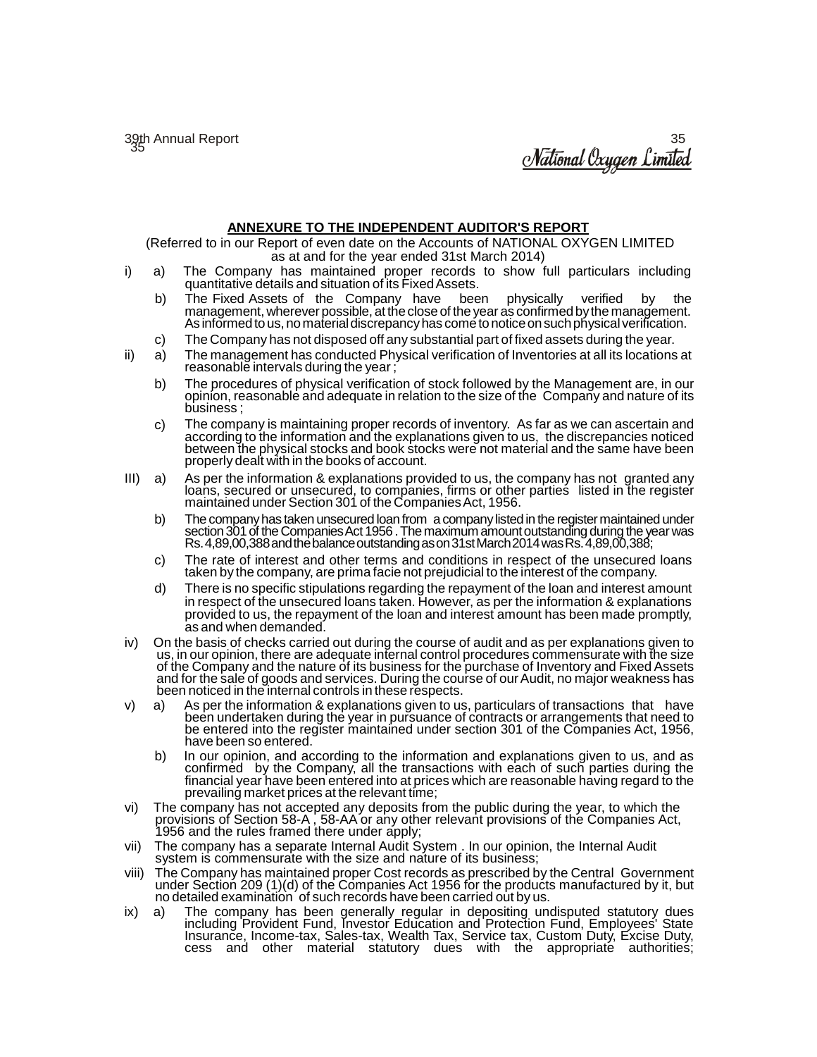## ANNEXURE TO THE INDEPENDENT AUDITOR'S REPORT

(Referred to in our Report of even date on the Accounts of NATIONAL OXYGEN LIMITED as at and for the year ended 31st March 2014)

i) a) The Company has maintained proper records to show full particulars including quantitative details and situation of its Fixed Assets.

b) The Fixed Assets of the Company have been physically verified by the management, wherever possible, at the close of the year as confirmed by the management. As informed to us, no material discrepancy has come to notice on such physical verification.

c) The Company has not disposed off any substantial part of fixed assets during the year.

ii) a) The management has conducted Physical verification of Inventories at all its locations at reasonable intervals during the year ;

b) The procedures of physical verification of stock followed by the Management are, in our opinion, reasonable and adequate in relation to the size of the Company and nature of its business ;

c) The company is maintaining proper records of inventory. As far as we can ascertain and according to the information and the explanations given to us, the discrepancies noticed between the physical stocks and book stocks were not material and the same have been properly dealt with in the books of account.

III) a) As per the information & explanations provided to us, the company has not granted any loans, secured or unsecured, to companies, firms or other parties listed in the register maintained under Section 301 of the Companies Act, 1956.

b) The company has taken unsecured loan from a company listed in the register maintained under section 301 of the Companies Act 1956 . The maximum amount outstanding during the year was Rs. 4,89,00,388 and the balance outstanding as on 31st March 2014 was Rs. 4,89,00,388;

c) The rate of interest and other terms and conditions in respect of the unsecured loans taken by the company, are prima facie not prejudicial to the interest of the company.

d) There is no specific stipulations regarding the repayment of the loan and interest amount in respect of the unsecured loans taken. However, as per the information & explanations provided to us, the repayment of the loan and interest amount has been made promptly, as and when demanded.

iv) On the basis of checks carried out during the course of audit and as per explanations given to us, in our opinion, there are adequate internal control procedures commensurate with the size of the Company and the nature of its business for the purchase of Inventory and Fixed Assets and for the sale of goods and services. During the course of our Audit, no major weakness has been noticed in the internal controls in these respects.

v) a) As per the information & explanations given to us, particulars of transactions that have been undertaken during the year in pursuance of contracts or arrangements that need to be entered into the register maintained under section 301 of the Companies Act, 1956, have been so entered.

b) In our opinion, and according to the information and explanations given to us, and as confirmed by the Company, all the transactions with each of such parties during the financial year have been entered into at prices which are reasonable having regard to the prevailing market prices at the relevant time;

vi) The company has not accepted any deposits from the public during the year, to which the provisions of Section 58-A , 58-AA or any other relevant provisions of the Companies Act, 1956 and the rules framed there under apply;

vii) The company has a separate Internal Audit System . In our opinion, the Internal Audit system is commensurate with the size and nature of its business;

viii) The Company has maintained proper Cost records as prescribed by the Central Government under Section 209 (1)(d) of the Companies Act 1956 for the products manufactured by it, but no detailed examination of such records have been carried out by us.

ix) a) The company has been generally regular in depositing undisputed statutory dues including Provident Fund, Investor Education and Protection Fund, Employees' State Insurance, Income-tax, Sales-tax, Wealth Tax, Service tax, Custom Duty, Excise Duty, cess and other material statutory dues with the appropriate authorities;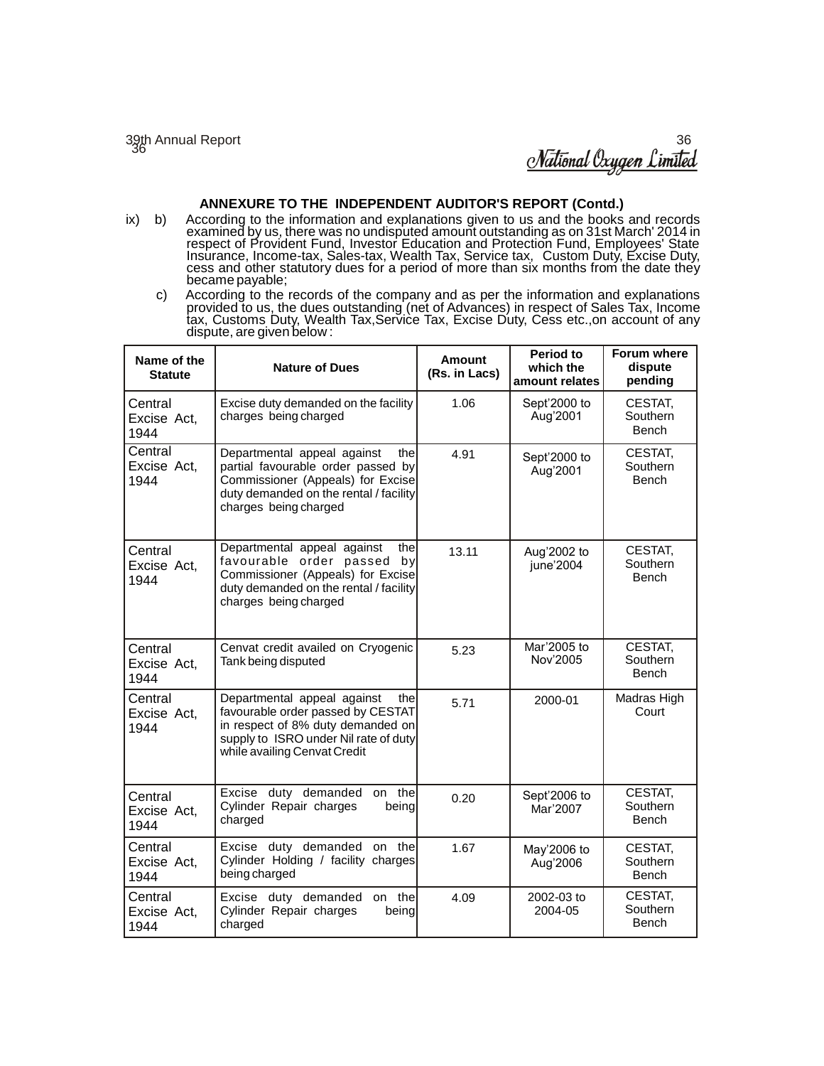## ANNEXURE TO THE INDEPENDENT AUDITOR'S REPORT (Contd.)

ix) b) According to the information and explanations given to us and the books and records examined by us, there was no undisputed amount outstanding as on 31st March' 2014 in respect of Provident Fund, Investor Education and Protection Fund, Employees' State Insurance, Income-tax, Sales-tax, Wealth Tax, Service tax, Custom Duty, Excise Duty, cess and other statutory dues for a period of more than six months from the date they became payable;

c) According to the records of the company and as per the information and explanations provided to us, the dues outstanding (net of Advances) in respect of Sales Tax, Income tax, Customs Duty, Wealth Tax,Service Tax, Excise Duty, Cess etc.,on account of any dispute, are given below :

| Name of the Statute | Nature of Dues | Amount (Rs. in Lacs) | Period to which the amount relates | Forum where dispute pending |
|---|---|---|---|---|
| Central Excise Act, 1944 | Excise duty demanded on the facility charges being charged | 1.06 | Sept'2000 to Aug'2001 | CESTAT, Southern Bench |
| Central Excise Act, 1944 | Departmental appeal against the partial favourable order passed by Commissioner (Appeals) for Excise duty demanded on the rental / facility charges being charged | 4.91 | Sept'2000 to Aug'2001 | CESTAT, Southern Bench |
| Central Excise Act, 1944 | Departmental appeal against the favourable order passed by Commissioner (Appeals) for Excise duty demanded on the rental / facility charges being charged | 13.11 | Aug'2002 to june'2004 | CESTAT, Southern Bench |
| Central Excise Act, 1944 | Cenvat credit availed on Cryogenic Tank being disputed | 5.23 | Mar'2005 to Nov'2005 | CESTAT, Southern Bench |
| Central Excise Act, 1944 | Departmental appeal against the favourable order passed by CESTAT in respect of 8% duty demanded on supply to ISRO under Nil rate of duty while availing Cenvat Credit | 5.71 | 2000-01 | Madras High Court |
| Central Excise Act, 1944 | Excise duty demanded on the Cylinder Repair charges being charged | 0.20 | Sept'2006 to Mar'2007 | CESTAT, Southern Bench |
| Central Excise Act, 1944 | Excise duty demanded on the Cylinder Holding / facility charges being charged | 1.67 | May'2006 to Aug'2006 | CESTAT, Southern Bench |
| Central Excise Act, 1944 | Excise duty demanded on the Cylinder Repair charges being charged | 4.09 | 2002-03 to 2004-05 | CESTAT, Southern Bench |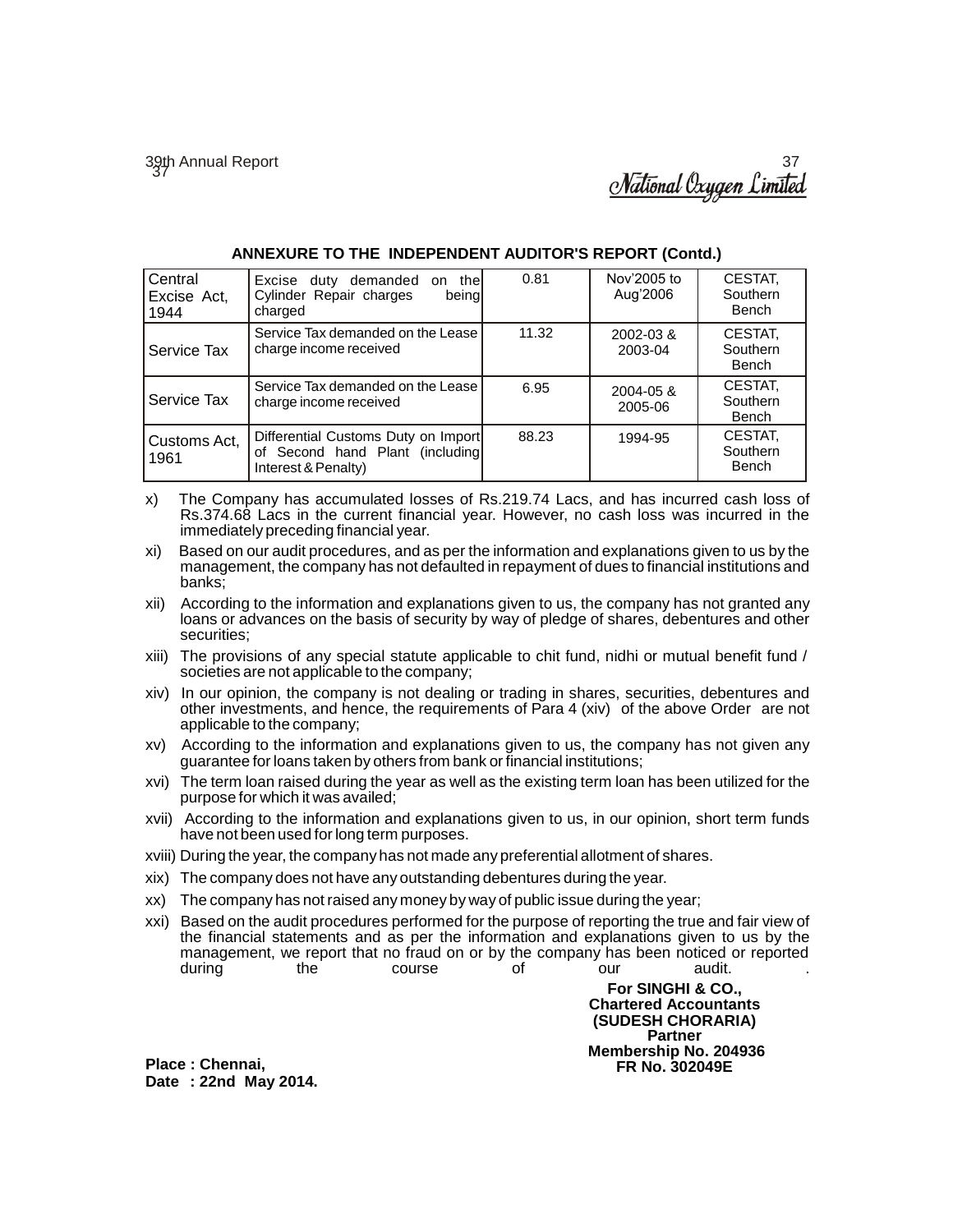## ANNEXURE TO THE INDEPENDENT AUDITOR'S REPORT (Contd.)

| | | | | |
|---|---|---|---|---|
| Central Excise Act, 1944 | Excise duty demanded on the Cylinder Repair charges being charged | 0.81 | Nov'2005 to Aug'2006 | CESTAT, Southern Bench |
| Service Tax | Service Tax demanded on the Lease charge income received | 11.32 | 2002-03 & 2003-04 | CESTAT, Southern Bench |
| Service Tax | Service Tax demanded on the Lease charge income received | 6.95 | 2004-05 & 2005-06 | CESTAT, Southern Bench |
| Customs Act, 1961 | Differential Customs Duty on Import of Second hand Plant (including Interest & Penalty) | 88.23 | 1994-95 | CESTAT, Southern Bench |

x) The Company has accumulated losses of Rs.219.74 Lacs, and has incurred cash loss of Rs.374.68 Lacs in the current financial year. However, no cash loss was incurred in the immediately preceding financial year.

xi) Based on our audit procedures, and as per the information and explanations given to us by the management, the company has not defaulted in repayment of dues to financial institutions and banks;

xii) According to the information and explanations given to us, the company has not granted any loans or advances on the basis of security by way of pledge of shares, debentures and other securities;

xiii) The provisions of any special statute applicable to chit fund, nidhi or mutual benefit fund / societies are not applicable to the company;

xiv) In our opinion, the company is not dealing or trading in shares, securities, debentures and other investments, and hence, the requirements of Para 4 (xiv) of the above Order are not applicable to the company;

xv) According to the information and explanations given to us, the company has not given any guarantee for loans taken by others from bank or financial institutions;

xvi) The term loan raised during the year as well as the existing term loan has been utilized for the purpose for which it was availed;

xvii) According to the information and explanations given to us, in our opinion, short term funds have not been used for long term purposes.

xviii) During the year, the company has not made any preferential allotment of shares.

xix) The company does not have any outstanding debentures during the year.

xx) The company has not raised any money by way of public issue during the year;

xxi) Based on the audit procedures performed for the purpose of reporting the true and fair view of the financial statements and as per the information and explanations given to us by the management, we report that no fraud on or by the company has been noticed or reported during the course of our audit.

**For SINGHI & CO.,**
**Chartered Accountants**
**(SUDESH CHORARIA)**
**Partner**
**Membership No. 204936**
**FR No. 302049E**

**Place : Chennai,**
**Date : 22nd May 2014.**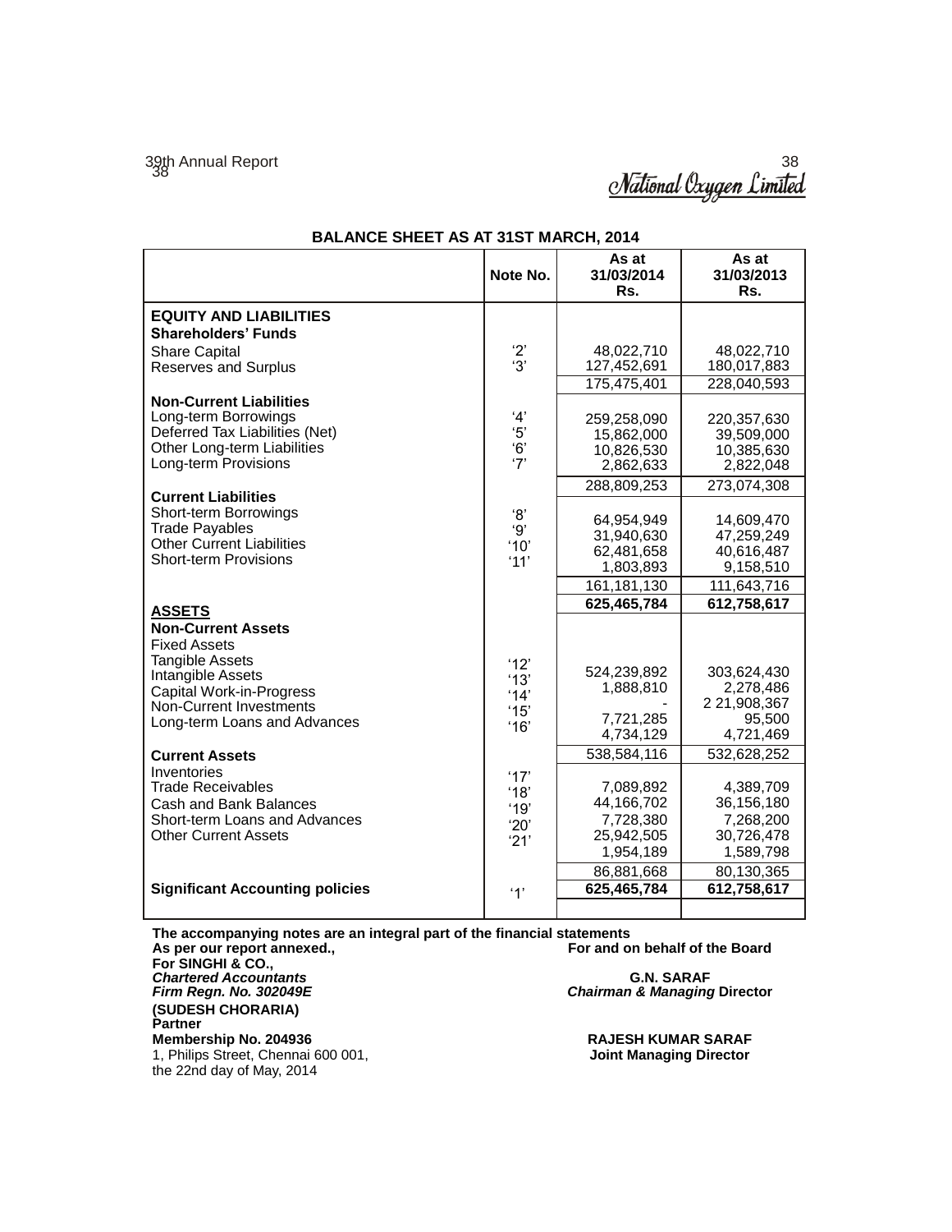## BALANCE SHEET AS AT 31ST MARCH, 2014

| | Note No. | As at 31/03/2014 Rs. | As at 31/03/2013 Rs. |
|---|---|---|---|
| **EQUITY AND LIABILITIES** | | | |
| **Shareholders' Funds** | | | |
| Share Capital | '2' | 48,022,710 | 48,022,710 |
| Reserves and Surplus | '3' | 127,452,691 | 180,017,883 |
| | | 175,475,401 | 228,040,593 |
| **Non-Current Liabilities** | | | |
| Long-term Borrowings | '4' | 259,258,090 | 220,357,630 |
| Deferred Tax Liabilities (Net) | '5' | 15,862,000 | 39,509,000 |
| Other Long-term Liabilities | '6' | 10,826,530 | 10,385,630 |
| Long-term Provisions | '7' | 2,862,633 | 2,822,048 |
| | | 288,809,253 | 273,074,308 |
| **Current Liabilities** | | | |
| Short-term Borrowings | '8' | 64,954,949 | 14,609,470 |
| Trade Payables | '9' | 31,940,630 | 47,259,249 |
| Other Current Liabilities | '10' | 62,481,658 | 40,616,487 |
| Short-term Provisions | '11' | 1,803,893 | 9,158,510 |
| | | 161,181,130 | 111,643,716 |
| | | **625,465,784** | **612,758,617** |
| **ASSETS** | | | |
| **Non-Current Assets** | | | |
| Fixed Assets | | | |
| Tangible Assets | '12' | 524,239,892 | 303,624,430 |
| Intangible Assets | '13' | 1,888,810 | 2,278,486 |
| Capital Work-in-Progress | '14' | - | 2 21,908,367 |
| Non-Current Investments | '15' | 7,721,285 | 95,500 |
| Long-term Loans and Advances | '16' | 4,734,129 | 4,721,469 |
| | | 538,584,116 | 532,628,252 |
| **Current Assets** | | | |
| Inventories | '17' | 7,089,892 | 4,389,709 |
| Trade Receivables | '18' | 44,166,702 | 36,156,180 |
| Cash and Bank Balances | '19' | 7,728,380 | 7,268,200 |
| Short-term Loans and Advances | '20' | 25,942,505 | 30,726,478 |
| Other Current Assets | '21' | 1,954,189 | 1,589,798 |
| | | 86,881,668 | 80,130,365 |
| **Significant Accounting policies** | '1' | **625,465,784** | **612,758,617** |

**The accompanying notes are an integral part of the financial statements**

**As per our report annexed.,**
**For SINGHI & CO.,**
***Chartered Accountants***
***Firm Regn. No. 302049E***
**(SUDESH CHORARIA)**
**Partner**
**Membership No. 204936**
1, Philips Street, Chennai 600 001,
the 22nd day of May, 2014

**For and on behalf of the Board**

**G.N. SARAF**
***Chairman & Managing* Director**

**RAJESH KUMAR SARAF**
**Joint Managing Director**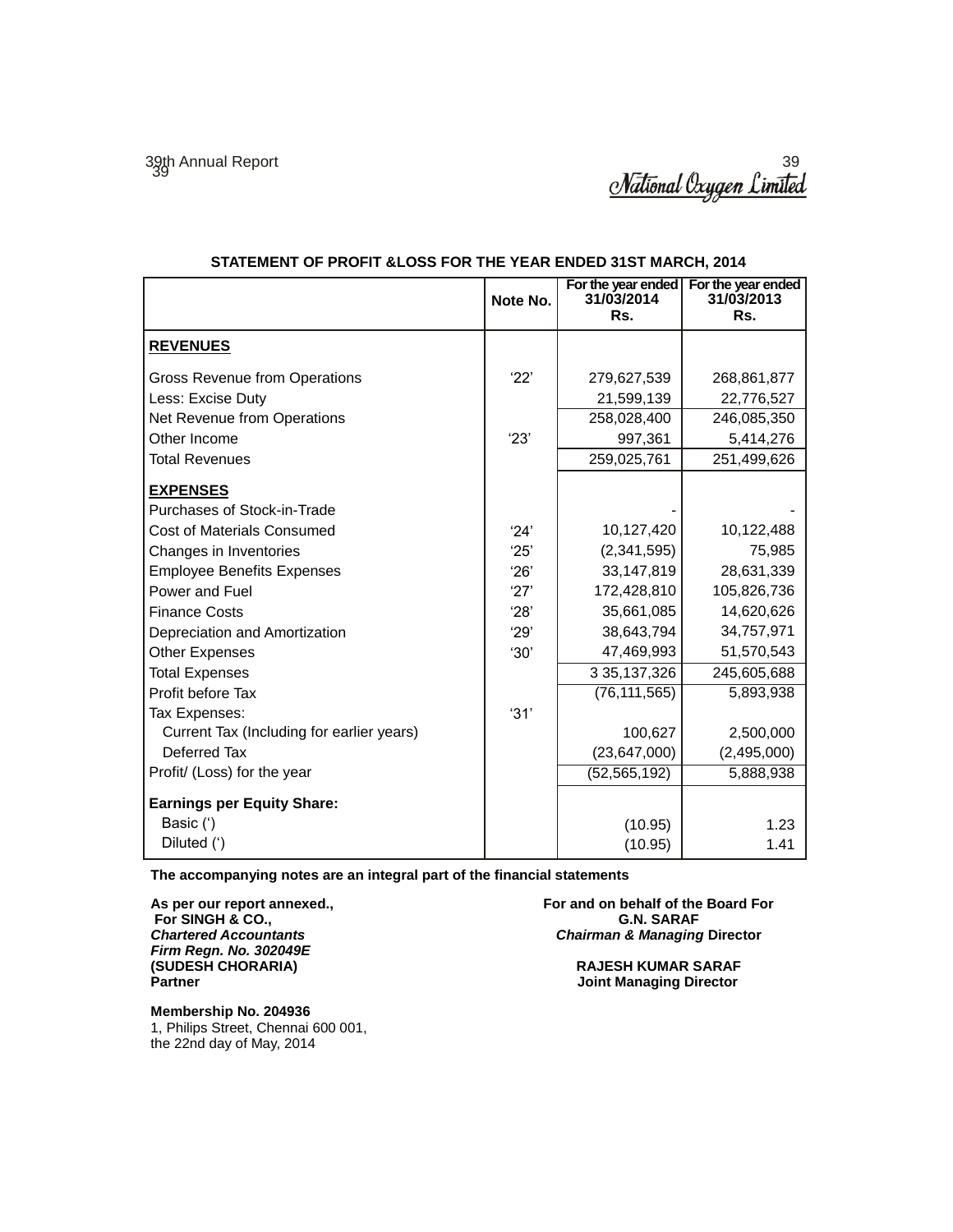## STATEMENT OF PROFIT &LOSS FOR THE YEAR ENDED 31ST MARCH, 2014

| | Note No. | For the year ended 31/03/2014 Rs. | For the year ended 31/03/2013 Rs. |
|---|---|---|---|
| **REVENUES** | | | |
| Gross Revenue from Operations | '22' | 279,627,539 | 268,861,877 |
| Less: Excise Duty | | 21,599,139 | 22,776,527 |
| Net Revenue from Operations | | 258,028,400 | 246,085,350 |
| Other Income | '23' | 997,361 | 5,414,276 |
| Total Revenues | | 259,025,761 | 251,499,626 |
| **EXPENSES** | | | |
| Purchases of Stock-in-Trade | | - | - |
| Cost of Materials Consumed | '24' | 10,127,420 | 10,122,488 |
| Changes in Inventories | '25' | (2,341,595) | 75,985 |
| Employee Benefits Expenses | '26' | 33,147,819 | 28,631,339 |
| Power and Fuel | '27' | 172,428,810 | 105,826,736 |
| Finance Costs | '28' | 35,661,085 | 14,620,626 |
| Depreciation and Amortization | '29' | 38,643,794 | 34,757,971 |
| Other Expenses | '30' | 47,469,993 | 51,570,543 |
| Total Expenses | | 3 35,137,326 | 245,605,688 |
| Profit before Tax | | (76,111,565) | 5,893,938 |
| Tax Expenses: | '31' | | |
| Current Tax (Including for earlier years) | | 100,627 | 2,500,000 |
| Deferred Tax | | (23,647,000) | (2,495,000) |
| Profit/ (Loss) for the year | | (52,565,192) | 5,888,938 |
| **Earnings per Equity Share:** | | | |
| Basic (') | | (10.95) | 1.23 |
| Diluted (') | | (10.95) | 1.41 |

**The accompanying notes are an integral part of the financial statements**

**As per our report annexed.,**
**For SINGH & CO.,**
***Chartered Accountants***
***Firm Regn. No. 302049E***
**(SUDESH CHORARIA)**
**Partner**

**Membership No. 204936**
1, Philips Street, Chennai 600 001,
the 22nd day of May, 2014

**For and on behalf of the Board For**
**G.N. SARAF**
***Chairman & Managing* Director**

**RAJESH KUMAR SARAF**
**Joint Managing Director**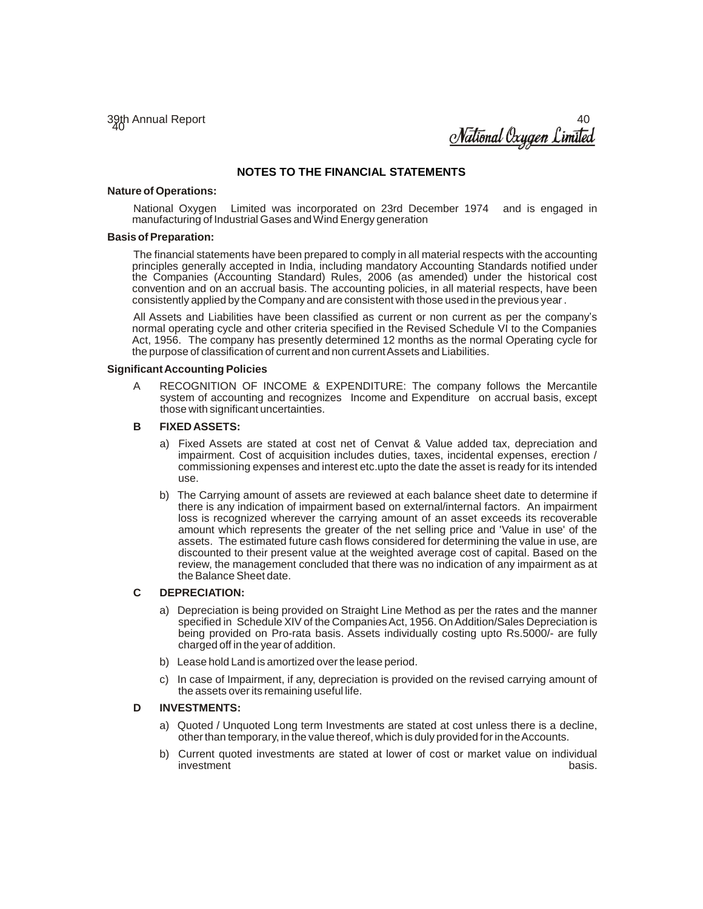## NOTES TO THE FINANCIAL STATEMENTS

**Nature of Operations:**

National Oxygen Limited was incorporated on 23rd December 1974 and is engaged in manufacturing of Industrial Gases and Wind Energy generation

**Basis of Preparation:**

The financial statements have been prepared to comply in all material respects with the accounting principles generally accepted in India, including mandatory Accounting Standards notified under the Companies (Accounting Standard) Rules, 2006 (as amended) under the historical cost convention and on an accrual basis. The accounting policies, in all material respects, have been consistently applied by the Company and are consistent with those used in the previous year .

All Assets and Liabilities have been classified as current or non current as per the company's normal operating cycle and other criteria specified in the Revised Schedule VI to the Companies Act, 1956. The company has presently determined 12 months as the normal Operating cycle for the purpose of classification of current and non current Assets and Liabilities.

**Significant Accounting Policies**

A RECOGNITION OF INCOME & EXPENDITURE: The company follows the Mercantile system of accounting and recognizes Income and Expenditure on accrual basis, except those with significant uncertainties.

**B FIXED ASSETS:**

a) Fixed Assets are stated at cost net of Cenvat & Value added tax, depreciation and impairment. Cost of acquisition includes duties, taxes, incidental expenses, erection / commissioning expenses and interest etc.upto the date the asset is ready for its intended use.

b) The Carrying amount of assets are reviewed at each balance sheet date to determine if there is any indication of impairment based on external/internal factors. An impairment loss is recognized wherever the carrying amount of an asset exceeds its recoverable amount which represents the greater of the net selling price and 'Value in use' of the assets. The estimated future cash flows considered for determining the value in use, are discounted to their present value at the weighted average cost of capital. Based on the review, the management concluded that there was no indication of any impairment as at the Balance Sheet date.

**C DEPRECIATION:**

a) Depreciation is being provided on Straight Line Method as per the rates and the manner specified in Schedule XIV of the Companies Act, 1956. On Addition/Sales Depreciation is being provided on Pro-rata basis. Assets individually costing upto Rs.5000/- are fully charged off in the year of addition.

b) Lease hold Land is amortized over the lease period.

c) In case of Impairment, if any, depreciation is provided on the revised carrying amount of the assets over its remaining useful life.

**D INVESTMENTS:**

a) Quoted / Unquoted Long term Investments are stated at cost unless there is a decline, other than temporary, in the value thereof, which is duly provided for in the Accounts.

b) Current quoted investments are stated at lower of cost or market value on individual investment basis.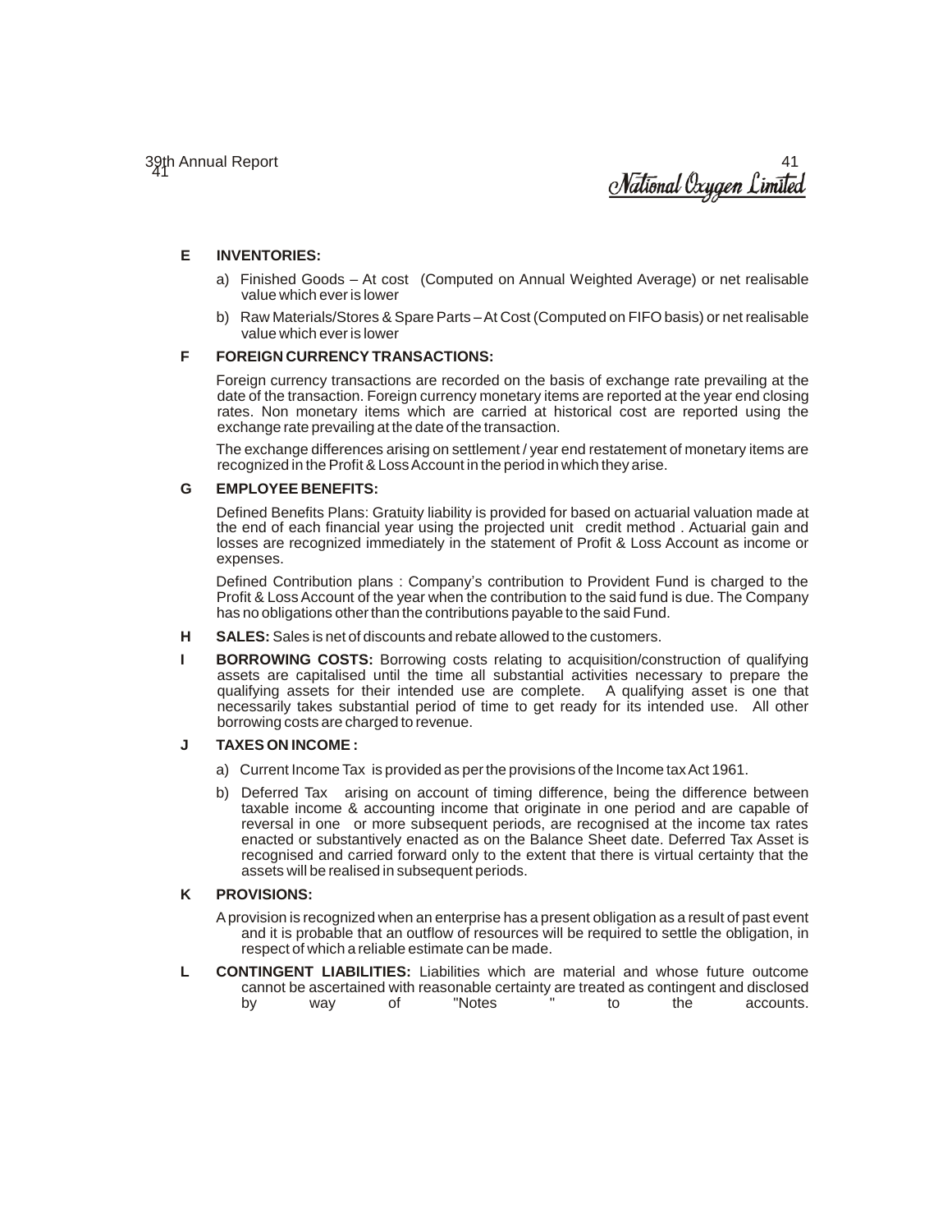**E INVENTORIES:**

a) Finished Goods – At cost (Computed on Annual Weighted Average) or net realisable value which ever is lower

b) Raw Materials/Stores & Spare Parts – At Cost (Computed on FIFO basis) or net realisable value which ever is lower

**F FOREIGN CURRENCY TRANSACTIONS:**

Foreign currency transactions are recorded on the basis of exchange rate prevailing at the date of the transaction. Foreign currency monetary items are reported at the year end closing rates. Non monetary items which are carried at historical cost are reported using the exchange rate prevailing at the date of the transaction.

The exchange differences arising on settlement / year end restatement of monetary items are recognized in the Profit & Loss Account in the period in which they arise.

**G EMPLOYEE BENEFITS:**

Defined Benefits Plans: Gratuity liability is provided for based on actuarial valuation made at the end of each financial year using the projected unit credit method . Actuarial gain and losses are recognized immediately in the statement of Profit & Loss Account as income or expenses.

Defined Contribution plans : Company's contribution to Provident Fund is charged to the Profit & Loss Account of the year when the contribution to the said fund is due. The Company has no obligations other than the contributions payable to the said Fund.

**H SALES:** Sales is net of discounts and rebate allowed to the customers.

**I BORROWING COSTS:** Borrowing costs relating to acquisition/construction of qualifying assets are capitalised until the time all substantial activities necessary to prepare the qualifying assets for their intended use are complete. A qualifying asset is one that necessarily takes substantial period of time to get ready for its intended use. All other borrowing costs are charged to revenue.

**J TAXES ON INCOME :**

a) Current Income Tax is provided as per the provisions of the Income tax Act 1961.

b) Deferred Tax arising on account of timing difference, being the difference between taxable income & accounting income that originate in one period and are capable of reversal in one or more subsequent periods, are recognised at the income tax rates enacted or substantively enacted as on the Balance Sheet date. Deferred Tax Asset is recognised and carried forward only to the extent that there is virtual certainty that the assets will be realised in subsequent periods.

**K PROVISIONS:**

A provision is recognized when an enterprise has a present obligation as a result of past event and it is probable that an outflow of resources will be required to settle the obligation, in respect of which a reliable estimate can be made.

**L CONTINGENT LIABILITIES:** Liabilities which are material and whose future outcome cannot be ascertained with reasonable certainty are treated as contingent and disclosed by way of "Notes " to the accounts.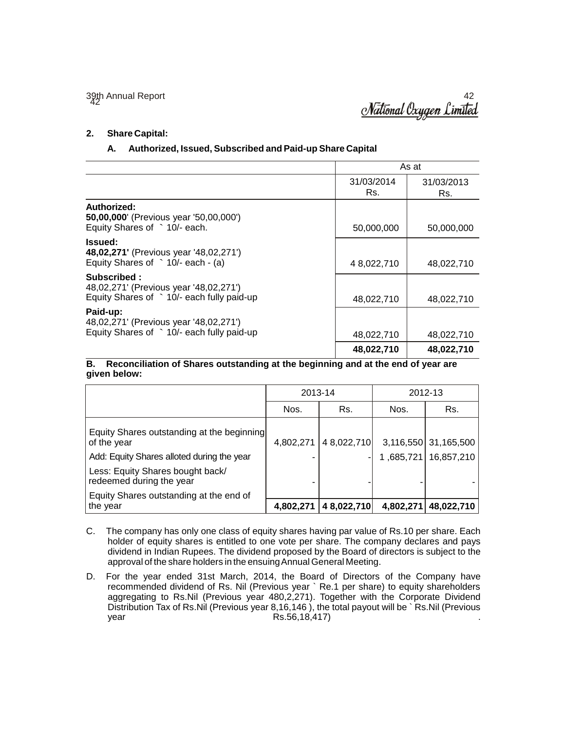## 2. Share Capital:

### A. Authorized, Issued, Subscribed and Paid-up Share Capital

| | As at | |
|---|---|---|
| | 31/03/2014 Rs. | 31/03/2013 Rs. |
| **Authorized:** **50,00,000**' (Previous year '50,00,000') Equity Shares of ` 10/- each. | 50,000,000 | 50,000,000 |
| **Issued:** **48,02,271'** (Previous year '48,02,271') Equity Shares of ` 10/- each - (a) | 4 8,022,710 | 48,022,710 |
| **Subscribed :** 48,02,271' (Previous year '48,02,271') Equity Shares of ` 10/- each fully paid-up | 48,022,710 | 48,022,710 |
| **Paid-up:** 48,02,271' (Previous year '48,02,271') Equity Shares of ` 10/- each fully paid-up | 48,022,710 | 48,022,710 |
| | **48,022,710** | **48,022,710** |

**B. Reconciliation of Shares outstanding at the beginning and at the end of year are given below:**

| | 2013-14 | | 2012-13 | |
|---|---|---|---|---|
| | Nos. | Rs. | Nos. | Rs. |
| Equity Shares outstanding at the beginning of the year | 4,802,271 | 4 8,022,710 | 3,116,550 | 31,165,500 |
| Add: Equity Shares alloted during the year | - | - | 1 ,685,721 | 16,857,210 |
| Less: Equity Shares bought back/ redeemed during the year | - | - | - | - |
| Equity Shares outstanding at the end of the year | **4,802,271** | **4 8,022,710** | **4,802,271** | **48,022,710** |

C. The company has only one class of equity shares having par value of Rs.10 per share. Each holder of equity shares is entitled to one vote per share. The company declares and pays dividend in Indian Rupees. The dividend proposed by the Board of directors is subject to the approval of the share holders in the ensuing Annual General Meeting.

D. For the year ended 31st March, 2014, the Board of Directors of the Company have recommended dividend of Rs. Nil (Previous year ` Re.1 per share) to equity shareholders aggregating to Rs.Nil (Previous year 480,2,271). Together with the Corporate Dividend Distribution Tax of Rs.Nil (Previous year 8,16,146 ), the total payout will be ` Rs.Nil (Previous year Rs.56,18,417) .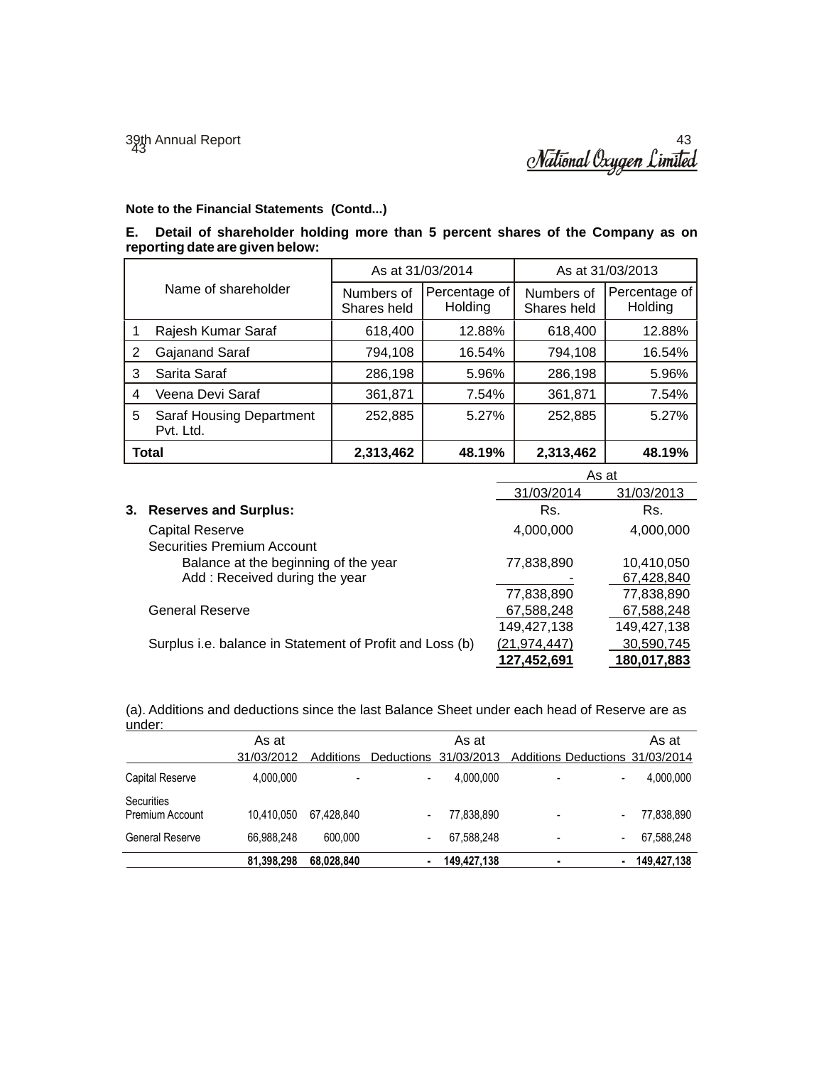**Note to the Financial Statements (Contd...)**

**E. Detail of shareholder holding more than 5 percent shares of the Company as on reporting date are given below:**

| Name of shareholder | | As at 31/03/2014 | | As at 31/03/2013 | |
|---|---|---|---|---|---|
| | | Numbers of Shares held | Percentage of Holding | Numbers of Shares held | Percentage of Holding |
| 1 | Rajesh Kumar Saraf | 618,400 | 12.88% | 618,400 | 12.88% |
| 2 | Gajanand Saraf | 794,108 | 16.54% | 794,108 | 16.54% |
| 3 | Sarita Saraf | 286,198 | 5.96% | 286,198 | 5.96% |
| 4 | Veena Devi Saraf | 361,871 | 7.54% | 361,871 | 7.54% |
| 5 | Saraf Housing Department Pvt. Ltd. | 252,885 | 5.27% | 252,885 | 5.27% |
| **Total** | | **2,313,462** | **48.19%** | **2,313,462** | **48.19%** |

| | As at 31/03/2014 | As at 31/03/2013 |
|---|---|---|
| **3. Reserves and Surplus:** | Rs. | Rs. |
| Capital Reserve | 4,000,000 | 4,000,000 |
| Securities Premium Account | | |
| Balance at the beginning of the year | 77,838,890 | 10,410,050 |
| Add : Received during the year | - | 67,428,840 |
| | 77,838,890 | 77,838,890 |
| General Reserve | 67,588,248 | 67,588,248 |
| | 149,427,138 | 149,427,138 |
| Surplus i.e. balance in Statement of Profit and Loss (b) | (21,974,447) | 30,590,745 |
| | **127,452,691** | **180,017,883** |

(a). Additions and deductions since the last Balance Sheet under each head of Reserve are as under:

| | As at 31/03/2012 | Additions | Deductions | As at 31/03/2013 | Additions | Deductions | As at 31/03/2014 |
|---|---|---|---|---|---|---|---|
| Capital Reserve | 4,000,000 | - | - | 4,000,000 | - | - | 4,000,000 |
| Securities Premium Account | 10,410,050 | 67,428,840 | - | 77,838,890 | - | - | 77,838,890 |
| General Reserve | 66,988,248 | 600,000 | - | 67,588,248 | - | - | 67,588,248 |
| | **81,398,298** | **68,028,840** | **-** | **149,427,138** | **-** | **-** | **149,427,138** |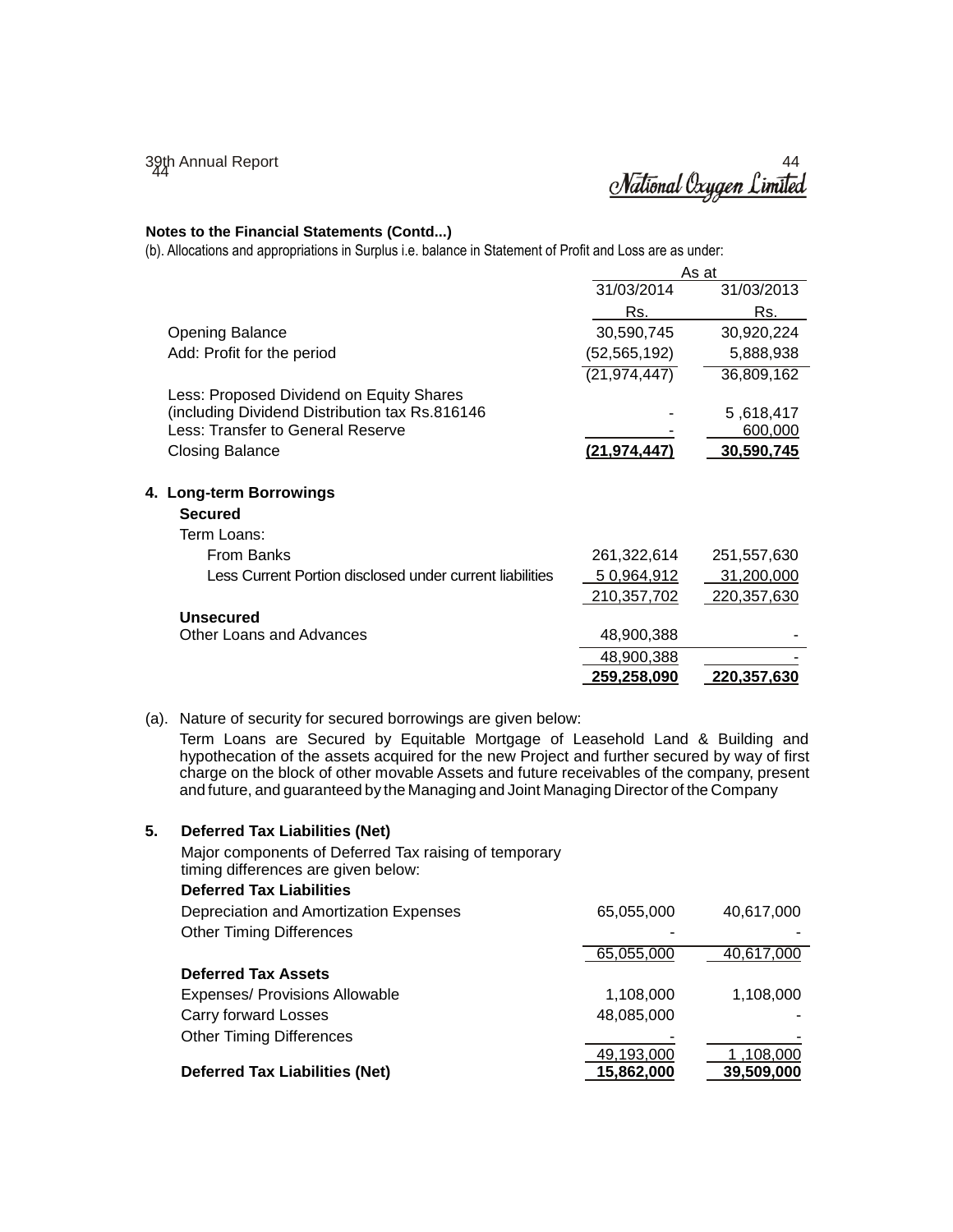**Notes to the Financial Statements (Contd...)**

(b). Allocations and appropriations in Surplus i.e. balance in Statement of Profit and Loss are as under:

| | As at | |
|---|---|---|
| | 31/03/2014 | 31/03/2013 |
| | Rs. | Rs. |
| Opening Balance | 30,590,745 | 30,920,224 |
| Add: Profit for the period | (52,565,192) | 5,888,938 |
| | (21,974,447) | 36,809,162 |
| Less: Proposed Dividend on Equity Shares (including Dividend Distribution tax Rs.816146 | - | 5 ,618,417 |
| Less: Transfer to General Reserve | - | 600,000 |
| Closing Balance | **(21,974,447)** | **30,590,745** |

## 4. Long-term Borrowings

| | 31/03/2014 | 31/03/2013 |
|---|---|---|
| **Secured** | | |
| Term Loans: | | |
| From Banks | 261,322,614 | 251,557,630 |
| Less Current Portion disclosed under current liabilities | 5 0,964,912 | 31,200,000 |
| | 210,357,702 | 220,357,630 |
| **Unsecured** | | |
| Other Loans and Advances | 48,900,388 | - |
| | 48,900,388 | - |
| | **259,258,090** | **220,357,630** |

(a). Nature of security for secured borrowings are given below:

Term Loans are Secured by Equitable Mortgage of Leasehold Land & Building and hypothecation of the assets acquired for the new Project and further secured by way of first charge on the block of other movable Assets and future receivables of the company, present and future, and guaranteed by the Managing and Joint Managing Director of the Company

## 5. Deferred Tax Liabilities (Net)

Major components of Deferred Tax raising of temporary timing differences are given below:

| | 31/03/2014 | 31/03/2013 |
|---|---|---|
| **Deferred Tax Liabilities** | | |
| Depreciation and Amortization Expenses | 65,055,000 | 40,617,000 |
| Other Timing Differences | - | - |
| | 65,055,000 | 40,617,000 |
| **Deferred Tax Assets** | | |
| Expenses/ Provisions Allowable | 1,108,000 | 1,108,000 |
| Carry forward Losses | 48,085,000 | - |
| Other Timing Differences | - | - |
| | 49,193,000 | 1 ,108,000 |
| **Deferred Tax Liabilities (Net)** | **15,862,000** | **39,509,000** |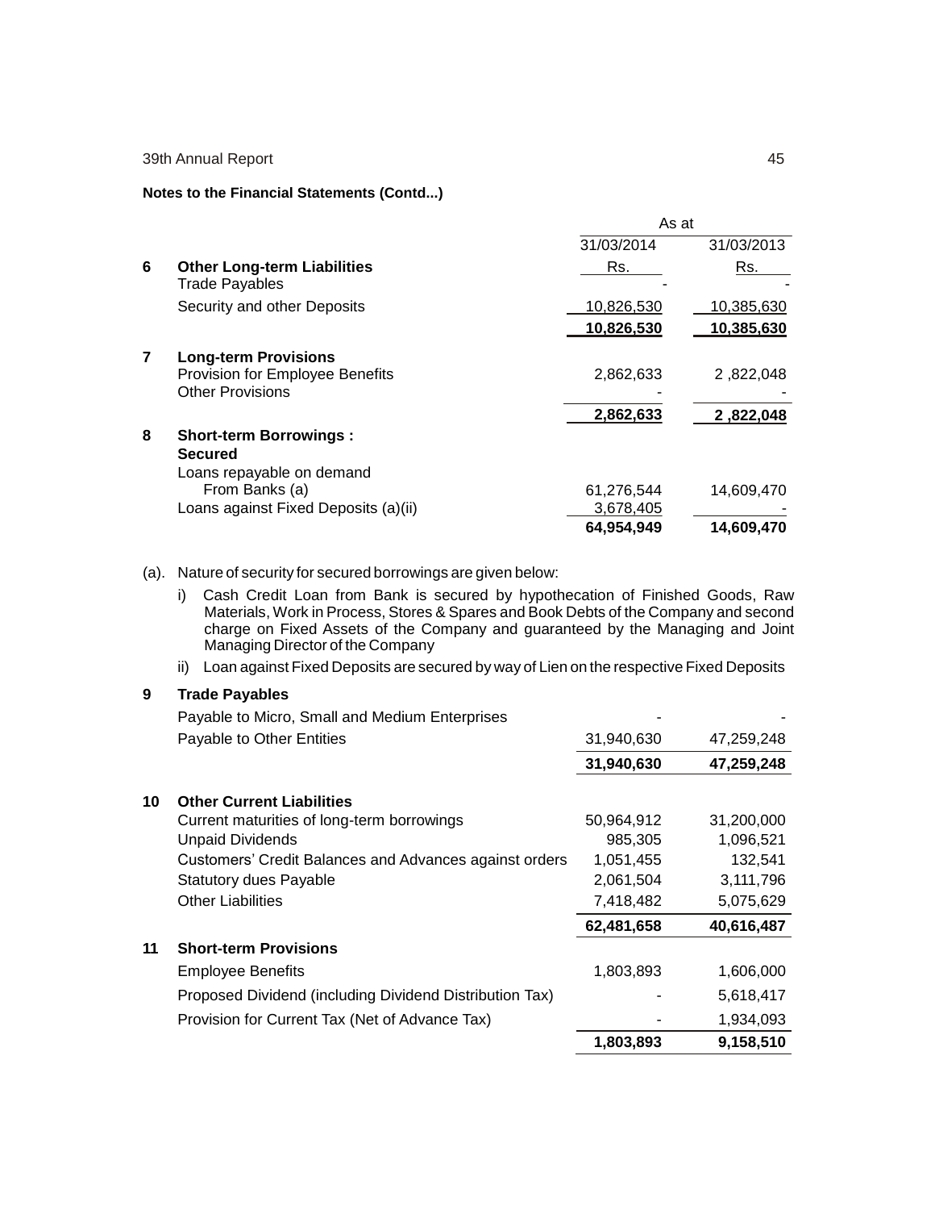**Notes to the Financial Statements (Contd...)**

| | | As at | |
|---|---|---|---|
| | | 31/03/2014 | 31/03/2013 |
| **6** | **Other Long-term Liabilities** | Rs. | Rs. |
| | Trade Payables | - | - |
| | Security and other Deposits | 10,826,530 | 10,385,630 |
| | | **10,826,530** | **10,385,630** |
| **7** | **Long-term Provisions** | | |
| | Provision for Employee Benefits | 2,862,633 | 2 ,822,048 |
| | Other Provisions | - | - |
| | | **2,862,633** | **2 ,822,048** |
| **8** | **Short-term Borrowings :** | | |
| | **Secured** | | |
| | Loans repayable on demand | | |
| | From Banks (a) | 61,276,544 | 14,609,470 |
| | Loans against Fixed Deposits (a)(ii) | 3,678,405 | - |
| | | **64,954,949** | **14,609,470** |

(a). Nature of security for secured borrowings are given below:

i) Cash Credit Loan from Bank is secured by hypothecation of Finished Goods, Raw Materials, Work in Process, Stores & Spares and Book Debts of the Company and second charge on Fixed Assets of the Company and guaranteed by the Managing and Joint Managing Director of the Company

ii) Loan against Fixed Deposits are secured by way of Lien on the respective Fixed Deposits

| | | 31/03/2014 | 31/03/2013 |
|---|---|---|---|
| **9** | **Trade Payables** | | |
| | Payable to Micro, Small and Medium Enterprises | - | - |
| | Payable to Other Entities | 31,940,630 | 47,259,248 |
| | | **31,940,630** | **47,259,248** |
| **10** | **Other Current Liabilities** | | |
| | Current maturities of long-term borrowings | 50,964,912 | 31,200,000 |
| | Unpaid Dividends | 985,305 | 1,096,521 |
| | Customers' Credit Balances and Advances against orders | 1,051,455 | 132,541 |
| | Statutory dues Payable | 2,061,504 | 3,111,796 |
| | Other Liabilities | 7,418,482 | 5,075,629 |
| | | **62,481,658** | **40,616,487** |
| **11** | **Short-term Provisions** | | |
| | Employee Benefits | 1,803,893 | 1,606,000 |
| | Proposed Dividend (including Dividend Distribution Tax) | - | 5,618,417 |
| | Provision for Current Tax (Net of Advance Tax) | - | 1,934,093 |
| | | **1,803,893** | **9,158,510** |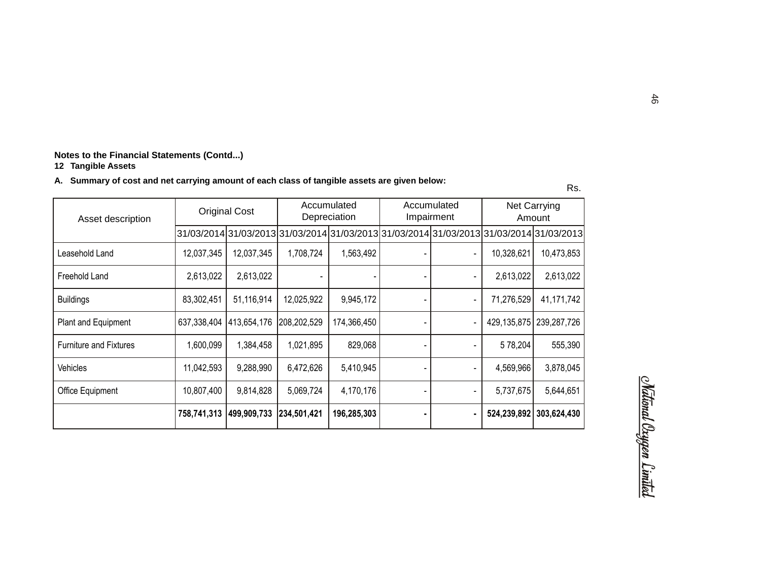Notes to the Financial Statements (Contd...)

**12 Tangible Assets**

**A. Summary of cost and net carrying amount of each class of tangible assets are given below:**

Rs.

| Asset description | Original Cost | | Accumulated Depreciation | | Accumulated Impairment | | Net Carrying Amount | |
|---|---|---|---|---|---|---|---|---|
| | 31/03/2014 | 31/03/2013 | 31/03/2014 | 31/03/2013 | 31/03/2014 | 31/03/2013 | 31/03/2014 | 31/03/2013 |
| Leasehold Land | 12,037,345 | 12,037,345 | 1,708,724 | 1,563,492 | - | - | 10,328,621 | 10,473,853 |
| Freehold Land | 2,613,022 | 2,613,022 | - | - | - | - | 2,613,022 | 2,613,022 |
| Buildings | 83,302,451 | 51,116,914 | 12,025,922 | 9,945,172 | - | - | 71,276,529 | 41,171,742 |
| Plant and Equipment | 637,338,404 | 413,654,176 | 208,202,529 | 174,366,450 | - | - | 429,135,875 | 239,287,726 |
| Furniture and Fixtures | 1,600,099 | 1,384,458 | 1,021,895 | 829,068 | - | - | 5 78,204 | 555,390 |
| Vehicles | 11,042,593 | 9,288,990 | 6,472,626 | 5,410,945 | - | - | 4,569,966 | 3,878,045 |
| Office Equipment | 10,807,400 | 9,814,828 | 5,069,724 | 4,170,176 | - | - | 5,737,675 | 5,644,651 |
| | **758,741,313** | **499,909,733** | **234,501,421** | **196,285,303** | **-** | **-** | **524,239,892** | **303,624,430** |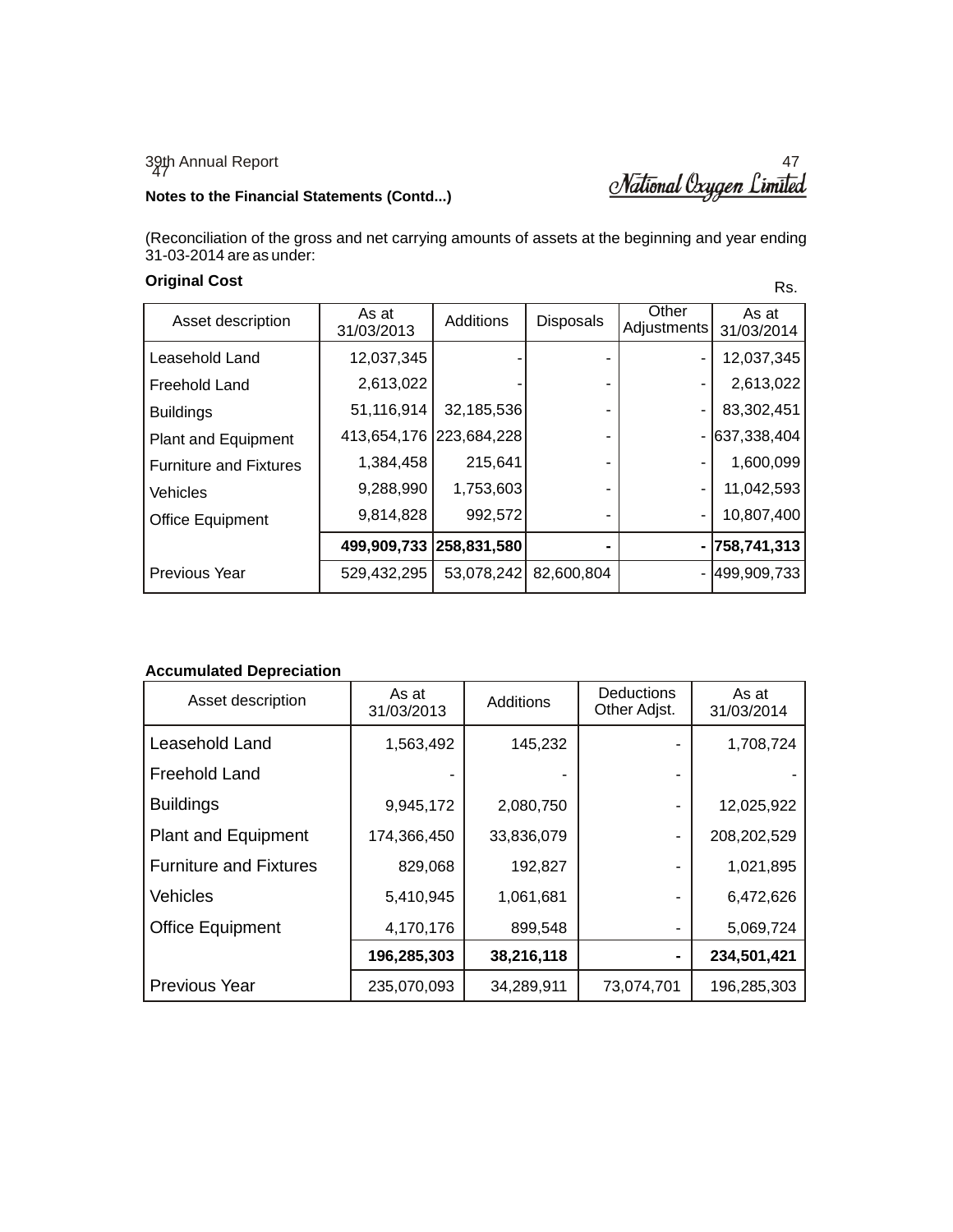**Notes to the Financial Statements (Contd...)**

(Reconciliation of the gross and net carrying amounts of assets at the beginning and year ending 31-03-2014 are as under:

**Original Cost**

Rs.

| Asset description | As at 31/03/2013 | Additions | Disposals | Other Adjustments | As at 31/03/2014 |
|---|---|---|---|---|---|
| Leasehold Land | 12,037,345 | - | - | - | 12,037,345 |
| Freehold Land | 2,613,022 | - | - | - | 2,613,022 |
| Buildings | 51,116,914 | 32,185,536 | - | - | 83,302,451 |
| Plant and Equipment | 413,654,176 | 223,684,228 | - | - | 637,338,404 |
| Furniture and Fixtures | 1,384,458 | 215,641 | - | - | 1,600,099 |
| Vehicles | 9,288,990 | 1,753,603 | - | - | 11,042,593 |
| Office Equipment | 9,814,828 | 992,572 | - | - | 10,807,400 |
| | **499,909,733** | **258,831,580** | **-** | **-** | **758,741,313** |
| Previous Year | 529,432,295 | 53,078,242 | 82,600,804 | - | 499,909,733 |

**Accumulated Depreciation**

| Asset description | As at 31/03/2013 | Additions | Deductions Other Adjst. | As at 31/03/2014 |
|---|---|---|---|---|
| Leasehold Land | 1,563,492 | 145,232 | - | 1,708,724 |
| Freehold Land | - | - | - | - |
| Buildings | 9,945,172 | 2,080,750 | - | 12,025,922 |
| Plant and Equipment | 174,366,450 | 33,836,079 | - | 208,202,529 |
| Furniture and Fixtures | 829,068 | 192,827 | - | 1,021,895 |
| Vehicles | 5,410,945 | 1,061,681 | - | 6,472,626 |
| Office Equipment | 4,170,176 | 899,548 | - | 5,069,724 |
| | **196,285,303** | **38,216,118** | **-** | **234,501,421** |
| Previous Year | 235,070,093 | 34,289,911 | 73,074,701 | 196,285,303 |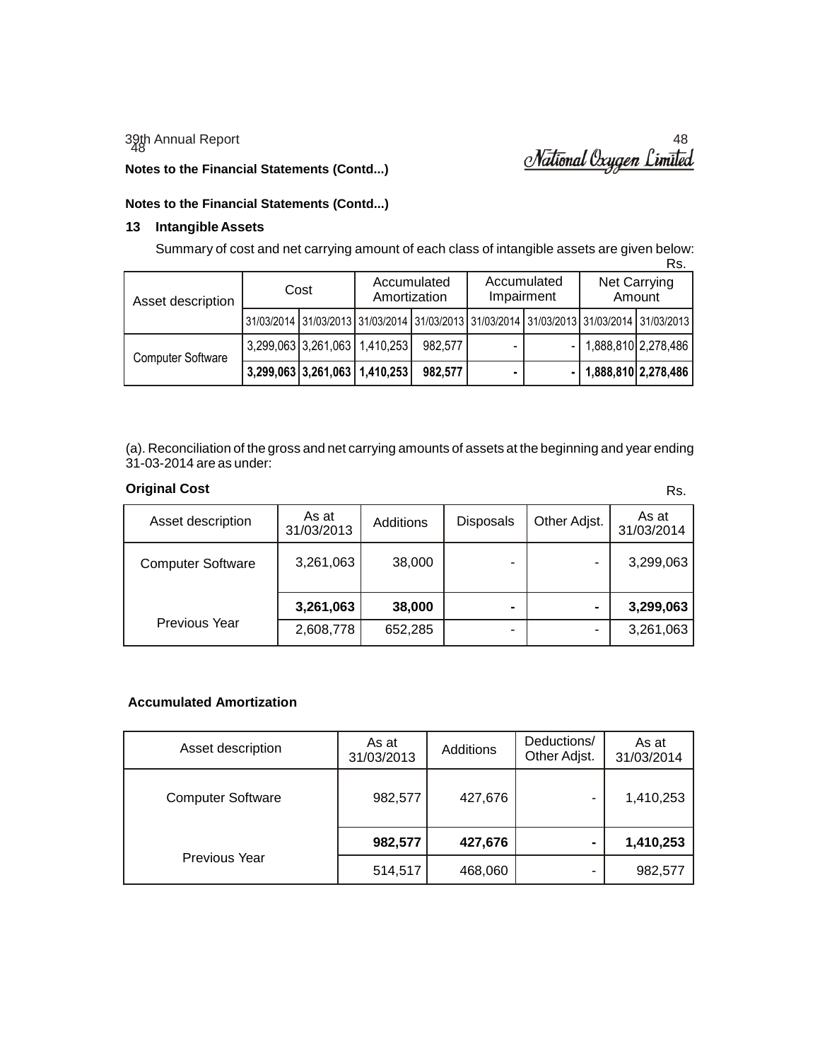**Notes to the Financial Statements (Contd...)**

## 13 Intangible Assets

Summary of cost and net carrying amount of each class of intangible assets are given below:

Rs.

| Asset description | Cost | | Accumulated Amortization | | Accumulated Impairment | | Net Carrying Amount | |
|---|---|---|---|---|---|---|---|---|
| | 31/03/2014 | 31/03/2013 | 31/03/2014 | 31/03/2013 | 31/03/2014 | 31/03/2013 | 31/03/2014 | 31/03/2013 |
| Computer Software | 3,299,063 | 3,261,063 | 1,410,253 | 982,577 | - | - | 1,888,810 | 2,278,486 |
| | **3,299,063** | **3,261,063** | **1,410,253** | **982,577** | **-** | **-** | **1,888,810** | **2,278,486** |

(a). Reconciliation of the gross and net carrying amounts of assets at the beginning and year ending 31-03-2014 are as under:

**Original Cost** Rs.

| Asset description | As at 31/03/2013 | Additions | Disposals | Other Adjst. | As at 31/03/2014 |
|---|---|---|---|---|---|
| Computer Software | 3,261,063 | 38,000 | - | - | 3,299,063 |
| | **3,261,063** | **38,000** | **-** | **-** | **3,299,063** |
| Previous Year | 2,608,778 | 652,285 | - | - | 3,261,063 |

**Accumulated Amortization**

| Asset description | As at 31/03/2013 | Additions | Deductions/ Other Adjst. | As at 31/03/2014 |
|---|---|---|---|---|
| Computer Software | 982,577 | 427,676 | - | 1,410,253 |
| | **982,577** | **427,676** | **-** | **1,410,253** |
| Previous Year | 514,517 | 468,060 | - | 982,577 |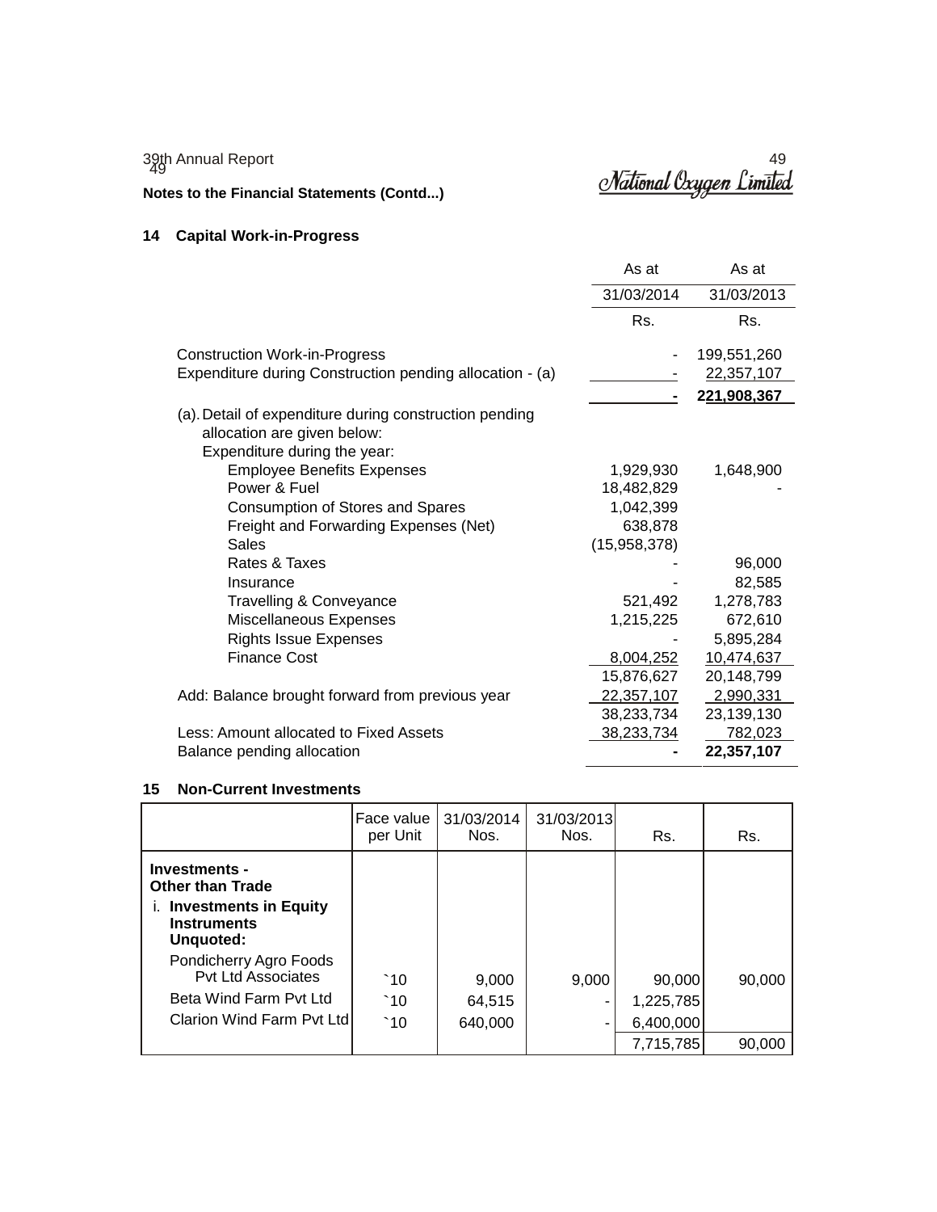## Notes to the Financial Statements (Contd...)

### 14 Capital Work-in-Progress

| | As at 31/03/2014 Rs. | As at 31/03/2013 Rs. |
|---|---|---|
| Construction Work-in-Progress | - | 199,551,260 |
| Expenditure during Construction pending allocation - (a) | - | 22,357,107 |
| | **-** | **221,908,367** |
| (a). Detail of expenditure during construction pending allocation are given below: | | |
| Expenditure during the year: | | |
| Employee Benefits Expenses | 1,929,930 | 1,648,900 |
| Power & Fuel | 18,482,829 | - |
| Consumption of Stores and Spares | 1,042,399 | |
| Freight and Forwarding Expenses (Net) | 638,878 | |
| Sales | (15,958,378) | |
| Rates & Taxes | - | 96,000 |
| Insurance | - | 82,585 |
| Travelling & Conveyance | 521,492 | 1,278,783 |
| Miscellaneous Expenses | 1,215,225 | 672,610 |
| Rights Issue Expenses | - | 5,895,284 |
| Finance Cost | 8,004,252 | 10,474,637 |
| | 15,876,627 | 20,148,799 |
| Add: Balance brought forward from previous year | 22,357,107 | 2,990,331 |
| | 38,233,734 | 23,139,130 |
| Less: Amount allocated to Fixed Assets | 38,233,734 | 782,023 |
| Balance pending allocation | **-** | **22,357,107** |

### 15 Non-Current Investments

| | Face value per Unit | 31/03/2014 Nos. | 31/03/2013 Nos. | Rs. | Rs. |
|---|---|---|---|---|---|
| **Investments - Other than Trade** | | | | | |
| i. **Investments in Equity Instruments Unquoted:** | | | | | |
| Pondicherry Agro Foods Pvt Ltd Associates | `10 | 9,000 | 9,000 | 90,000 | 90,000 |
| Beta Wind Farm Pvt Ltd | `10 | 64,515 | - | 1,225,785 | |
| Clarion Wind Farm Pvt Ltd | `10 | 640,000 | - | 6,400,000 | |
| | | | | 7,715,785 | 90,000 |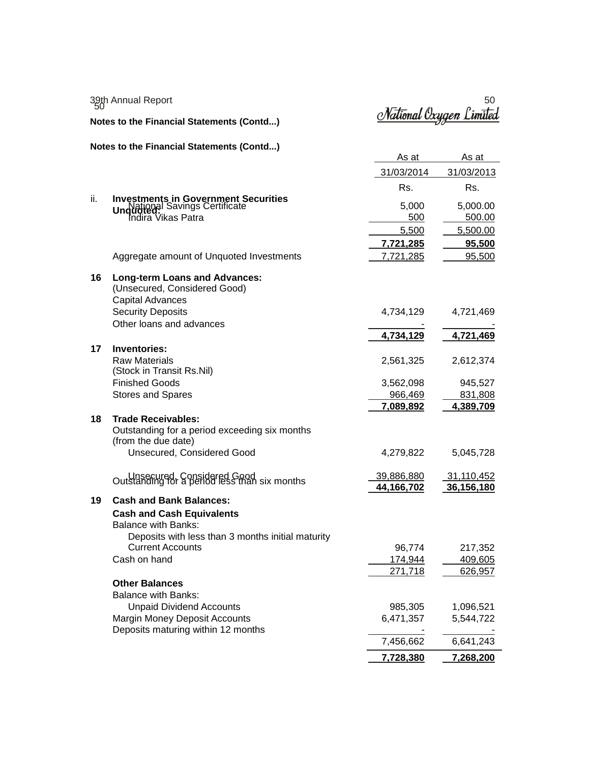**Notes to the Financial Statements (Contd...)**

| | | As at 31/03/2014 | As at 31/03/2013 |
|---|---|---|---|
| | | Rs. | Rs. |
| ii. | **Investments in Government Securities Unquoted:** | | |
| | National Savings Certificate | 5,000 | 5,000.00 |
| | Indira Vikas Patra | 500 | 500.00 |
| | | 5,500 | 5,500.00 |
| | | **7,721,285** | **95,500** |
| | Aggregate amount of Unquoted Investments | 7,721,285 | 95,500 |
| **16** | **Long-term Loans and Advances:** | | |
| | (Unsecured, Considered Good) | | |
| | Capital Advances | | |
| | Security Deposits | 4,734,129 | 4,721,469 |
| | Other loans and advances | - | - |
| | | **4,734,129** | **4,721,469** |
| **17** | **Inventories:** | | |
| | Raw Materials | 2,561,325 | 2,612,374 |
| | (Stock in Transit Rs.Nil) | | |
| | Finished Goods | 3,562,098 | 945,527 |
| | Stores and Spares | 966,469 | 831,808 |
| | | **7,089,892** | **4,389,709** |
| **18** | **Trade Receivables:** | | |
| | Outstanding for a period exceeding six months (from the due date) | | |
| | Unsecured, Considered Good | 4,279,822 | 5,045,728 |
| | Outstanding for a period less than six months | | |
| | Unsecured, Considered Good | 39,886,880 | 31,110,452 |
| | | **44,166,702** | **36,156,180** |
| **19** | **Cash and Bank Balances:** | | |
| | **Cash and Cash Equivalents** | | |
| | Balance with Banks: | | |
| | Deposits with less than 3 months initial maturity | | |
| | Current Accounts | 96,774 | 217,352 |
| | Cash on hand | 174,944 | 409,605 |
| | | 271,718 | 626,957 |
| | **Other Balances** | | |
| | Balance with Banks: | | |
| | Unpaid Dividend Accounts | 985,305 | 1,096,521 |
| | Margin Money Deposit Accounts | 6,471,357 | 5,544,722 |
| | Deposits maturing within 12 months | - | - |
| | | 7,456,662 | 6,641,243 |
| | | **7,728,380** | **7,268,200** |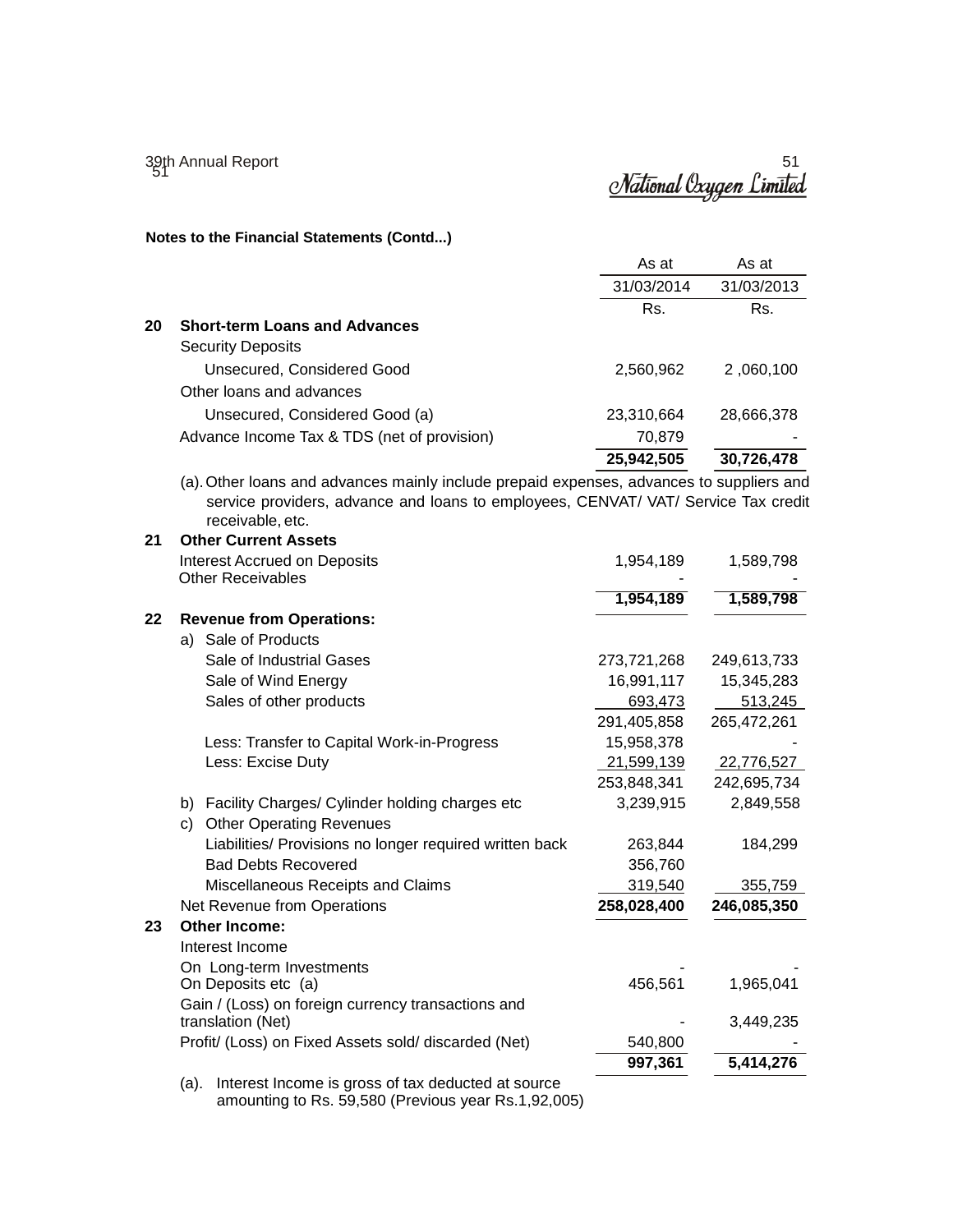**Notes to the Financial Statements (Contd...)**

| | | As at 31/03/2014 Rs. | As at 31/03/2013 Rs. |
|---|---|---|---|
| **20** | **Short-term Loans and Advances** | | |
| | Security Deposits | | |
| | Unsecured, Considered Good | 2,560,962 | 2 ,060,100 |
| | Other loans and advances | | |
| | Unsecured, Considered Good (a) | 23,310,664 | 28,666,378 |
| | Advance Income Tax & TDS (net of provision) | 70,879 | - |
| | | **25,942,505** | **30,726,478** |

(a). Other loans and advances mainly include prepaid expenses, advances to suppliers and service providers, advance and loans to employees, CENVAT/ VAT/ Service Tax credit receivable, etc.

| | | As at 31/03/2014 Rs. | As at 31/03/2013 Rs. |
|---|---|---|---|
| **21** | **Other Current Assets** | | |
| | Interest Accrued on Deposits | 1,954,189 | 1,589,798 |
| | Other Receivables | - | - |
| | | **1,954,189** | **1,589,798** |
| **22** | **Revenue from Operations:** | | |
| | a) Sale of Products | | |
| | Sale of Industrial Gases | 273,721,268 | 249,613,733 |
| | Sale of Wind Energy | 16,991,117 | 15,345,283 |
| | Sales of other products | 693,473 | 513,245 |
| | | 291,405,858 | 265,472,261 |
| | Less: Transfer to Capital Work-in-Progress | 15,958,378 | - |
| | Less: Excise Duty | 21,599,139 | 22,776,527 |
| | | 253,848,341 | 242,695,734 |
| | b) Facility Charges/ Cylinder holding charges etc | 3,239,915 | 2,849,558 |
| | c) Other Operating Revenues | | |
| | Liabilities/ Provisions no longer required written back | 263,844 | 184,299 |
| | Bad Debts Recovered | 356,760 | |
| | Miscellaneous Receipts and Claims | 319,540 | 355,759 |
| | Net Revenue from Operations | **258,028,400** | **246,085,350** |
| **23** | **Other Income:** | | |
| | Interest Income | | |
| | On Long-term Investments | - | - |
| | On Deposits etc (a) | 456,561 | 1,965,041 |
| | Gain / (Loss) on foreign currency transactions and translation (Net) | - | 3,449,235 |
| | Profit/ (Loss) on Fixed Assets sold/ discarded (Net) | 540,800 | - |
| | | **997,361** | **5,414,276** |

(a). Interest Income is gross of tax deducted at source amounting to Rs. 59,580 (Previous year Rs.1,92,005)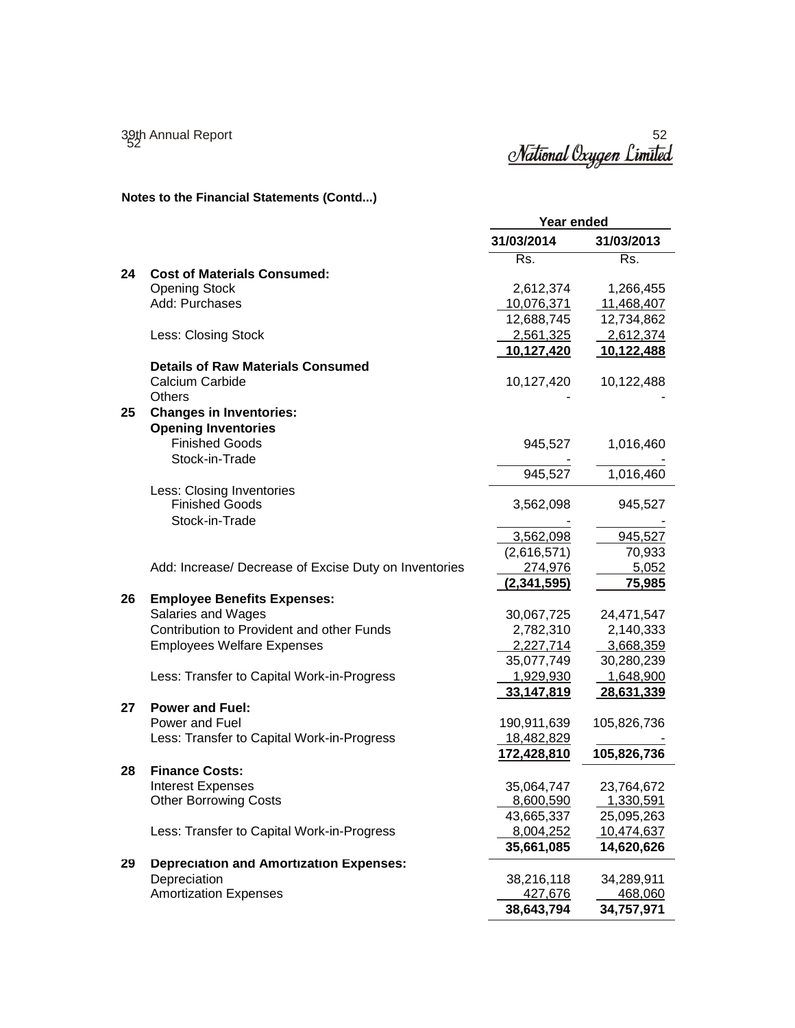**Notes to the Financial Statements (Contd...)**

| | | Year ended | |
|---|---|---|---|
| | | 31/03/2014 | 31/03/2013 |
| | | Rs. | Rs. |
| **24** | **Cost of Materials Consumed:** | | |
| | Opening Stock | 2,612,374 | 1,266,455 |
| | Add: Purchases | 10,076,371 | 11,468,407 |
| | | 12,688,745 | 12,734,862 |
| | Less: Closing Stock | 2,561,325 | 2,612,374 |
| | | **10,127,420** | **10,122,488** |
| | **Details of Raw Materials Consumed** | | |
| | Calcium Carbide | 10,127,420 | 10,122,488 |
| | Others | - | - |
| **25** | **Changes in Inventories:** | | |
| | **Opening Inventories** | | |
| | Finished Goods | 945,527 | 1,016,460 |
| | Stock-in-Trade | - | - |
| | | 945,527 | 1,016,460 |
| | Less: Closing Inventories | | |
| | Finished Goods | 3,562,098 | 945,527 |
| | Stock-in-Trade | - | - |
| | | 3,562,098 | 945,527 |
| | | (2,616,571) | 70,933 |
| | Add: Increase/ Decrease of Excise Duty on Inventories | 274,976 | 5,052 |
| | | **(2,341,595)** | **75,985** |
| **26** | **Employee Benefits Expenses:** | | |
| | Salaries and Wages | 30,067,725 | 24,471,547 |
| | Contribution to Provident and other Funds | 2,782,310 | 2,140,333 |
| | Employees Welfare Expenses | 2,227,714 | 3,668,359 |
| | | 35,077,749 | 30,280,239 |
| | Less: Transfer to Capital Work-in-Progress | 1,929,930 | 1,648,900 |
| | | **33,147,819** | **28,631,339** |
| **27** | **Power and Fuel:** | | |
| | Power and Fuel | 190,911,639 | 105,826,736 |
| | Less: Transfer to Capital Work-in-Progress | 18,482,829 | - |
| | | **172,428,810** | **105,826,736** |
| **28** | **Finance Costs:** | | |
| | Interest Expenses | 35,064,747 | 23,764,672 |
| | Other Borrowing Costs | 8,600,590 | 1,330,591 |
| | | 43,665,337 | 25,095,263 |
| | Less: Transfer to Capital Work-in-Progress | 8,004,252 | 10,474,637 |
| | | **35,661,085** | **14,620,626** |
| **29** | **Depreciation and Amortization Expenses:** | | |
| | Depreciation | 38,216,118 | 34,289,911 |
| | Amortization Expenses | 427,676 | 468,060 |
| | | **38,643,794** | **34,757,971** |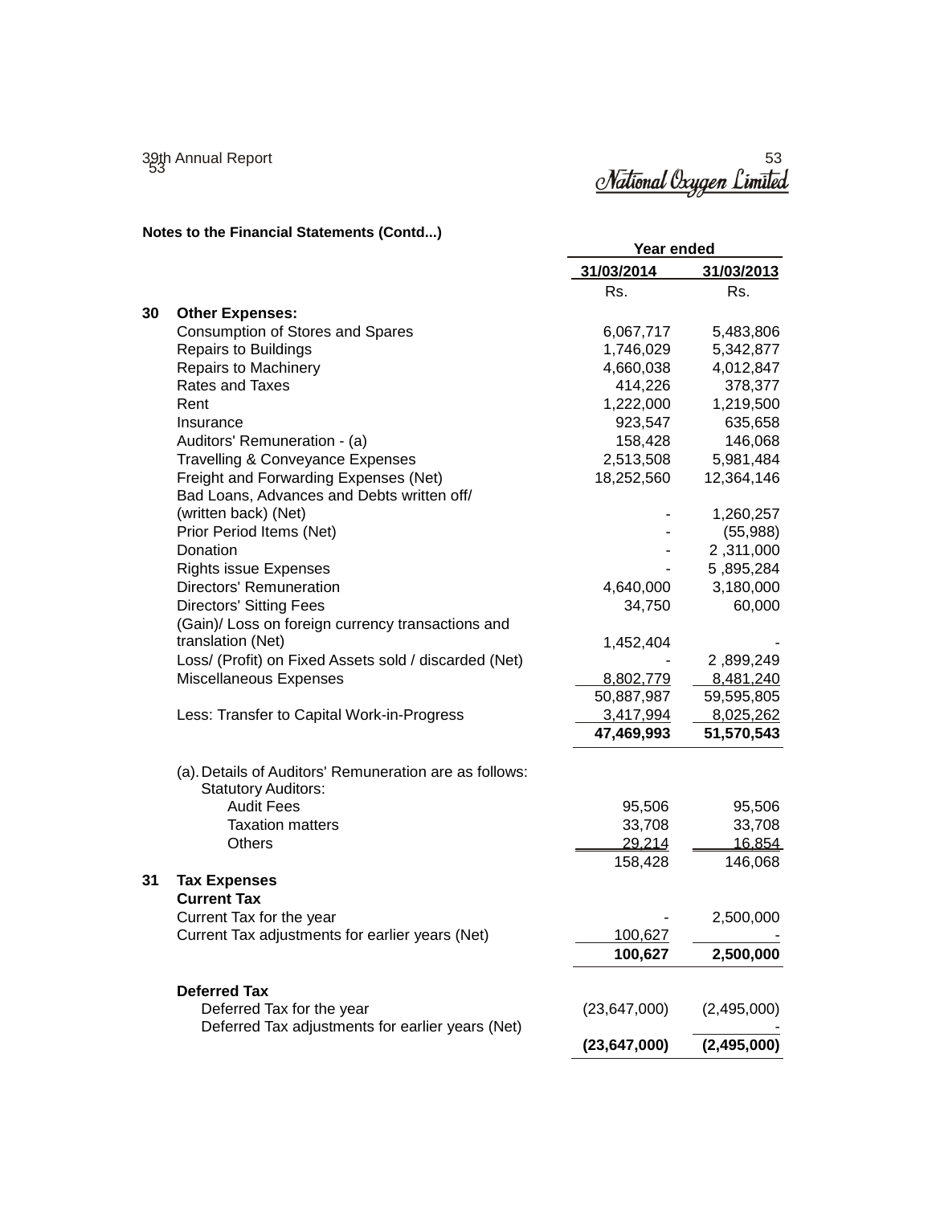**Notes to the Financial Statements (Contd...)**

| | | Year ended | |
|---|---|---|---|
| | | 31/03/2014 | 31/03/2013 |
| | | Rs. | Rs. |
| **30** | **Other Expenses:** | | |
| | Consumption of Stores and Spares | 6,067,717 | 5,483,806 |
| | Repairs to Buildings | 1,746,029 | 5,342,877 |
| | Repairs to Machinery | 4,660,038 | 4,012,847 |
| | Rates and Taxes | 414,226 | 378,377 |
| | Rent | 1,222,000 | 1,219,500 |
| | Insurance | 923,547 | 635,658 |
| | Auditors' Remuneration - (a) | 158,428 | 146,068 |
| | Travelling & Conveyance Expenses | 2,513,508 | 5,981,484 |
| | Freight and Forwarding Expenses (Net) | 18,252,560 | 12,364,146 |
| | Bad Loans, Advances and Debts written off/ (written back) (Net) | - | 1,260,257 |
| | Prior Period Items (Net) | - | (55,988) |
| | Donation | - | 2,311,000 |
| | Rights issue Expenses | - | 5,895,284 |
| | Directors' Remuneration | 4,640,000 | 3,180,000 |
| | Directors' Sitting Fees | 34,750 | 60,000 |
| | (Gain)/ Loss on foreign currency transactions and translation (Net) | 1,452,404 | - |
| | Loss/ (Profit) on Fixed Assets sold / discarded (Net) | - | 2,899,249 |
| | Miscellaneous Expenses | 8,802,779 | 8,481,240 |
| | | 50,887,987 | 59,595,805 |
| | Less: Transfer to Capital Work-in-Progress | 3,417,994 | 8,025,262 |
| | | **47,469,993** | **51,570,543** |
| | (a). Details of Auditors' Remuneration are as follows: | | |
| | Statutory Auditors: | | |
| | Audit Fees | 95,506 | 95,506 |
| | Taxation matters | 33,708 | 33,708 |
| | Others | 29,214 | 16,854 |
| | | 158,428 | 146,068 |
| **31** | **Tax Expenses** | | |
| | **Current Tax** | | |
| | Current Tax for the year | - | 2,500,000 |
| | Current Tax adjustments for earlier years (Net) | 100,627 | - |
| | | **100,627** | **2,500,000** |
| | **Deferred Tax** | | |
| | Deferred Tax for the year | (23,647,000) | (2,495,000) |
| | Deferred Tax adjustments for earlier years (Net) | | - |
| | | **(23,647,000)** | **(2,495,000)** |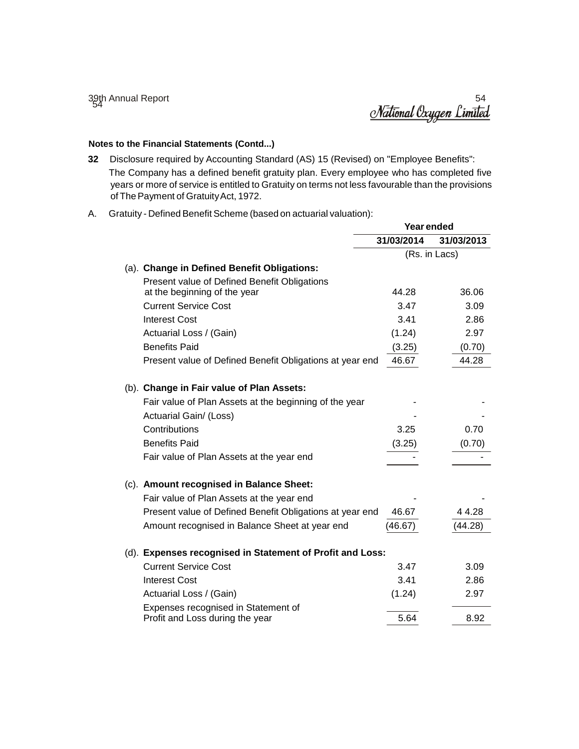**Notes to the Financial Statements (Contd...)**

**32** Disclosure required by Accounting Standard (AS) 15 (Revised) on "Employee Benefits":

The Company has a defined benefit gratuity plan. Every employee who has completed five years or more of service is entitled to Gratuity on terms not less favourable than the provisions of The Payment of Gratuity Act, 1972.

A. Gratuity - Defined Benefit Scheme (based on actuarial valuation):

| | Year ended | |
|---|---|---|
| | 31/03/2014 | 31/03/2013 |
| | (Rs. in Lacs) | |
| (a). **Change in Defined Benefit Obligations:** | | |
| Present value of Defined Benefit Obligations at the beginning of the year | 44.28 | 36.06 |
| Current Service Cost | 3.47 | 3.09 |
| Interest Cost | 3.41 | 2.86 |
| Actuarial Loss / (Gain) | (1.24) | 2.97 |
| Benefits Paid | (3.25) | (0.70) |
| Present value of Defined Benefit Obligations at year end | 46.67 | 44.28 |
| (b). **Change in Fair value of Plan Assets:** | | |
| Fair value of Plan Assets at the beginning of the year | - | - |
| Actuarial Gain/ (Loss) | - | - |
| Contributions | 3.25 | 0.70 |
| Benefits Paid | (3.25) | (0.70) |
| Fair value of Plan Assets at the year end | - | - |
| (c). **Amount recognised in Balance Sheet:** | | |
| Fair value of Plan Assets at the year end | - | - |
| Present value of Defined Benefit Obligations at year end | 46.67 | 4 4.28 |
| Amount recognised in Balance Sheet at year end | (46.67) | (44.28) |
| (d). **Expenses recognised in Statement of Profit and Loss:** | | |
| Current Service Cost | 3.47 | 3.09 |
| Interest Cost | 3.41 | 2.86 |
| Actuarial Loss / (Gain) | (1.24) | 2.97 |
| Expenses recognised in Statement of Profit and Loss during the year | 5.64 | 8.92 |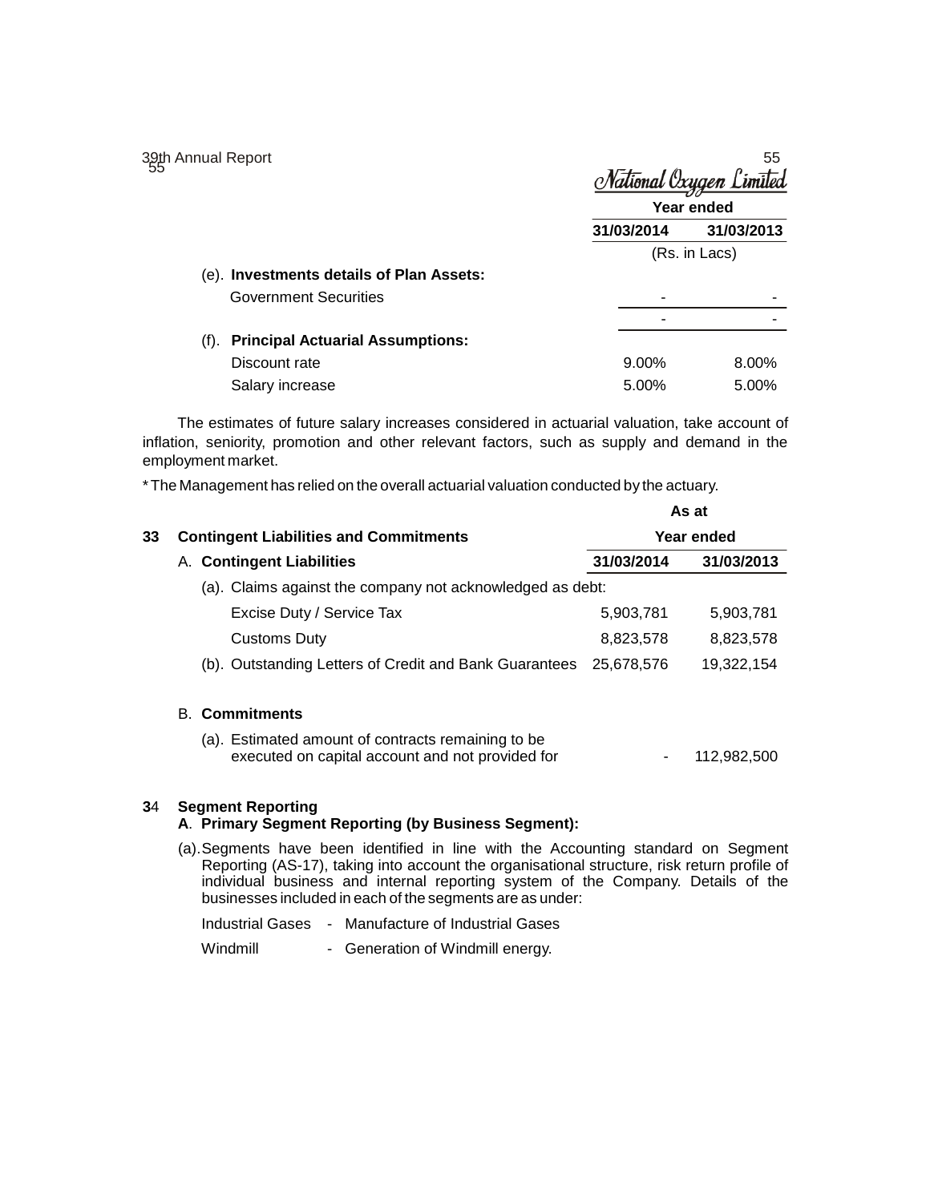| | Year ended | |
|---|---|---|
| | 31/03/2014 | 31/03/2013 |
| | (Rs. in Lacs) | |
| (e). **Investments details of Plan Assets:** | | |
| Government Securities | - | - |
| | - | - |
| (f). **Principal Actuarial Assumptions:** | | |
| Discount rate | 9.00% | 8.00% |
| Salary increase | 5.00% | 5.00% |

The estimates of future salary increases considered in actuarial valuation, take account of inflation, seniority, promotion and other relevant factors, such as supply and demand in the employment market.

* The Management has relied on the overall actuarial valuation conducted by the actuary.

| | As at | |
|---|---|---|
| **33 Contingent Liabilities and Commitments** | **Year ended** | |
| A. **Contingent Liabilities** | **31/03/2014** | **31/03/2013** |
| (a). Claims against the company not acknowledged as debt: | | |
| Excise Duty / Service Tax | 5,903,781 | 5,903,781 |
| Customs Duty | 8,823,578 | 8,823,578 |
| (b). Outstanding Letters of Credit and Bank Guarantees | 25,678,576 | 19,322,154 |
| B. **Commitments** | | |
| (a). Estimated amount of contracts remaining to be executed on capital account and not provided for | - | 112,982,500 |

## 34 Segment Reporting

**A. Primary Segment Reporting (by Business Segment):**

(a). Segments have been identified in line with the Accounting standard on Segment Reporting (AS-17), taking into account the organisational structure, risk return profile of individual business and internal reporting system of the Company. Details of the businesses included in each of the segments are as under:

Industrial Gases - Manufacture of Industrial Gases

Windmill - Generation of Windmill energy.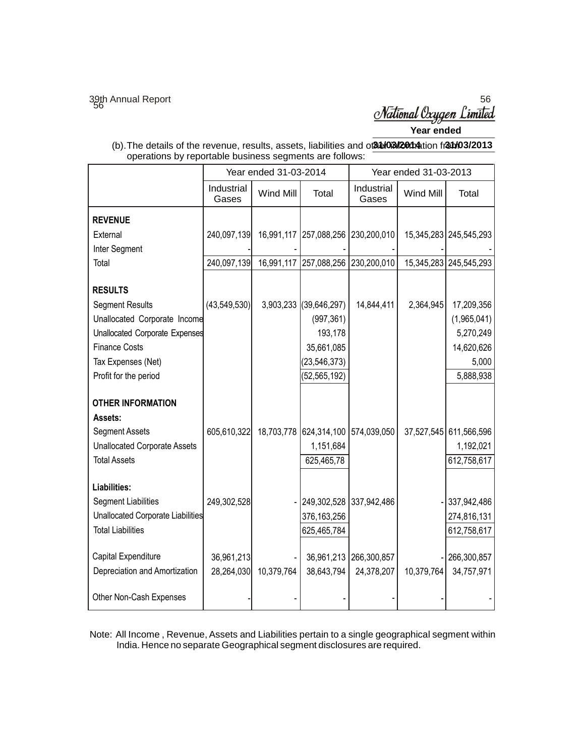(b). The details of the revenue, results, assets, liabilities and other information from operations by reportable business segments are follows:

| | Year ended 31-03-2014 | | | Year ended 31-03-2013 | | |
|---|---|---|---|---|---|---|
| | Industrial Gases | Wind Mill | Total | Industrial Gases | Wind Mill | Total |
| **REVENUE** | | | | | | |
| External | 240,097,139 | 16,991,117 | 257,088,256 | 230,200,010 | 15,345,283 | 245,545,293 |
| Inter Segment | - | - | - | - | - | - |
| Total | 240,097,139 | 16,991,117 | 257,088,256 | 230,200,010 | 15,345,283 | 245,545,293 |
| **RESULTS** | | | | | | |
| Segment Results | (43,549,530) | 3,903,233 | (39,646,297) | 14,844,411 | 2,364,945 | 17,209,356 |
| Unallocated Corporate Income | | | (997,361) | | | (1,965,041) |
| Unallocated Corporate Expenses | | | 193,178 | | | 5,270,249 |
| Finance Costs | | | 35,661,085 | | | 14,620,626 |
| Tax Expenses (Net) | | | (23,546,373) | | | 5,000 |
| Profit for the period | | | (52,565,192) | | | 5,888,938 |
| **OTHER INFORMATION** | | | | | | |
| **Assets:** | | | | | | |
| Segment Assets | 605,610,322 | 18,703,778 | 624,314,100 | 574,039,050 | 37,527,545 | 611,566,596 |
| Unallocated Corporate Assets | | | 1,151,684 | | | 1,192,021 |
| Total Assets | | | 625,465,78 | | | 612,758,617 |
| **Liabilities:** | | | | | | |
| Segment Liabilities | 249,302,528 | - | 249,302,528 | 337,942,486 | - | 337,942,486 |
| Unallocated Corporate Liabilities | | | 376,163,256 | | | 274,816,131 |
| Total Liabilities | | | 625,465,784 | | | 612,758,617 |
| Capital Expenditure | 36,961,213 | - | 36,961,213 | 266,300,857 | - | 266,300,857 |
| Depreciation and Amortization | 28,264,030 | 10,379,764 | 38,643,794 | 24,378,207 | 10,379,764 | 34,757,971 |
| Other Non-Cash Expenses | - | - | - | - | - | - |

Note: All Income , Revenue, Assets and Liabilities pertain to a single geographical segment within India. Hence no separate Geographical segment disclosures are required.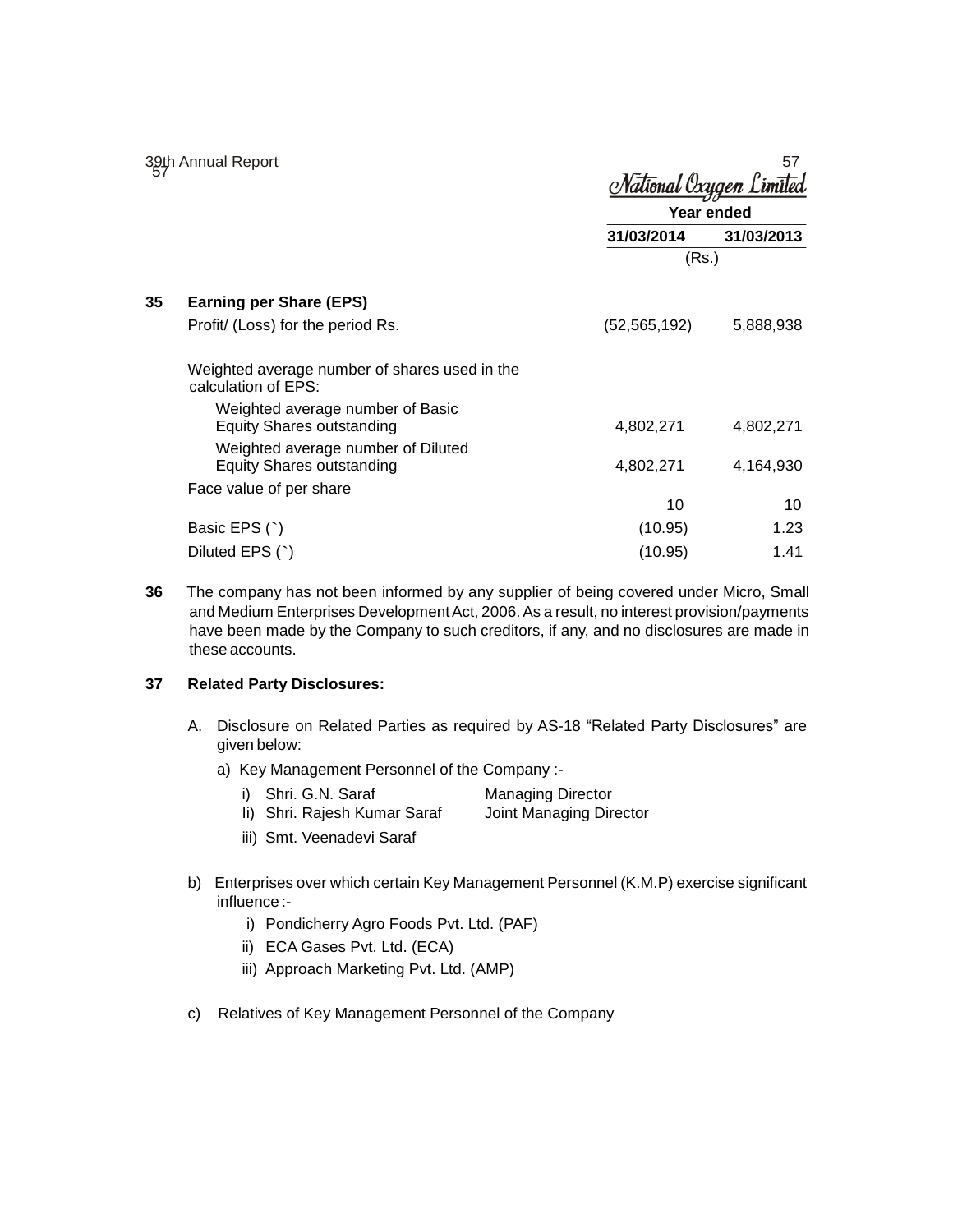| | Year ended | |
|---|---|---|
| | 31/03/2014 | 31/03/2013 |
| | (Rs.) | |
| **35 Earning per Share (EPS)** | | |
| Profit/ (Loss) for the period Rs. | (52,565,192) | 5,888,938 |
| Weighted average number of shares used in the calculation of EPS: | | |
| Weighted average number of Basic Equity Shares outstanding | 4,802,271 | 4,802,271 |
| Weighted average number of Diluted Equity Shares outstanding | 4,802,271 | 4,164,930 |
| Face value of per share | 10 | 10 |
| Basic EPS (`) | (10.95) | 1.23 |
| Diluted EPS (`) | (10.95) | 1.41 |

**36** The company has not been informed by any supplier of being covered under Micro, Small and Medium Enterprises Development Act, 2006. As a result, no interest provision/payments have been made by the Company to such creditors, if any, and no disclosures are made in these accounts.

**37 Related Party Disclosures:**

A. Disclosure on Related Parties as required by AS-18 "Related Party Disclosures" are given below:

a) Key Management Personnel of the Company :-

i) Shri. G.N. Saraf — Managing Director
Ii) Shri. Rajesh Kumar Saraf — Joint Managing Director
iii) Smt. Veenadevi Saraf

b) Enterprises over which certain Key Management Personnel (K.M.P) exercise significant influence :-

i) Pondicherry Agro Foods Pvt. Ltd. (PAF)
ii) ECA Gases Pvt. Ltd. (ECA)
iii) Approach Marketing Pvt. Ltd. (AMP)

c) Relatives of Key Management Personnel of the Company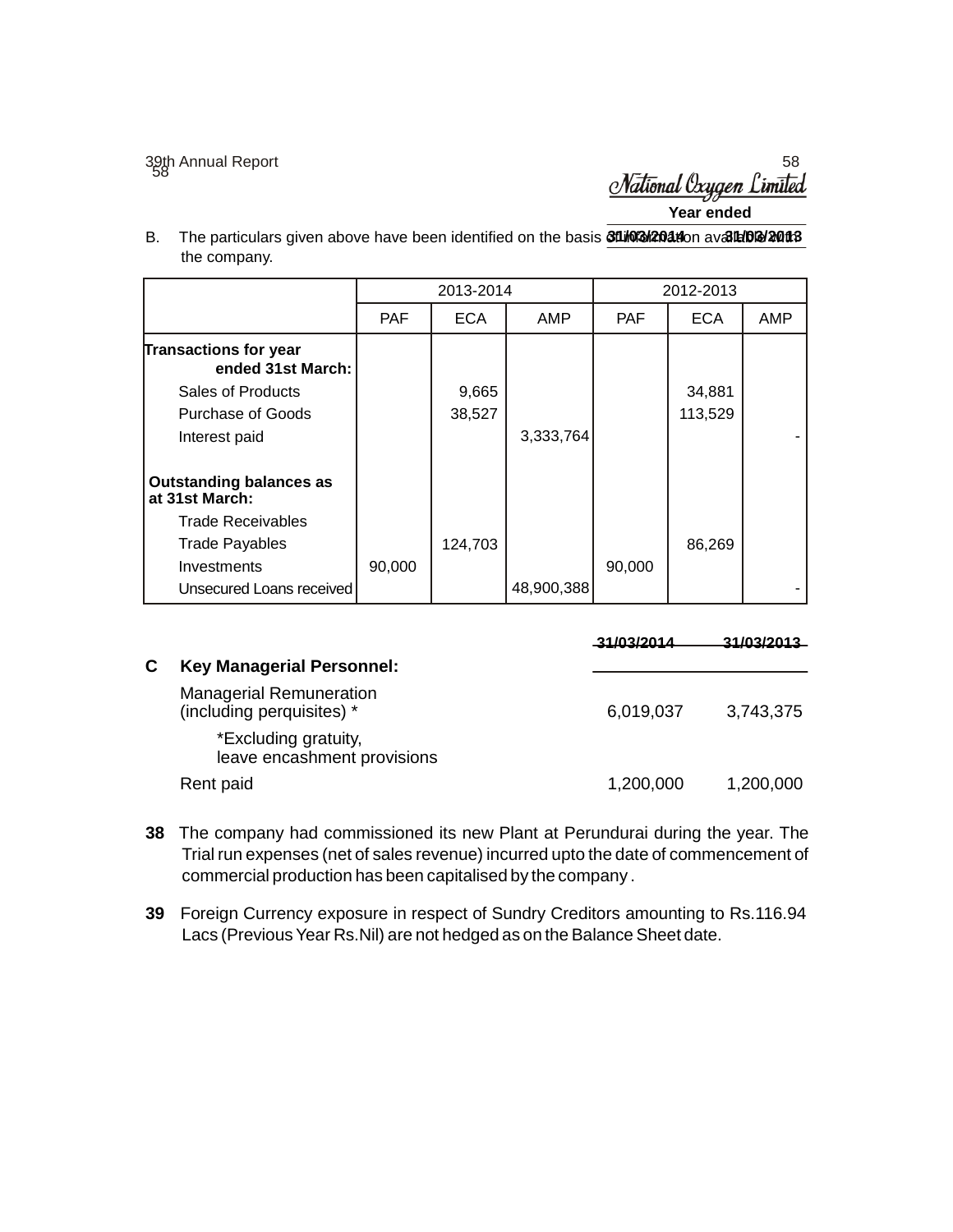Year ended

31/03/2014 31/03/2013

B. The particulars given above have been identified on the basis of information available with the company.

| | 2013-2014 | | | 2012-2013 | | |
|---|---|---|---|---|---|---|
| | PAF | ECA | AMP | PAF | ECA | AMP |
| **Transactions for year ended 31st March:** | | | | | | |
| Sales of Products | | 9,665 | | | 34,881 | |
| Purchase of Goods | | 38,527 | | | 113,529 | |
| Interest paid | | | 3,333,764 | | | - |
| **Outstanding balances as at 31st March:** | | | | | | |
| Trade Receivables | | | | | | |
| Trade Payables | | 124,703 | | | 86,269 | |
| Investments | 90,000 | | | 90,000 | | |
| Unsecured Loans received | | | 48,900,388 | | | - |

| **C Key Managerial Personnel:** | 31/03/2014 | 31/03/2013 |
|---|---|---|
| Managerial Remuneration (including perquisites) * | 6,019,037 | 3,743,375 |
| *Excluding gratuity, leave encashment provisions | | |
| Rent paid | 1,200,000 | 1,200,000 |

**38** The company had commissioned its new Plant at Perundurai during the year. The Trial run expenses (net of sales revenue) incurred upto the date of commencement of commercial production has been capitalised by the company .

**39** Foreign Currency exposure in respect of Sundry Creditors amounting to Rs.116.94 Lacs (Previous Year Rs.Nil) are not hedged as on the Balance Sheet date.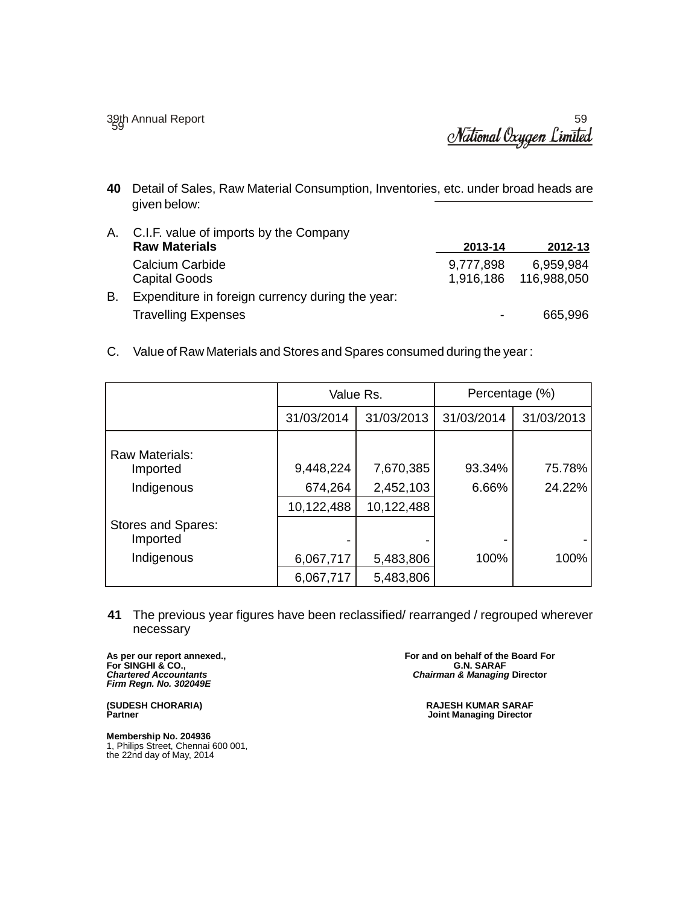**40** Detail of Sales, Raw Material Consumption, Inventories, etc. under broad heads are given below:

A. C.I.F. value of imports by the Company

| **Raw Materials** | **2013-14** | **2012-13** |
|---|---|---|
| Calcium Carbide | 9,777,898 | 6,959,984 |
| Capital Goods | 1,916,186 | 116,988,050 |

B. Expenditure in foreign currency during the year:

| | | |
|---|---|---|
| Travelling Expenses | - | 665,996 |

C. Value of Raw Materials and Stores and Spares consumed during the year :

| | Value Rs. | | Percentage (%) | |
|---|---|---|---|---|
| | 31/03/2014 | 31/03/2013 | 31/03/2014 | 31/03/2013 |
| Raw Materials: | | | | |
| Imported | 9,448,224 | 7,670,385 | 93.34% | 75.78% |
| Indigenous | 674,264 | 2,452,103 | 6.66% | 24.22% |
| | 10,122,488 | 10,122,488 | | |
| Stores and Spares: | | | | |
| Imported | - | - | - | - |
| Indigenous | 6,067,717 | 5,483,806 | 100% | 100% |
| | 6,067,717 | 5,483,806 | | |

**41** The previous year figures have been reclassified/ rearranged / regrouped wherever necessary

**As per our report annexed.,**
**For SINGHI & CO.,**
***Chartered Accountants***
***Firm Regn. No. 302049E***

**(SUDESH CHORARIA)**
**Partner**

**Membership No. 204936**
1, Philips Street, Chennai 600 001,
the 22nd day of May, 2014

**For and on behalf of the Board For**
**G.N. SARAF**
***Chairman & Managing* Director**

**RAJESH KUMAR SARAF**
**Joint Managing Director**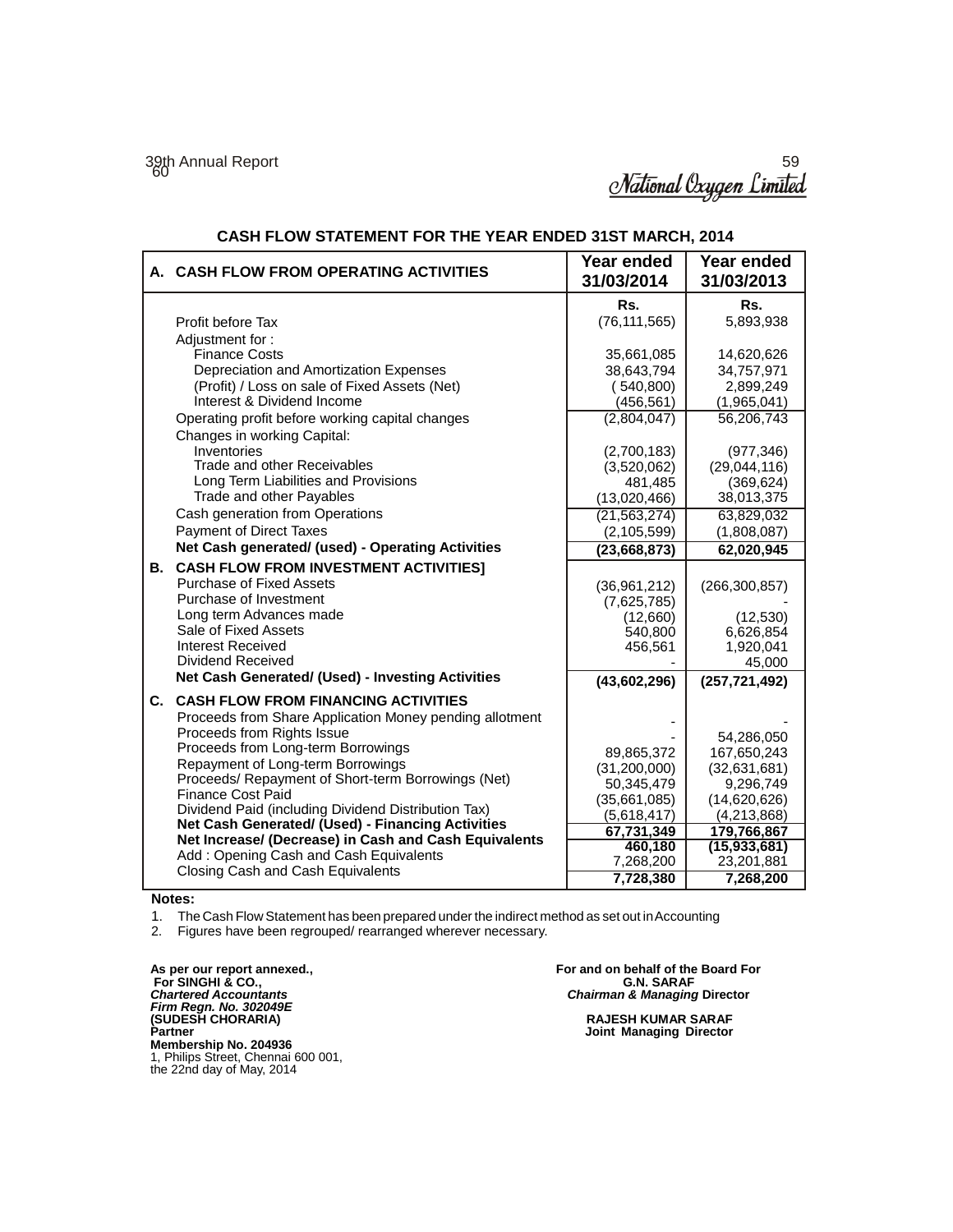## CASH FLOW STATEMENT FOR THE YEAR ENDED 31ST MARCH, 2014

| | | Year ended 31/03/2014 | Year ended 31/03/2013 |
|---|---|---|---|
| **A.** | **CASH FLOW FROM OPERATING ACTIVITIES** | **Rs.** | **Rs.** |
| | Profit before Tax | (76,111,565) | 5,893,938 |
| | Adjustment for : | | |
| | Finance Costs | 35,661,085 | 14,620,626 |
| | Depreciation and Amortization Expenses | 38,643,794 | 34,757,971 |
| | (Profit) / Loss on sale of Fixed Assets (Net) | ( 540,800) | 2,899,249 |
| | Interest & Dividend Income | (456,561) | (1,965,041) |
| | Operating profit before working capital changes | (2,804,047) | 56,206,743 |
| | Changes in working Capital: | | |
| | Inventories | (2,700,183) | (977,346) |
| | Trade and other Receivables | (3,520,062) | (29,044,116) |
| | Long Term Liabilities and Provisions | 481,485 | (369,624) |
| | Trade and other Payables | (13,020,466) | 38,013,375 |
| | Cash generation from Operations | (21,563,274) | 63,829,032 |
| | Payment of Direct Taxes | (2,105,599) | (1,808,087) |
| | **Net Cash generated/ (used) - Operating Activities** | **(23,668,873)** | **62,020,945** |
| **B.** | **CASH FLOW FROM INVESTMENT ACTIVITIES]** | | |
| | Purchase of Fixed Assets | (36,961,212) | (266,300,857) |
| | Purchase of Investment | (7,625,785) | - |
| | Long term Advances made | (12,660) | (12,530) |
| | Sale of Fixed Assets | 540,800 | 6,626,854 |
| | Interest Received | 456,561 | 1,920,041 |
| | Dividend Received | - | 45,000 |
| | **Net Cash Generated/ (Used) - Investing Activities** | **(43,602,296)** | **(257,721,492)** |
| **C.** | **CASH FLOW FROM FINANCING ACTIVITIES** | | |
| | Proceeds from Share Application Money pending allotment | - | - |
| | Proceeds from Rights Issue | - | 54,286,050 |
| | Proceeds from Long-term Borrowings | 89,865,372 | 167,650,243 |
| | Repayment of Long-term Borrowings | (31,200,000) | (32,631,681) |
| | Proceeds/ Repayment of Short-term Borrowings (Net) | 50,345,479 | 9,296,749 |
| | Finance Cost Paid | (35,661,085) | (14,620,626) |
| | Dividend Paid (including Dividend Distribution Tax) | (5,618,417) | (4,213,868) |
| | **Net Cash Generated/ (Used) - Financing Activities** | **67,731,349** | **179,766,867** |
| | **Net Increase/ (Decrease) in Cash and Cash Equivalents** | **460,180** | **(15,933,681)** |
| | Add : Opening Cash and Cash Equivalents | 7,268,200 | 23,201,881 |
| | Closing Cash and Cash Equivalents | **7,728,380** | **7,268,200** |

**Notes:**

1. The Cash Flow Statement has been prepared under the indirect method as set out in Accounting
2. Figures have been regrouped/ rearranged wherever necessary.

**As per our report annexed.,**
**For SINGHI & CO.,**
***Chartered Accountants***
***Firm Regn. No. 302049E***
**(SUDESH CHORARIA)**
**Partner**
**Membership No. 204936**
1, Philips Street, Chennai 600 001,
the 22nd day of May, 2014

**For and on behalf of the Board For**
**G.N. SARAF**
***Chairman & Managing* Director**

**RAJESH KUMAR SARAF**
**Joint Managing Director**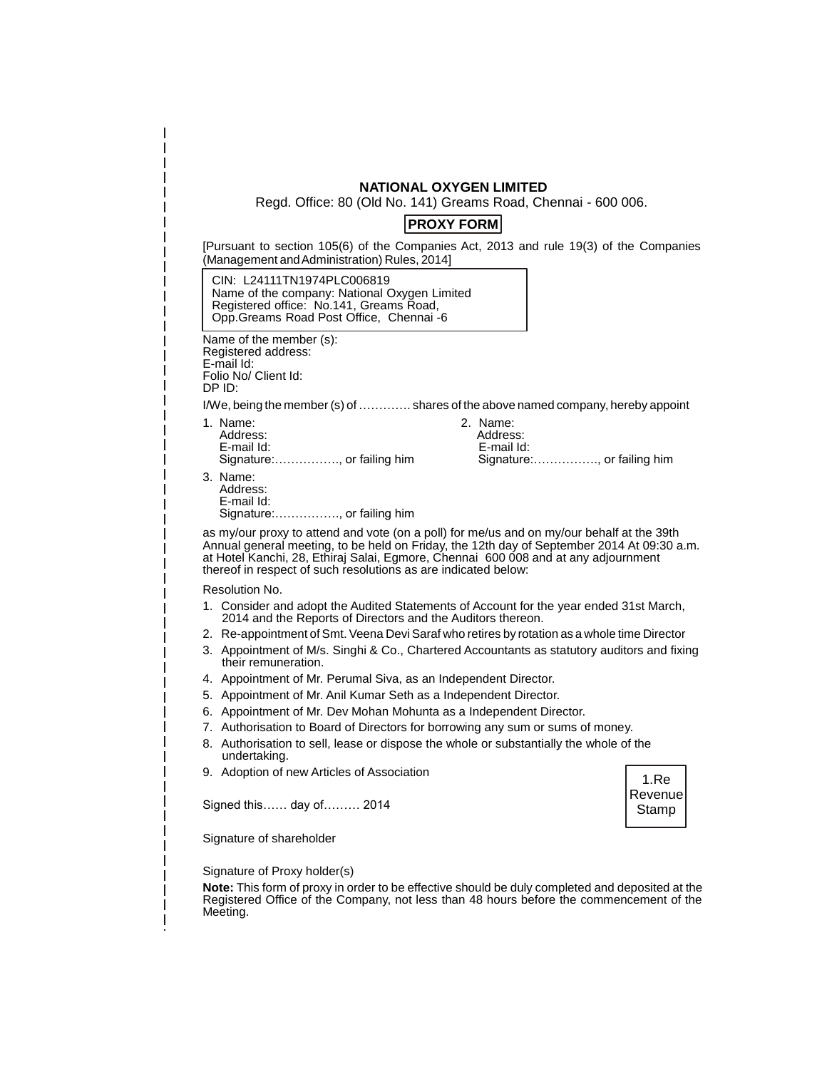**NATIONAL OXYGEN LIMITED**

Regd. Office: 80 (Old No. 141) Greams Road, Chennai - 600 006.

**PROXY FORM**

[Pursuant to section 105(6) of the Companies Act, 2013 and rule 19(3) of the Companies (Management and Administration) Rules, 2014]

CIN: L24111TN1974PLC006819
Name of the company: National Oxygen Limited
Registered office: No.141, Greams Road,
Opp.Greams Road Post Office, Chennai -6

Name of the member (s):
Registered address:
E-mail Id:
Folio No/ Client Id:
DP ID:

I/We, being the member (s) of …………. shares of the above named company, hereby appoint

1. Name:
   Address:
   E-mail Id:
   Signature:……………., or failing him
2. Name:
   Address:
   E-mail Id:
   Signature:……………., or failing him
3. Name:
   Address:
   E-mail Id:
   Signature:……………., or failing him

as my/our proxy to attend and vote (on a poll) for me/us and on my/our behalf at the 39th Annual general meeting, to be held on Friday, the 12th day of September 2014 At 09:30 a.m. at Hotel Kanchi, 28, Ethiraj Salai, Egmore, Chennai 600 008 and at any adjournment thereof in respect of such resolutions as are indicated below:

Resolution No.

1. Consider and adopt the Audited Statements of Account for the year ended 31st March, 2014 and the Reports of Directors and the Auditors thereon.
2. Re-appointment of Smt. Veena Devi Saraf who retires by rotation as a whole time Director
3. Appointment of M/s. Singhi & Co., Chartered Accountants as statutory auditors and fixing their remuneration.
4. Appointment of Mr. Perumal Siva, as an Independent Director.
5. Appointment of Mr. Anil Kumar Seth as a Independent Director.
6. Appointment of Mr. Dev Mohan Mohunta as a Independent Director.
7. Authorisation to Board of Directors for borrowing any sum or sums of money.
8. Authorisation to sell, lease or dispose the whole or substantially the whole of the undertaking.
9. Adoption of new Articles of Association

Signed this…… day of……… 2014

1.Re Revenue Stamp

Signature of shareholder

Signature of Proxy holder(s)

**Note:** This form of proxy in order to be effective should be duly completed and deposited at the Registered Office of the Company, not less than 48 hours before the commencement of the Meeting.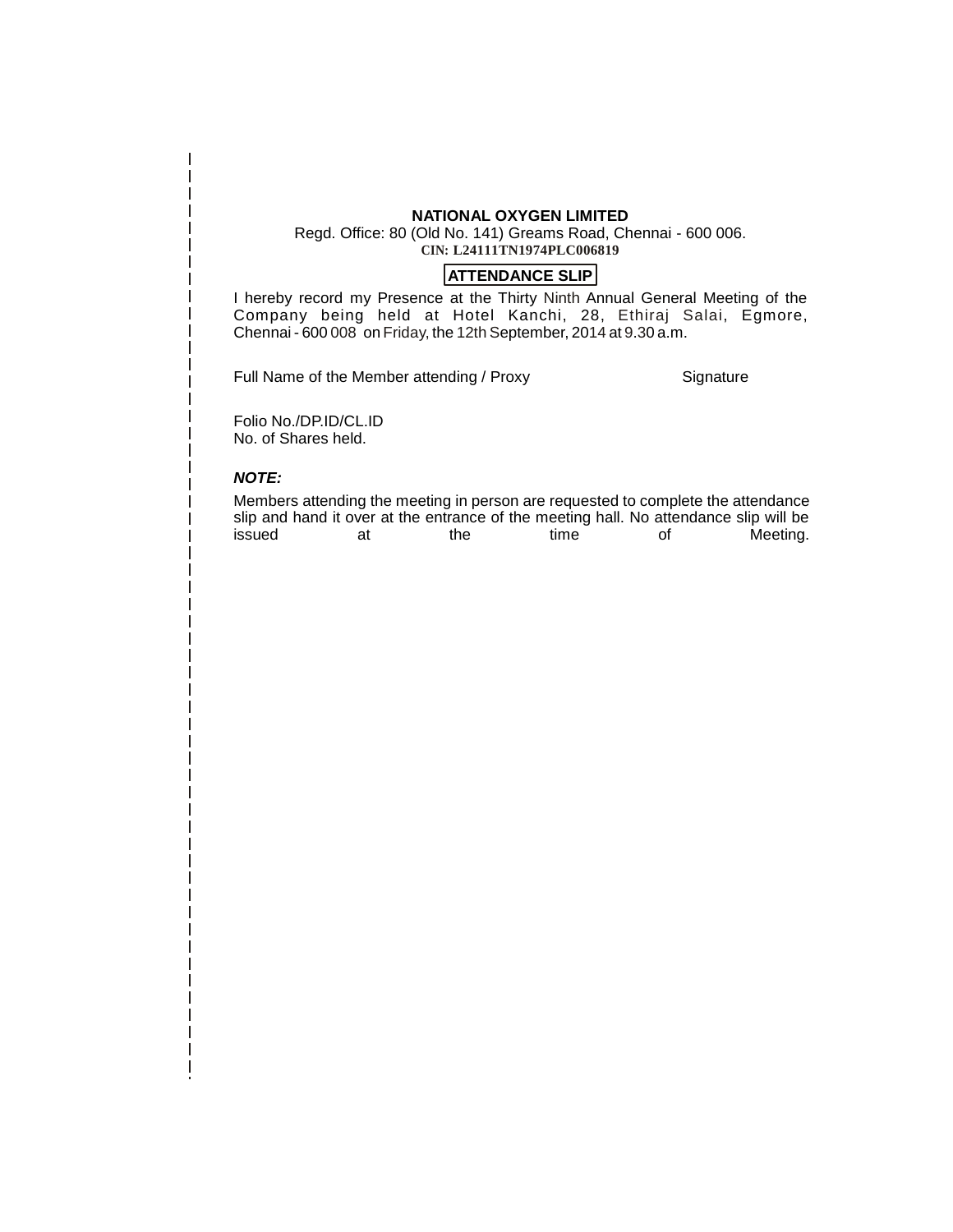**NATIONAL OXYGEN LIMITED**

Regd. Office: 80 (Old No. 141) Greams Road, Chennai - 600 006.

**CIN: L24111TN1974PLC006819**

**ATTENDANCE SLIP**

I hereby record my Presence at the Thirty Ninth Annual General Meeting of the Company being held at Hotel Kanchi, 28, Ethiraj Salai, Egmore, Chennai - 600 008 on Friday, the 12th September, 2014 at 9.30 a.m.

Full Name of the Member attending / Proxy Signature

Folio No./DP.ID/CL.ID

No. of Shares held.

***NOTE:***

Members attending the meeting in person are requested to complete the attendance slip and hand it over at the entrance of the meeting hall. No attendance slip will be issued at the time of Meeting.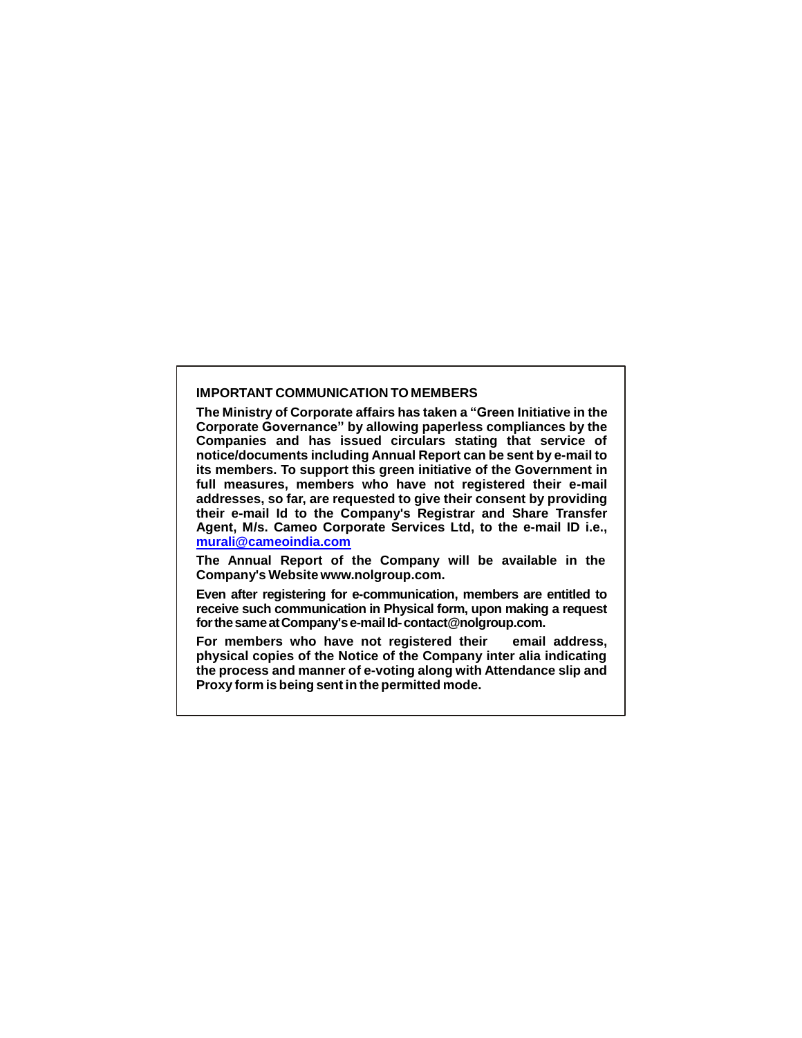## IMPORTANT COMMUNICATION TO MEMBERS

**The Ministry of Corporate affairs has taken a "Green Initiative in the Corporate Governance" by allowing paperless compliances by the Companies and has issued circulars stating that service of notice/documents including Annual Report can be sent by e-mail to its members. To support this green initiative of the Government in full measures, members who have not registered their e-mail addresses, so far, are requested to give their consent by providing their e-mail Id to the Company's Registrar and Share Transfer Agent, M/s. Cameo Corporate Services Ltd, to the e-mail ID i.e., murali@cameoindia.com**

**The Annual Report of the Company will be available in the Company's Website www.nolgroup.com.**

**Even after registering for e-communication, members are entitled to receive such communication in Physical form, upon making a request for the same at Company's e-mail Id- contact@nolgroup.com.**

**For members who have not registered their email address, physical copies of the Notice of the Company inter alia indicating the process and manner of e-voting along with Attendance slip and Proxy form is being sent in the permitted mode.**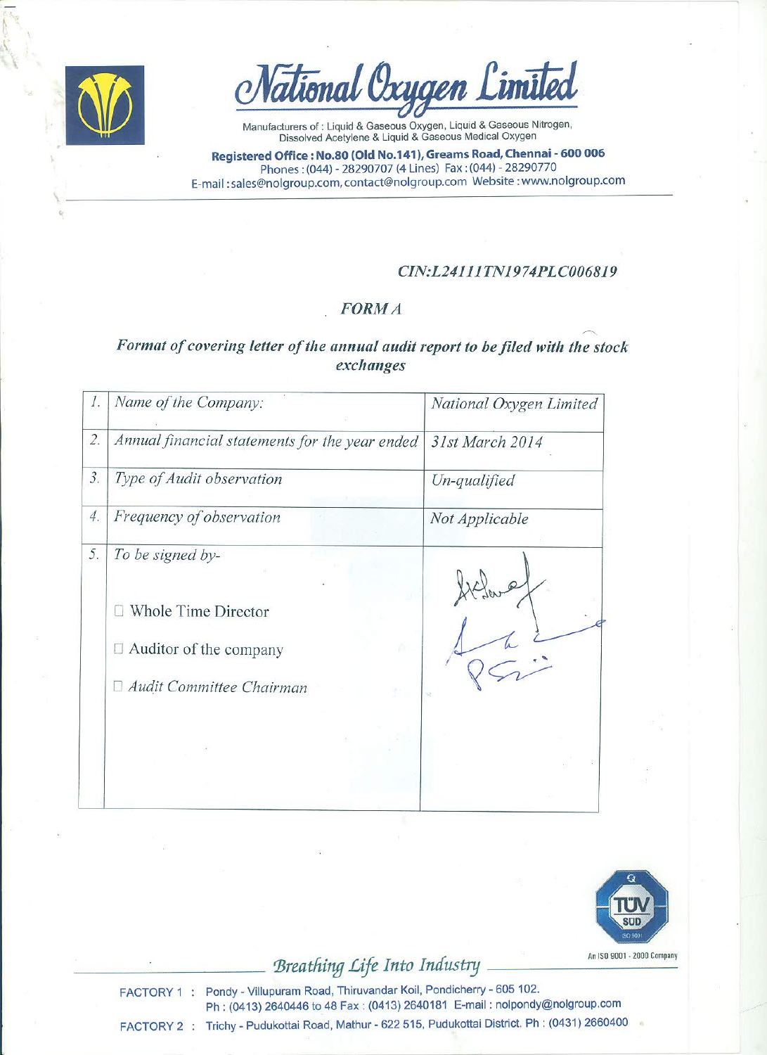# National Oxygen Limited

Manufacturers of : Liquid & Gaseous Oxygen, Liquid & Gaseous Nitrogen, Dissolved Acetylene & Liquid & Gaseous Medical Oxygen

**Registered Office : No.80 (Old No.141), Greams Road, Chennai - 600 006**
Phones : (044) - 28290707 (4 Lines) Fax : (044) - 28290770
E-mail : sales@nolgroup.com, contact@nolgroup.com Website : www.nolgroup.com

*CIN:L24111TN1974PLC006819*

## *FORM A*

### *Format of covering letter of the annual audit report to be filed with the stock exchanges*

| | | |
|---|---|---|
| *1.* | *Name of the Company:* | *National Oxygen Limited* |
| *2.* | *Annual financial statements for the year ended* | *31st March 2014* |
| *3.* | *Type of Audit observation* | *Un-qualified* |
| *4.* | *Frequency of observation* | *Not Applicable* |
| *5.* | *To be signed by-*<br><br>☐ Whole Time Director<br><br>☐ Auditor of the company<br><br>☐ *Audit Committee Chairman* | |

An ISO 9001 - 2000 Company

*Breathing Life Into Industry*

FACTORY 1 : Pondy - Villupuram Road, Thiruvandar Koil, Pondicherry - 605 102.
Ph : (0413) 2640446 to 48 Fax : (0413) 2640181 E-mail : nolpondy@nolgroup.com

FACTORY 2 : Trichy - Pudukottai Road, Mathur - 622 515, Pudukottai District. Ph : (0431) 2660400